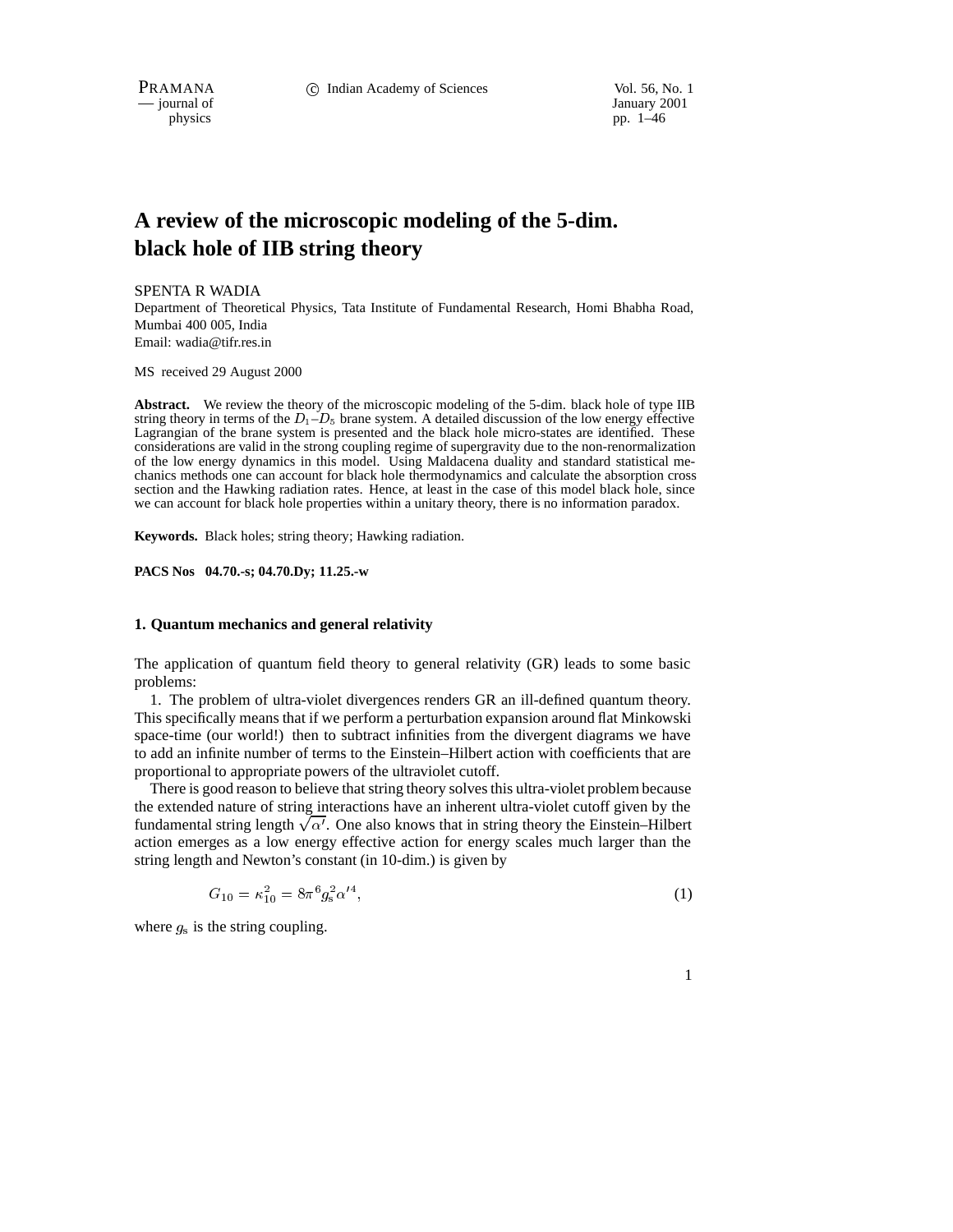# A review of the microscopic modeling of the 5-dim. black hole of IIB string theory

SPENTA R WADIA

Department of Theoretical Physics, Tata Institute of Fundamental Research, Homi Bhabha Road, Mumbai 400 005, India
Email: wadia@tifr.res.in

MS received 29 August 2000

**Abstract.** We review the theory of the microscopic modeling of the 5-dim. black hole of type IIB string theory in terms of the $D_1$–$D_5$ brane system. A detailed discussion of the low energy effective Lagrangian of the brane system is presented and the black hole micro-states are identified. These considerations are valid in the strong coupling regime of supergravity due to the non-renormalization of the low energy dynamics in this model. Using Maldacena duality and standard statistical mechanics methods one can account for black hole thermodynamics and calculate the absorption cross section and the Hawking radiation rates. Hence, at least in the case of this model black hole, since we can account for black hole properties within a unitary theory, there is no information paradox.

**Keywords.** Black holes; string theory; Hawking radiation.

**PACS Nos** 04.70.-s; 04.70.Dy; 11.25.-w

## 1. Quantum mechanics and general relativity

The application of quantum field theory to general relativity (GR) leads to some basic problems:

1. The problem of ultra-violet divergences renders GR an ill-defined quantum theory. This specifically means that if we perform a perturbation expansion around flat Minkowski space-time (our world!) then to subtract infinities from the divergent diagrams we have to add an infinite number of terms to the Einstein–Hilbert action with coefficients that are proportional to appropriate powers of the ultraviolet cutoff.

There is good reason to believe that string theory solves this ultra-violet problem because the extended nature of string interactions have an inherent ultra-violet cutoff given by the fundamental string length $\sqrt{\alpha'}$. One also knows that in string theory the Einstein–Hilbert action emerges as a low energy effective action for energy scales much larger than the string length and Newton's constant (in 10-dim.) is given by

$$G_{10} = \kappa_{10}^2 = 8\pi^6 g_s^2 \alpha'^4, \tag{1}$$

where $g_s$ is the string coupling.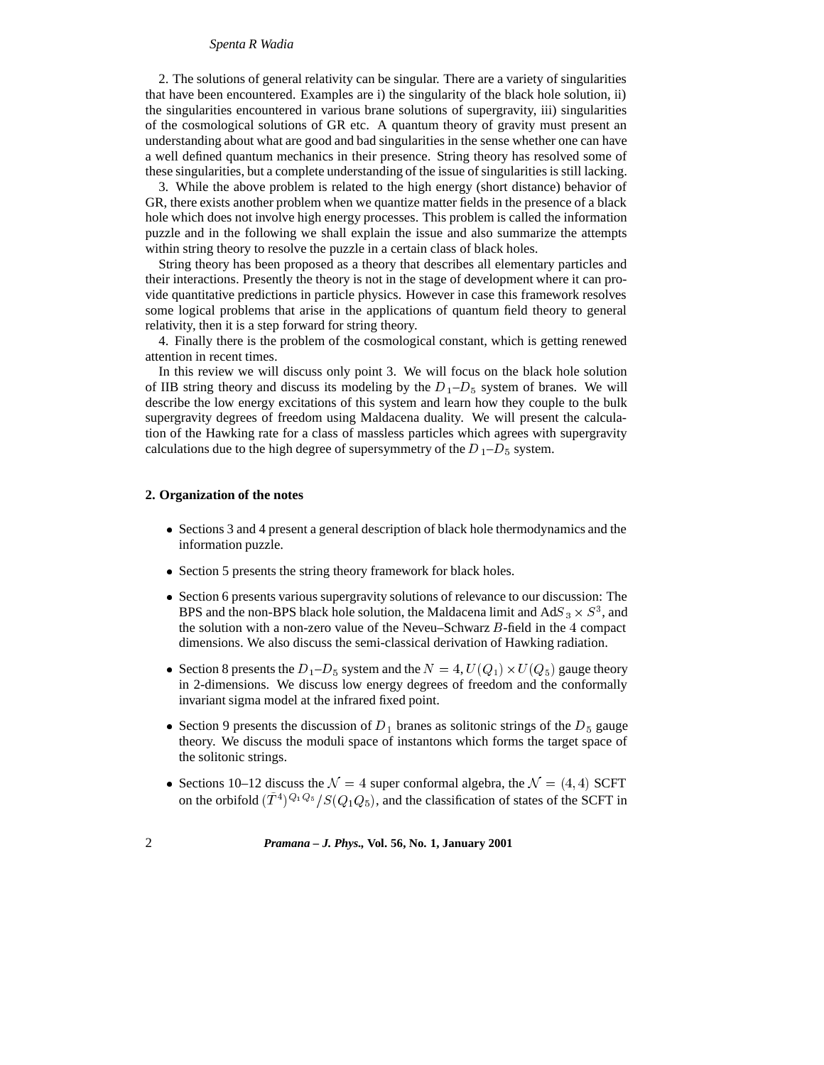2. The solutions of general relativity can be singular. There are a variety of singularities that have been encountered. Examples are i) the singularity of the black hole solution, ii) the singularities encountered in various brane solutions of supergravity, iii) singularities of the cosmological solutions of GR etc. A quantum theory of gravity must present an understanding about what are good and bad singularities in the sense whether one can have a well defined quantum mechanics in their presence. String theory has resolved some of these singularities, but a complete understanding of the issue of singularities is still lacking.

3. While the above problem is related to the high energy (short distance) behavior of GR, there exists another problem when we quantize matter fields in the presence of a black hole which does not involve high energy processes. This problem is called the information puzzle and in the following we shall explain the issue and also summarize the attempts within string theory to resolve the puzzle in a certain class of black holes.

String theory has been proposed as a theory that describes all elementary particles and their interactions. Presently the theory is not in the stage of development where it can provide quantitative predictions in particle physics. However in case this framework resolves some logical problems that arise in the applications of quantum field theory to general relativity, then it is a step forward for string theory.

4. Finally there is the problem of the cosmological constant, which is getting renewed attention in recent times.

In this review we will discuss only point 3. We will focus on the black hole solution of IIB string theory and discuss its modeling by the $D_1$–$D_5$ system of branes. We will describe the low energy excitations of this system and learn how they couple to the bulk supergravity degrees of freedom using Maldacena duality. We will present the calculation of the Hawking rate for a class of massless particles which agrees with supergravity calculations due to the high degree of supersymmetry of the $D_1$–$D_5$ system.

## 2. Organization of the notes

- Sections 3 and 4 present a general description of black hole thermodynamics and the information puzzle.
- Section 5 presents the string theory framework for black holes.
- Section 6 presents various supergravity solutions of relevance to our discussion: The BPS and the non-BPS black hole solution, the Maldacena limit and Ad$S_3 \times S^3$, and the solution with a non-zero value of the Neveu–Schwarz $B$-field in the 4 compact dimensions. We also discuss the semi-classical derivation of Hawking radiation.
- Section 8 presents the $D_1$–$D_5$ system and the $N = 4, U(Q_1) \times U(Q_5)$ gauge theory in 2-dimensions. We discuss low energy degrees of freedom and the conformally invariant sigma model at the infrared fixed point.
- Section 9 presents the discussion of $D_1$ branes as solitonic strings of the $D_5$ gauge theory. We discuss the moduli space of instantons which forms the target space of the solitonic strings.
- Sections 10–12 discuss the $\mathcal{N} = 4$ super conformal algebra, the $\mathcal{N} = (4,4)$ SCFT on the orbifold $(\tilde{T}^4)^{Q_1 Q_5}/S(Q_1 Q_5)$, and the classification of states of the SCFT in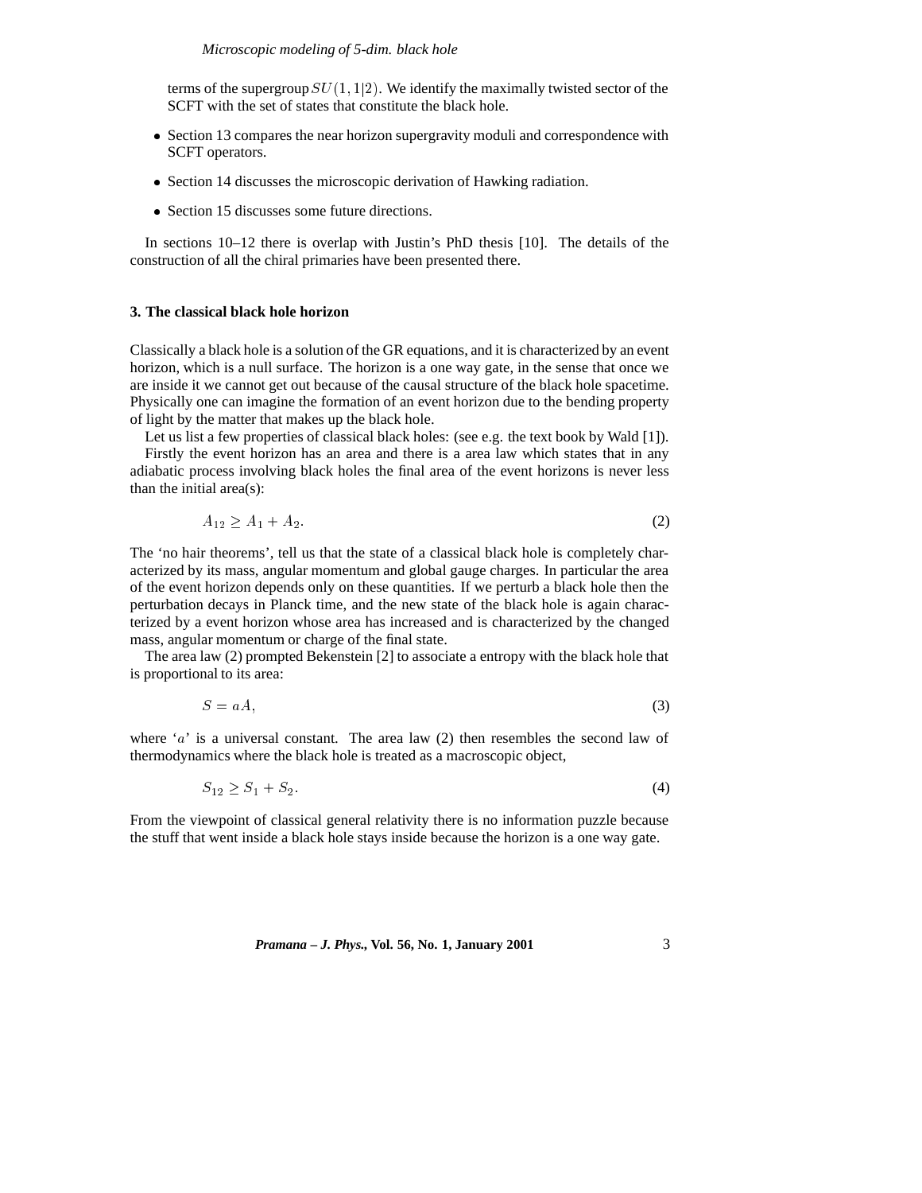terms of the supergroup $SU(1,1|2)$. We identify the maximally twisted sector of the SCFT with the set of states that constitute the black hole.

- Section 13 compares the near horizon supergravity moduli and correspondence with SCFT operators.
- Section 14 discusses the microscopic derivation of Hawking radiation.
- Section 15 discusses some future directions.

In sections 10–12 there is overlap with Justin's PhD thesis [10]. The details of the construction of all the chiral primaries have been presented there.

### 3. The classical black hole horizon

Classically a black hole is a solution of the GR equations, and it is characterized by an event horizon, which is a null surface. The horizon is a one way gate, in the sense that once we are inside it we cannot get out because of the causal structure of the black hole spacetime. Physically one can imagine the formation of an event horizon due to the bending property of light by the matter that makes up the black hole.

Let us list a few properties of classical black holes: (see e.g. the text book by Wald [1]).

Firstly the event horizon has an area and there is a area law which states that in any adiabatic process involving black holes the final area of the event horizons is never less than the initial area(s):

$$A_{12} \geq A_1 + A_2. \tag{2}$$

The 'no hair theorems', tell us that the state of a classical black hole is completely characterized by its mass, angular momentum and global gauge charges. In particular the area of the event horizon depends only on these quantities. If we perturb a black hole then the perturbation decays in Planck time, and the new state of the black hole is again characterized by a event horizon whose area has increased and is characterized by the changed mass, angular momentum or charge of the final state.

The area law (2) prompted Bekenstein [2] to associate a entropy with the black hole that is proportional to its area:

$$S = aA, \tag{3}$$

where '$a$' is a universal constant. The area law (2) then resembles the second law of thermodynamics where the black hole is treated as a macroscopic object,

$$S_{12} \geq S_1 + S_2. \tag{4}$$

From the viewpoint of classical general relativity there is no information puzzle because the stuff that went inside a black hole stays inside because the horizon is a one way gate.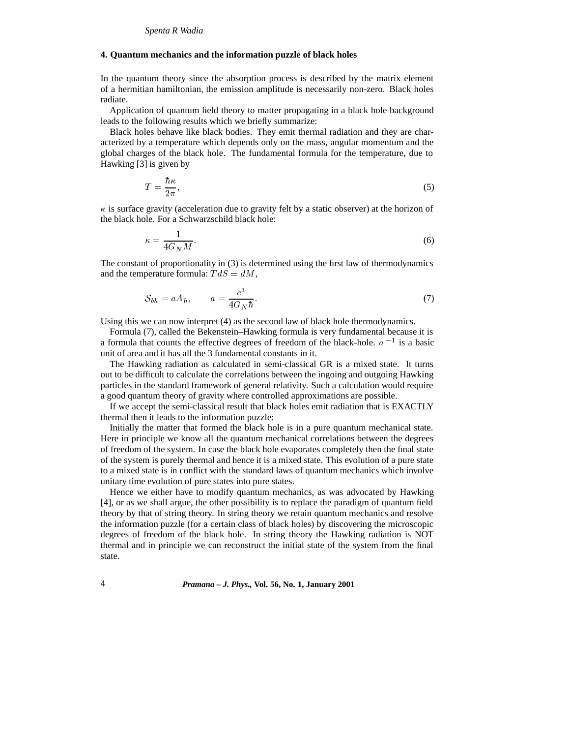## 4. Quantum mechanics and the information puzzle of black holes

In the quantum theory since the absorption process is described by the matrix element of a hermitian hamiltonian, the emission amplitude is necessarily non-zero. Black holes radiate.

Application of quantum field theory to matter propagating in a black hole background leads to the following results which we briefly summarize:

Black holes behave like black bodies. They emit thermal radiation and they are characterized by a temperature which depends only on the mass, angular momentum and the global charges of the black hole. The fundamental formula for the temperature, due to Hawking [3] is given by

$$T = \frac{\hbar \kappa}{2\pi}, \tag{5}$$

$\kappa$ is surface gravity (acceleration due to gravity felt by a static observer) at the horizon of the black hole. For a Schwarzschild black hole:

$$\kappa = \frac{1}{4G_N M}. \tag{6}$$

The constant of proportionality in (3) is determined using the first law of thermodynamics and the temperature formula: $TdS = dM$,

$$\mathcal{S}_{bh} = aA_h, \qquad a = \frac{c^3}{4G_N \hbar}. \tag{7}$$

Using this we can now interpret (4) as the second law of black hole thermodynamics.

Formula (7), called the Bekenstein–Hawking formula is very fundamental because it is a formula that counts the effective degrees of freedom of the black-hole. $a^{-1}$ is a basic unit of area and it has all the 3 fundamental constants in it.

The Hawking radiation as calculated in semi-classical GR is a mixed state. It turns out to be difficult to calculate the correlations between the ingoing and outgoing Hawking particles in the standard framework of general relativity. Such a calculation would require a good quantum theory of gravity where controlled approximations are possible.

If we accept the semi-classical result that black holes emit radiation that is EXACTLY thermal then it leads to the information puzzle:

Initially the matter that formed the black hole is in a pure quantum mechanical state. Here in principle we know all the quantum mechanical correlations between the degrees of freedom of the system. In case the black hole evaporates completely then the final state of the system is purely thermal and hence it is a mixed state. This evolution of a pure state to a mixed state is in conflict with the standard laws of quantum mechanics which involve unitary time evolution of pure states into pure states.

Hence we either have to modify quantum mechanics, as was advocated by Hawking [4], or as we shall argue, the other possibility is to replace the paradigm of quantum field theory by that of string theory. In string theory we retain quantum mechanics and resolve the information puzzle (for a certain class of black holes) by discovering the microscopic degrees of freedom of the black hole. In string theory the Hawking radiation is NOT thermal and in principle we can reconstruct the initial state of the system from the final state.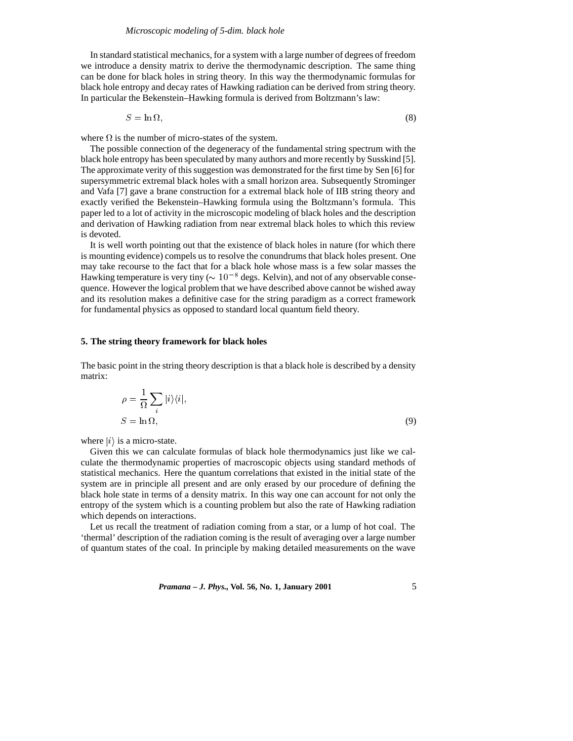In standard statistical mechanics, for a system with a large number of degrees of freedom we introduce a density matrix to derive the thermodynamic description. The same thing can be done for black holes in string theory. In this way the thermodynamic formulas for black hole entropy and decay rates of Hawking radiation can be derived from string theory. In particular the Bekenstein–Hawking formula is derived from Boltzmann's law:

$$S = \ln \Omega, \tag{8}$$

where $\Omega$ is the number of micro-states of the system.

The possible connection of the degeneracy of the fundamental string spectrum with the black hole entropy has been speculated by many authors and more recently by Susskind [5]. The approximate verity of this suggestion was demonstrated for the first time by Sen [6] for supersymmetric extremal black holes with a small horizon area. Subsequently Strominger and Vafa [7] gave a brane construction for a extremal black hole of IIB string theory and exactly verified the Bekenstein–Hawking formula using the Boltzmann's formula. This paper led to a lot of activity in the microscopic modeling of black holes and the description and derivation of Hawking radiation from near extremal black holes to which this review is devoted.

It is well worth pointing out that the existence of black holes in nature (for which there is mounting evidence) compels us to resolve the conundrums that black holes present. One may take recourse to the fact that for a black hole whose mass is a few solar masses the Hawking temperature is very tiny ($\sim 10^{-8}$ degs. Kelvin), and not of any observable consequence. However the logical problem that we have described above cannot be wished away and its resolution makes a definitive case for the string paradigm as a correct framework for fundamental physics as opposed to standard local quantum field theory.

## 5. The string theory framework for black holes

The basic point in the string theory description is that a black hole is described by a density matrix:

$$\rho = \frac{1}{\Omega} \sum_i |i\rangle\langle i|,$$
$$S = \ln \Omega, \tag{9}$$

where $|i\rangle$ is a micro-state.

Given this we can calculate formulas of black hole thermodynamics just like we calculate the thermodynamic properties of macroscopic objects using standard methods of statistical mechanics. Here the quantum correlations that existed in the initial state of the system are in principle all present and are only erased by our procedure of defining the black hole state in terms of a density matrix. In this way one can account for not only the entropy of the system which is a counting problem but also the rate of Hawking radiation which depends on interactions.

Let us recall the treatment of radiation coming from a star, or a lump of hot coal. The 'thermal' description of the radiation coming is the result of averaging over a large number of quantum states of the coal. In principle by making detailed measurements on the wave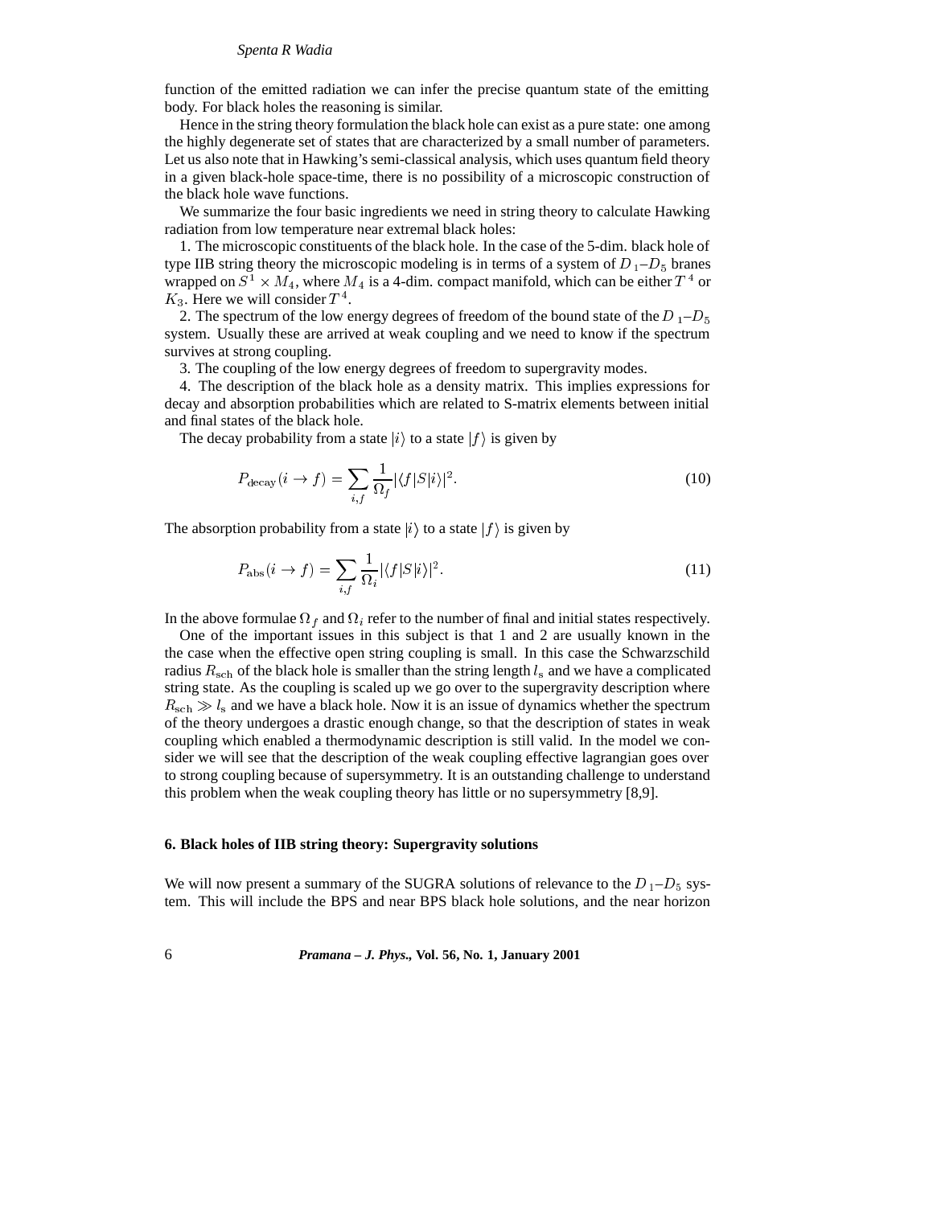function of the emitted radiation we can infer the precise quantum state of the emitting body. For black holes the reasoning is similar.

Hence in the string theory formulation the black hole can exist as a pure state: one among the highly degenerate set of states that are characterized by a small number of parameters. Let us also note that in Hawking's semi-classical analysis, which uses quantum field theory in a given black-hole space-time, there is no possibility of a microscopic construction of the black hole wave functions.

We summarize the four basic ingredients we need in string theory to calculate Hawking radiation from low temperature near extremal black holes:

1. The microscopic constituents of the black hole. In the case of the 5-dim. black hole of type IIB string theory the microscopic modeling is in terms of a system of $D_1$–$D_5$ branes wrapped on $S^1 \times M_4$, where $M_4$ is a 4-dim. compact manifold, which can be either $T^4$ or $K_3$. Here we will consider $T^4$.

2. The spectrum of the low energy degrees of freedom of the bound state of the $D_1$–$D_5$ system. Usually these are arrived at weak coupling and we need to know if the spectrum survives at strong coupling.

3. The coupling of the low energy degrees of freedom to supergravity modes.

4. The description of the black hole as a density matrix. This implies expressions for decay and absorption probabilities which are related to S-matrix elements between initial and final states of the black hole.

The decay probability from a state $|i\rangle$ to a state $|f\rangle$ is given by

$$P_{\text{decay}}(i \to f) = \sum_{i,f} \frac{1}{\Omega_f} |\langle f|S|i\rangle|^2. \tag{10}$$

The absorption probability from a state $|i\rangle$ to a state $|f\rangle$ is given by

$$P_{\text{abs}}(i \to f) = \sum_{i,f} \frac{1}{\Omega_i} |\langle f|S|i\rangle|^2. \tag{11}$$

In the above formulae $\Omega_f$ and $\Omega_i$ refer to the number of final and initial states respectively.

One of the important issues in this subject is that 1 and 2 are usually known in the the case when the effective open string coupling is small. In this case the Schwarzschild radius $R_{\text{sch}}$ of the black hole is smaller than the string length $l_{\text{s}}$ and we have a complicated string state. As the coupling is scaled up we go over to the supergravity description where $R_{\text{sch}} \gg l_{\text{s}}$ and we have a black hole. Now it is an issue of dynamics whether the spectrum of the theory undergoes a drastic enough change, so that the description of states in weak coupling which enabled a thermodynamic description is still valid. In the model we consider we will see that the description of the weak coupling effective lagrangian goes over to strong coupling because of supersymmetry. It is an outstanding challenge to understand this problem when the weak coupling theory has little or no supersymmetry [8,9].

## 6. Black holes of IIB string theory: Supergravity solutions

We will now present a summary of the SUGRA solutions of relevance to the $D_1$–$D_5$ system. This will include the BPS and near BPS black hole solutions, and the near horizon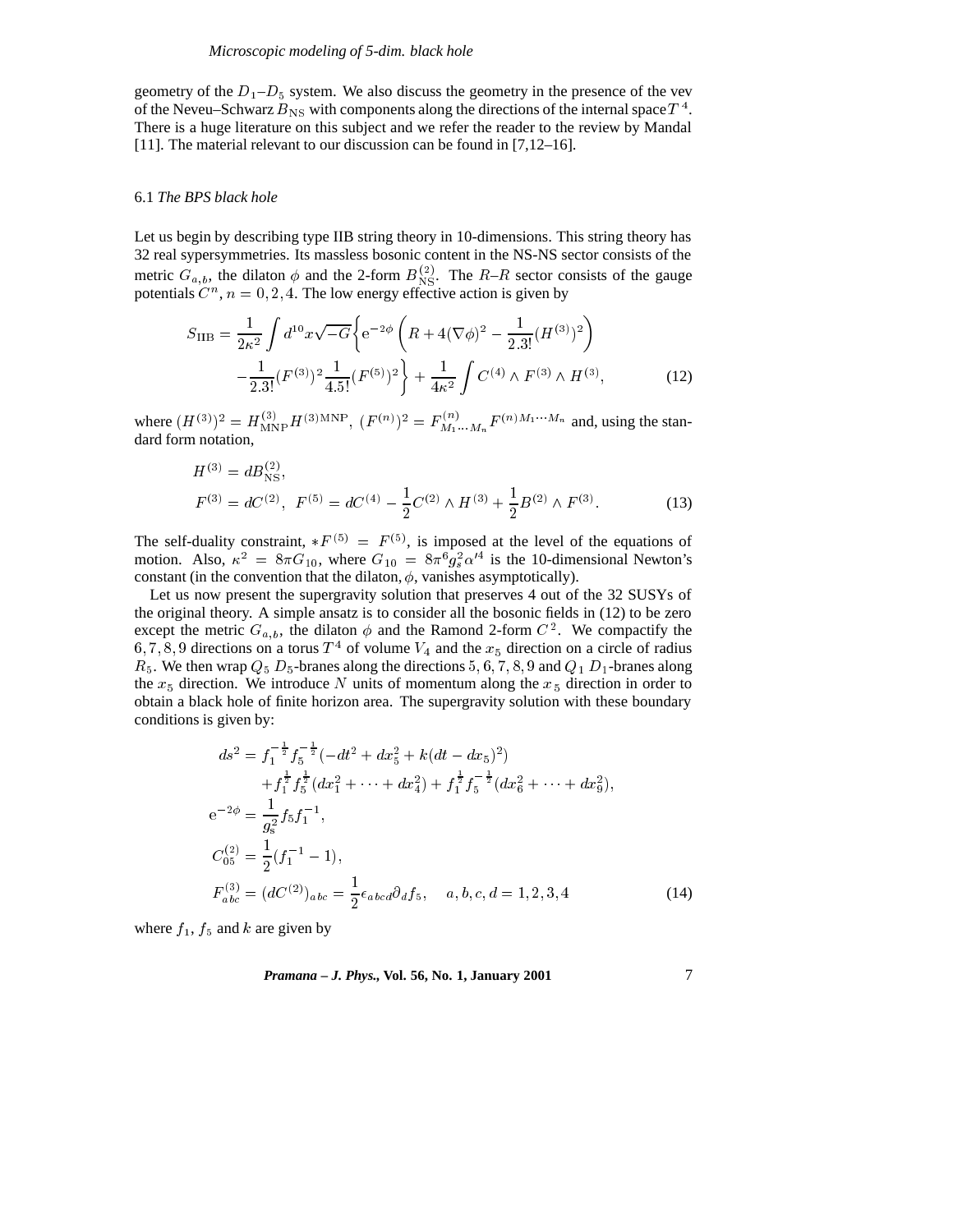geometry of the $D_1$–$D_5$ system. We also discuss the geometry in the presence of the vev of the Neveu–Schwarz $B_{\rm NS}$ with components along the directions of the internal space $T^4$. There is a huge literature on this subject and we refer the reader to the review by Mandal [11]. The material relevant to our discussion can be found in [7,12–16].

### 6.1 *The BPS black hole*

Let us begin by describing type IIB string theory in 10-dimensions. This string theory has 32 real sypersymmetries. Its massless bosonic content in the NS-NS sector consists of the metric $G_{a,b}$, the dilaton $\phi$ and the 2-form $B^{(2)}_{\rm NS}$. The $R$–$R$ sector consists of the gauge potentials $C^n$, $n = 0, 2, 4$. The low energy effective action is given by

$$
\begin{aligned}
S_{\rm IIB} = \frac{1}{2\kappa^2}\int d^{10}x\sqrt{-G}\bigg\{ & {\rm e}^{-2\phi}\left(R + 4(\nabla\phi)^2 - \frac{1}{2.3!}(H^{(3)})^2\right) \\
& - \frac{1}{2.3!}(F^{(3)})^2\frac{1}{4.5!}(F^{(5)})^2\bigg\} + \frac{1}{4\kappa^2}\int C^{(4)}\wedge F^{(3)}\wedge H^{(3)},
\end{aligned}
\tag{12}
$$

where $(H^{(3)})^2 = H^{(3)}_{\rm MNP}H^{(3){\rm MNP}}$, $(F^{(n)})^2 = F^{(n)}_{M_1\cdots M_n}F^{(n)M_1\cdots M_n}$ and, using the standard form notation,

$$
\begin{aligned}
& H^{(3)} = dB^{(2)}_{\rm NS}, \\
& F^{(3)} = dC^{(2)}, \;\; F^{(5)} = dC^{(4)} - \frac{1}{2}C^{(2)}\wedge H^{(3)} + \frac{1}{2}B^{(2)}\wedge F^{(3)}.
\end{aligned}
\tag{13}
$$

The self-duality constraint, $*F^{(5)} = F^{(5)}$, is imposed at the level of the equations of motion. Also, $\kappa^2 = 8\pi G_{10}$, where $G_{10} = 8\pi^6 g_s^2\alpha'^4$ is the 10-dimensional Newton's constant (in the convention that the dilaton, $\phi$, vanishes asymptotically).

Let us now present the supergravity solution that preserves 4 out of the 32 SUSYs of the original theory. A simple ansatz is to consider all the bosonic fields in (12) to be zero except the metric $G_{a,b}$, the dilaton $\phi$ and the Ramond 2-form $C^2$. We compactify the $6, 7, 8, 9$ directions on a torus $T^4$ of volume $V_4$ and the $x_5$ direction on a circle of radius $R_5$. We then wrap $Q_5$ $D_5$-branes along the directions $5, 6, 7, 8, 9$ and $Q_1$ $D_1$-branes along the $x_5$ direction. We introduce $N$ units of momentum along the $x_5$ direction in order to obtain a black hole of finite horizon area. The supergravity solution with these boundary conditions is given by:

$$
\begin{aligned}
ds^2 &= f_1^{-\frac{1}{2}}f_5^{-\frac{1}{2}}(-dt^2 + dx_5^2 + k(dt - dx_5)^2) \\
&\quad + f_1^{\frac{1}{2}}f_5^{\frac{1}{2}}(dx_1^2 + \cdots + dx_4^2) + f_1^{\frac{1}{2}}f_5^{-\frac{1}{2}}(dx_6^2 + \cdots + dx_9^2), \\
{\rm e}^{-2\phi} &= \frac{1}{g_s^2}f_5 f_1^{-1}, \\
C^{(2)}_{05} &= \frac{1}{2}(f_1^{-1} - 1), \\
F^{(3)}_{abc} &= (dC^{(2)})_{abc} = \frac{1}{2}\epsilon_{abcd}\partial_d f_5, \quad a, b, c, d = 1, 2, 3, 4
\end{aligned}
\tag{14}
$$

where $f_1$, $f_5$ and $k$ are given by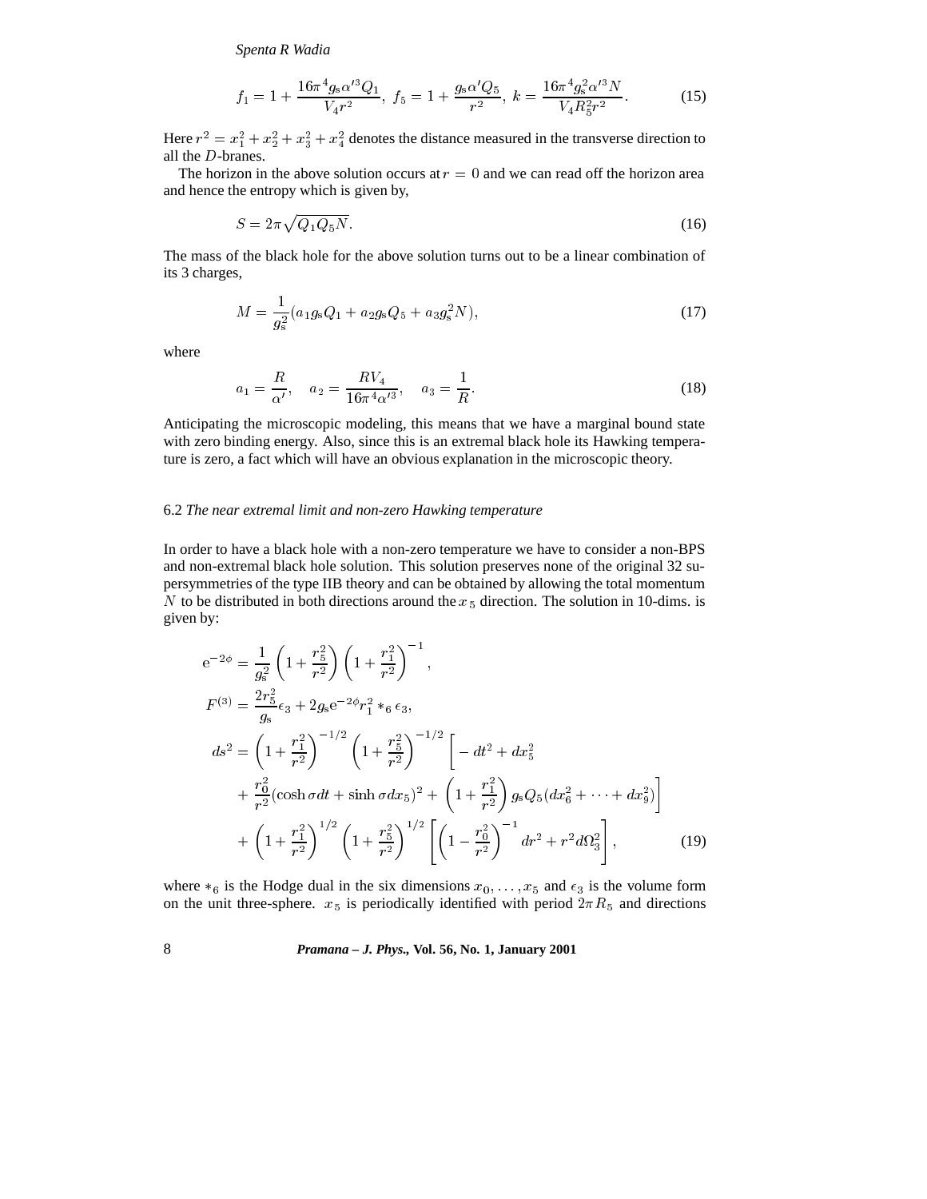$$f_1 = 1 + \frac{16\pi^4 g_s \alpha'^3 Q_1}{V_4 r^2},\ f_5 = 1 + \frac{g_s \alpha' Q_5}{r^2},\ k = \frac{16\pi^4 g_s^2 \alpha'^3 N}{V_4 R_5^2 r^2}. \tag{15}$$

Here $r^2 = x_1^2 + x_2^2 + x_3^2 + x_4^2$ denotes the distance measured in the transverse direction to all the $D$-branes.

The horizon in the above solution occurs at $r = 0$ and we can read off the horizon area and hence the entropy which is given by,

$$S = 2\pi\sqrt{Q_1 Q_5 N}. \tag{16}$$

The mass of the black hole for the above solution turns out to be a linear combination of its 3 charges,

$$M = \frac{1}{g_s^2}(a_1 g_s Q_1 + a_2 g_s Q_5 + a_3 g_s^2 N), \tag{17}$$

where

$$a_1 = \frac{R}{\alpha'}, \quad a_2 = \frac{RV_4}{16\pi^4\alpha'^3}, \quad a_3 = \frac{1}{R}. \tag{18}$$

Anticipating the microscopic modeling, this means that we have a marginal bound state with zero binding energy. Also, since this is an extremal black hole its Hawking temperature is zero, a fact which will have an obvious explanation in the microscopic theory.

### 6.2 *The near extremal limit and non-zero Hawking temperature*

In order to have a black hole with a non-zero temperature we have to consider a non-BPS and non-extremal black hole solution. This solution preserves none of the original 32 supersymmetries of the type IIB theory and can be obtained by allowing the total momentum $N$ to be distributed in both directions around the $x_5$ direction. The solution in 10-dims. is given by:

$$\begin{aligned}
e^{-2\phi} &= \frac{1}{g_s^2}\left(1 + \frac{r_5^2}{r^2}\right)\left(1 + \frac{r_1^2}{r^2}\right)^{-1}, \\
F^{(3)} &= \frac{2r_5^2}{g_s}\epsilon_3 + 2g_s e^{-2\phi} r_1^2 *_6 \epsilon_3, \\
ds^2 &= \left(1 + \frac{r_1^2}{r^2}\right)^{-1/2}\left(1 + \frac{r_5^2}{r^2}\right)^{-1/2}\Bigg[-dt^2 + dx_5^2 \\
&\quad + \frac{r_0^2}{r^2}(\cosh\sigma dt + \sinh\sigma dx_5)^2 + \left(1 + \frac{r_1^2}{r^2}\right) g_s Q_5 (dx_6^2 + \cdots + dx_9^2)\Bigg] \\
&\quad + \left(1 + \frac{r_1^2}{r^2}\right)^{1/2}\left(1 + \frac{r_5^2}{r^2}\right)^{1/2}\left[\left(1 - \frac{r_0^2}{r^2}\right)^{-1} dr^2 + r^2 d\Omega_3^2\right],
\end{aligned} \tag{19}$$

where $*_6$ is the Hodge dual in the six dimensions $x_0, \ldots, x_5$ and $\epsilon_3$ is the volume form on the unit three-sphere. $x_5$ is periodically identified with period $2\pi R_5$ and directions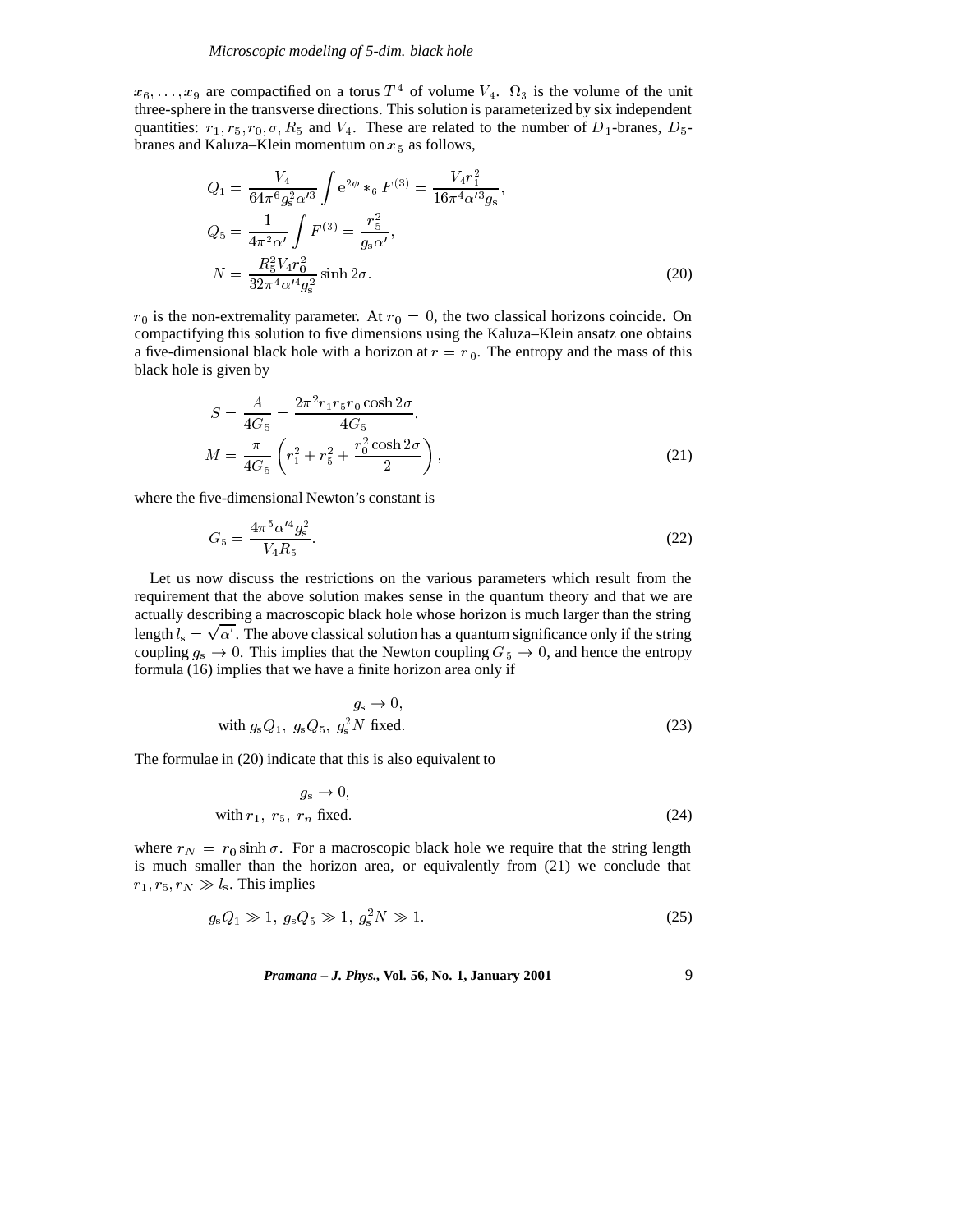$x_6, \ldots, x_9$ are compactified on a torus $T^4$ of volume $V_4$. $\Omega_3$ is the volume of the unit three-sphere in the transverse directions. This solution is parameterized by six independent quantities: $r_1, r_5, r_0, \sigma, R_5$ and $V_4$. These are related to the number of $D_1$-branes, $D_5$-branes and Kaluza–Klein momentum on $x_5$ as follows,

$$
\begin{aligned}
Q_1 &= \frac{V_4}{64\pi^6 g_s^2 \alpha'^3} \int e^{2\phi} *_6 F^{(3)} = \frac{V_4 r_1^2}{16\pi^4 \alpha'^3 g_s}, \\
Q_5 &= \frac{1}{4\pi^2 \alpha'} \int F^{(3)} = \frac{r_5^2}{g_s \alpha'}, \\
N &= \frac{R_5^2 V_4 r_0^2}{32\pi^4 \alpha'^4 g_s^2} \sinh 2\sigma.
\end{aligned} \tag{20}
$$

$r_0$ is the non-extremality parameter. At $r_0 = 0$, the two classical horizons coincide. On compactifying this solution to five dimensions using the Kaluza–Klein ansatz one obtains a five-dimensional black hole with a horizon at $r = r_0$. The entropy and the mass of this black hole is given by

$$
\begin{aligned}
S &= \frac{A}{4G_5} = \frac{2\pi^2 r_1 r_5 r_0 \cosh 2\sigma}{4G_5}, \\
M &= \frac{\pi}{4G_5}\left( r_1^2 + r_5^2 + \frac{r_0^2 \cosh 2\sigma}{2} \right),
\end{aligned} \tag{21}
$$

where the five-dimensional Newton's constant is

$$
G_5 = \frac{4\pi^5 \alpha'^4 g_s^2}{V_4 R_5}. \tag{22}
$$

Let us now discuss the restrictions on the various parameters which result from the requirement that the above solution makes sense in the quantum theory and that we are actually describing a macroscopic black hole whose horizon is much larger than the string length $l_s = \sqrt{\alpha'}$. The above classical solution has a quantum significance only if the string coupling $g_s \to 0$. This implies that the Newton coupling $G_5 \to 0$, and hence the entropy formula (16) implies that we have a finite horizon area only if

$$
\begin{aligned}
&g_s \to 0, \\
&\text{with } g_s Q_1,\ g_s Q_5,\ g_s^2 N \text{ fixed.}
\end{aligned} \tag{23}
$$

The formulae in (20) indicate that this is also equivalent to

$$
\begin{aligned}
&g_s \to 0, \\
&\text{with } r_1,\ r_5,\ r_n \text{ fixed.}
\end{aligned} \tag{24}
$$

where $r_N = r_0 \sinh \sigma$. For a macroscopic black hole we require that the string length is much smaller than the horizon area, or equivalently from (21) we conclude that $r_1, r_5, r_N \gg l_s$. This implies

$$
g_s Q_1 \gg 1,\ g_s Q_5 \gg 1,\ g_s^2 N \gg 1. \tag{25}
$$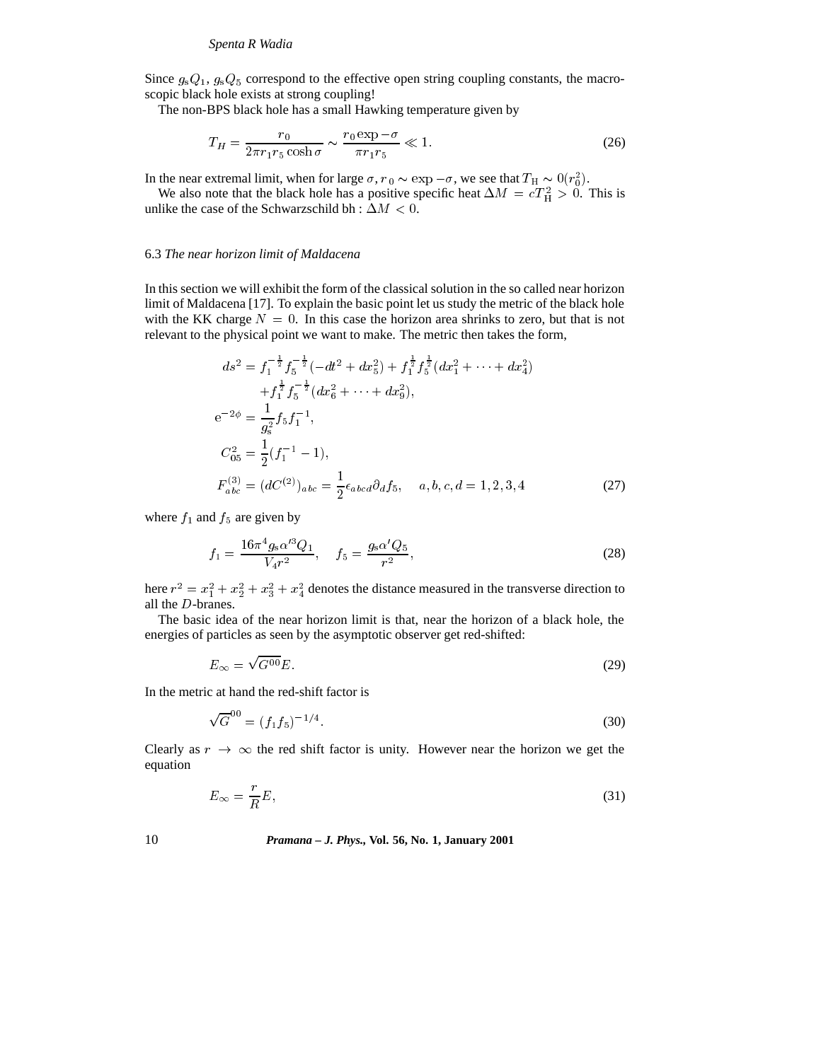Since $g_s Q_1$, $g_s Q_5$ correspond to the effective open string coupling constants, the macroscopic black hole exists at strong coupling!

The non-BPS black hole has a small Hawking temperature given by

$$T_H = \frac{r_0}{2\pi r_1 r_5 \cosh\sigma} \sim \frac{r_0 \exp -\sigma}{\pi r_1 r_5} \ll 1. \tag{26}$$

In the near extremal limit, when for large $\sigma$, $r_0 \sim \exp -\sigma$, we see that $T_{\rm H} \sim 0(r_0^2)$.

We also note that the black hole has a positive specific heat $\Delta M = cT_{\rm H}^2 > 0$. This is unlike the case of the Schwarzschild bh : $\Delta M < 0$.

### 6.3 *The near horizon limit of Maldacena*

In this section we will exhibit the form of the classical solution in the so called near horizon limit of Maldacena [17]. To explain the basic point let us study the metric of the black hole with the KK charge $N = 0$. In this case the horizon area shrinks to zero, but that is not relevant to the physical point we want to make. The metric then takes the form,

$$\begin{aligned}
ds^2 &= f_1^{-\frac{1}{2}} f_5^{-\frac{1}{2}}(-dt^2 + dx_5^2) + f_1^{\frac{1}{2}} f_5^{\frac{1}{2}}(dx_1^2 + \cdots + dx_4^2) \\
&\quad + f_1^{\frac{1}{2}} f_5^{-\frac{1}{2}}(dx_6^2 + \cdots + dx_9^2), \\
{\rm e}^{-2\phi} &= \frac{1}{g_s^2} f_5 f_1^{-1}, \\
C_{05}^2 &= \frac{1}{2}(f_1^{-1} - 1), \\
F_{abc}^{(3)} &= (dC^{(2)})_{abc} = \frac{1}{2}\epsilon_{abcd}\partial_d f_5, \quad a, b, c, d = 1, 2, 3, 4
\end{aligned} \tag{27}$$

where $f_1$ and $f_5$ are given by

$$f_1 = \frac{16\pi^4 g_s \alpha'^3 Q_1}{V_4 r^2}, \quad f_5 = \frac{g_s \alpha' Q_5}{r^2}, \tag{28}$$

here $r^2 = x_1^2 + x_2^2 + x_3^2 + x_4^2$ denotes the distance measured in the transverse direction to all the $D$-branes.

The basic idea of the near horizon limit is that, near the horizon of a black hole, the energies of particles as seen by the asymptotic observer get red-shifted:

$$E_\infty = \sqrt{G^{00}} E. \tag{29}$$

In the metric at hand the red-shift factor is

$$\sqrt{G}^{00} = (f_1 f_5)^{-1/4}. \tag{30}$$

Clearly as $r \to \infty$ the red shift factor is unity. However near the horizon we get the equation

$$E_\infty = \frac{r}{R} E, \tag{31}$$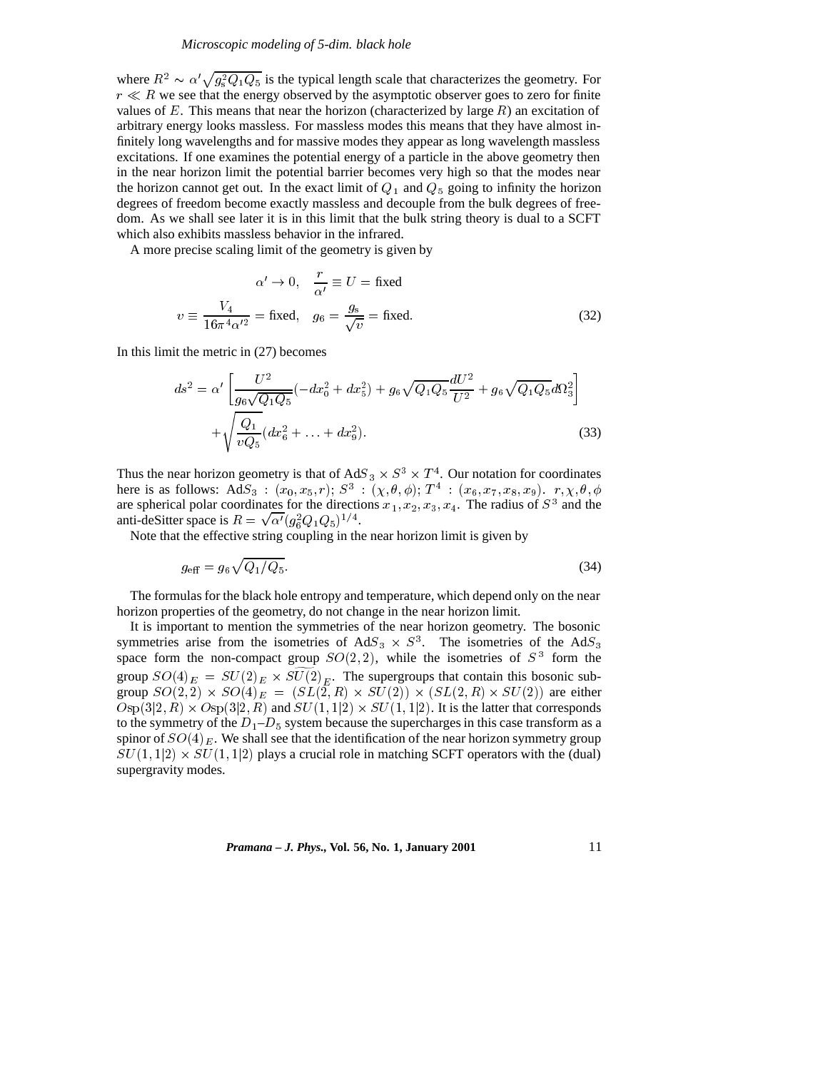where $R^2 \sim \alpha' \sqrt{g_s^2 Q_1 Q_5}$ is the typical length scale that characterizes the geometry. For $r \ll R$ we see that the energy observed by the asymptotic observer goes to zero for finite values of $E$. This means that near the horizon (characterized by large $R$) an excitation of arbitrary energy looks massless. For massless modes this means that they have almost infinitely long wavelengths and for massive modes they appear as long wavelength massless excitations. If one examines the potential energy of a particle in the above geometry then in the near horizon limit the potential barrier becomes very high so that the modes near the horizon cannot get out. In the exact limit of $Q_1$ and $Q_5$ going to infinity the horizon degrees of freedom become exactly massless and decouple from the bulk degrees of freedom. As we shall see later it is in this limit that the bulk string theory is dual to a SCFT which also exhibits massless behavior in the infrared.

A more precise scaling limit of the geometry is given by

$$
\begin{aligned}
&\alpha' \to 0, \quad \frac{r}{\alpha'} \equiv U = \text{fixed} \\
v \equiv \frac{V_4}{16\pi^4 \alpha'^2} = \text{fixed}, &\quad g_6 = \frac{g_s}{\sqrt{v}} = \text{fixed}.
\end{aligned} \tag{32}
$$

In this limit the metric in (27) becomes

$$
\begin{aligned}
ds^2 = \alpha' &\left[ \frac{U^2}{g_6 \sqrt{Q_1 Q_5}} (-dx_0^2 + dx_5^2) + g_6 \sqrt{Q_1 Q_5} \frac{dU^2}{U^2} + g_6 \sqrt{Q_1 Q_5} d\Omega_3^2 \right] \\
&+ \sqrt{\frac{Q_1}{v Q_5}} (dx_6^2 + \ldots + dx_9^2).
\end{aligned} \tag{33}
$$

Thus the near horizon geometry is that of $\mathrm{Ad}S_3 \times S^3 \times T^4$. Our notation for coordinates here is as follows: $\mathrm{Ad}S_3 : (x_0, x_5, r)$; $S^3 : (\chi, \theta, \phi)$; $T^4 : (x_6, x_7, x_8, x_9)$. $r, \chi, \theta, \phi$ are spherical polar coordinates for the directions $x_1, x_2, x_3, x_4$. The radius of $S^3$ and the anti-deSitter space is $R = \sqrt{\alpha'} (g_6^2 Q_1 Q_5)^{1/4}$.

Note that the effective string coupling in the near horizon limit is given by

$$
g_{\text{eff}} = g_6 \sqrt{Q_1 / Q_5}. \tag{34}
$$

The formulas for the black hole entropy and temperature, which depend only on the near horizon properties of the geometry, do not change in the near horizon limit.

It is important to mention the symmetries of the near horizon geometry. The bosonic symmetries arise from the isometries of $\mathrm{Ad}S_3 \times S^3$. The isometries of the $\mathrm{Ad}S_3$ space form the non-compact group $SO(2,2)$, while the isometries of $S^3$ form the group $SO(4)_E = SU(2)_E \times \widetilde{SU(2)}_E$. The supergroups that contain this bosonic subgroup $SO(2,2) \times SO(4)_E = (SL(2,R) \times SU(2)) \times (SL(2,R) \times SU(2))$ are either $Osp(3|2,R) \times Osp(3|2,R)$ and $SU(1,1|2) \times SU(1,1|2)$. It is the latter that corresponds to the symmetry of the $D_1$–$D_5$ system because the supercharges in this case transform as a spinor of $SO(4)_E$. We shall see that the identification of the near horizon symmetry group $SU(1,1|2) \times SU(1,1|2)$ plays a crucial role in matching SCFT operators with the (dual) supergravity modes.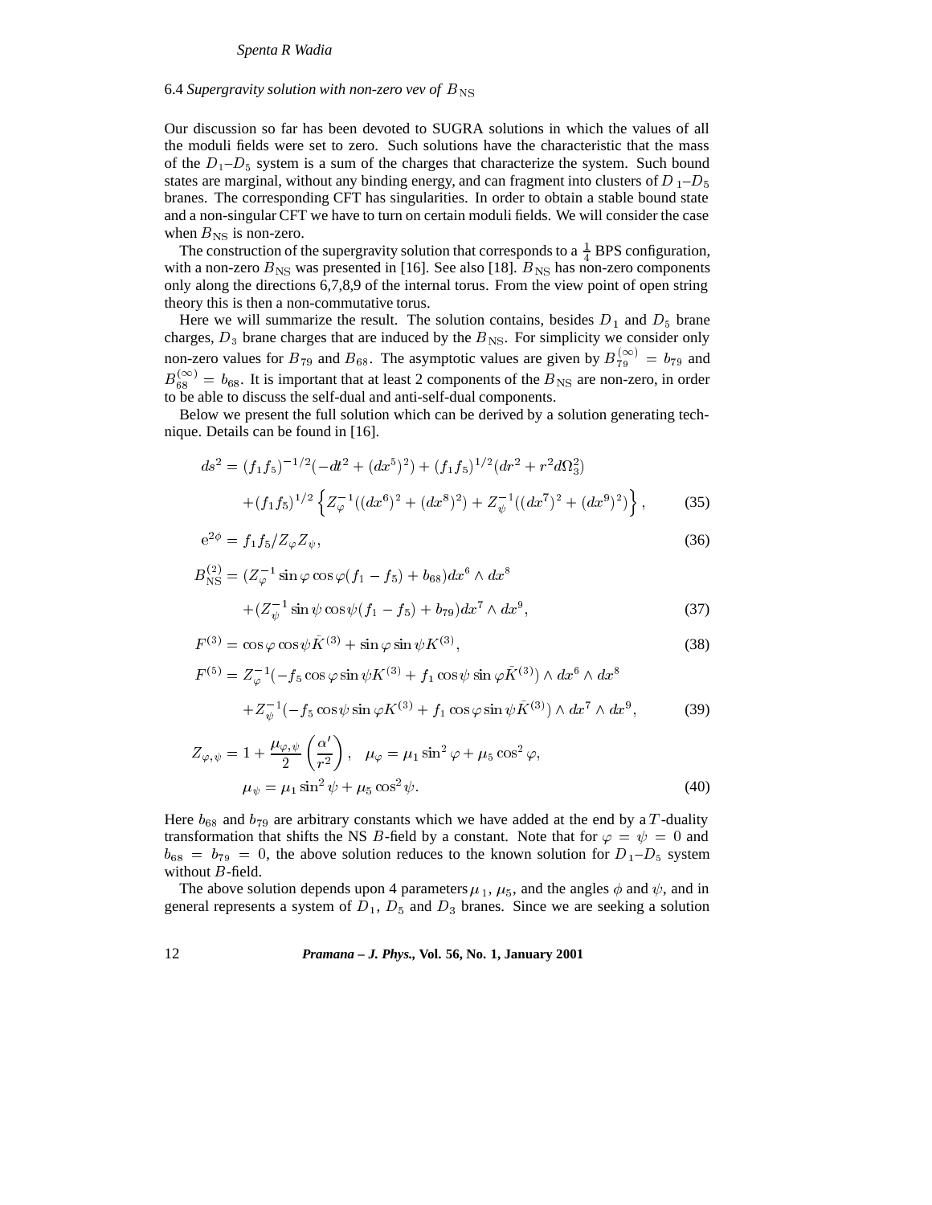### 6.4 *Supergravity solution with non-zero vev of* $B_{\rm NS}$

Our discussion so far has been devoted to SUGRA solutions in which the values of all the moduli fields were set to zero. Such solutions have the characteristic that the mass of the $D_1$–$D_5$ system is a sum of the charges that characterize the system. Such bound states are marginal, without any binding energy, and can fragment into clusters of $D_1$–$D_5$ branes. The corresponding CFT has singularities. In order to obtain a stable bound state and a non-singular CFT we have to turn on certain moduli fields. We will consider the case when $B_{\rm NS}$ is non-zero.

The construction of the supergravity solution that corresponds to a $\frac{1}{4}$ BPS configuration, with a non-zero $B_{\rm NS}$ was presented in [16]. See also [18]. $B_{\rm NS}$ has non-zero components only along the directions 6,7,8,9 of the internal torus. From the view point of open string theory this is then a non-commutative torus.

Here we will summarize the result. The solution contains, besides $D_1$ and $D_5$ brane charges, $D_3$ brane charges that are induced by the $B_{\rm NS}$. For simplicity we consider only non-zero values for $B_{79}$ and $B_{68}$. The asymptotic values are given by $B_{79}^{(\infty)} = b_{79}$ and $B_{68}^{(\infty)} = b_{68}$. It is important that at least 2 components of the $B_{\rm NS}$ are non-zero, in order to be able to discuss the self-dual and anti-self-dual components.

Below we present the full solution which can be derived by a solution generating technique. Details can be found in [16].

$$
\begin{aligned}
ds^2 &= (f_1 f_5)^{-1/2}(-dt^2 + (dx^5)^2) + (f_1 f_5)^{1/2}(dr^2 + r^2 d\Omega_3^2) \\
&\quad + (f_1 f_5)^{1/2}\left\{ Z_\varphi^{-1}((dx^6)^2 + (dx^8)^2) + Z_\psi^{-1}((dx^7)^2 + (dx^9)^2)\right\}, \qquad (35)
\end{aligned}
$$

$$
\mathrm{e}^{2\phi} = f_1 f_5 / Z_\varphi Z_\psi, \qquad (36)
$$

$$
\begin{aligned}
B_{\rm NS}^{(2)} &= (Z_\varphi^{-1}\sin\varphi\cos\varphi(f_1 - f_5) + b_{68})dx^6 \wedge dx^8 \\
&\quad + (Z_\psi^{-1}\sin\psi\cos\psi(f_1 - f_5) + b_{79})dx^7 \wedge dx^9, \qquad (37)
\end{aligned}
$$

$$
F^{(3)} = \cos\varphi\cos\psi\bar{K}^{(3)} + \sin\varphi\sin\psi K^{(3)}, \qquad (38)
$$

$$
\begin{aligned}
F^{(5)} &= Z_\varphi^{-1}(-f_5\cos\varphi\sin\psi K^{(3)} + f_1\cos\psi\sin\varphi\bar{K}^{(3)}) \wedge dx^6 \wedge dx^8 \\
&\quad + Z_\psi^{-1}(-f_5\cos\psi\sin\varphi K^{(3)} + f_1\cos\varphi\sin\psi\bar{K}^{(3)}) \wedge dx^7 \wedge dx^9, \qquad (39)
\end{aligned}
$$

$$
\begin{aligned}
Z_{\varphi,\psi} &= 1 + \frac{\mu_{\varphi,\psi}}{2}\left(\frac{\alpha'}{r^2}\right), \quad \mu_\varphi = \mu_1\sin^2\varphi + \mu_5\cos^2\varphi, \\
\mu_\psi &= \mu_1\sin^2\psi + \mu_5\cos^2\psi. \qquad (40)
\end{aligned}
$$

Here $b_{68}$ and $b_{79}$ are arbitrary constants which we have added at the end by a $T$-duality transformation that shifts the NS $B$-field by a constant. Note that for $\varphi = \psi = 0$ and $b_{68} = b_{79} = 0$, the above solution reduces to the known solution for $D_1$–$D_5$ system without $B$-field.

The above solution depends upon 4 parameters $\mu_1$, $\mu_5$, and the angles $\phi$ and $\psi$, and in general represents a system of $D_1$, $D_5$ and $D_3$ branes. Since we are seeking a solution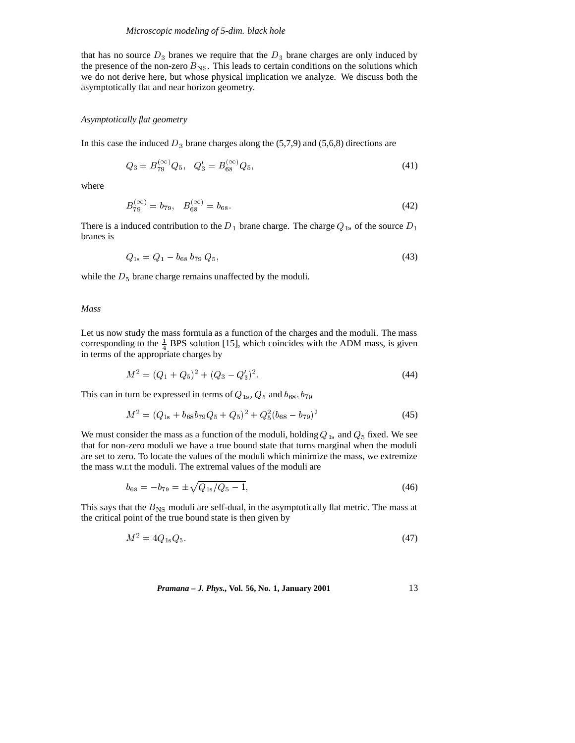that has no source $D_3$ branes we require that the $D_3$ brane charges are only induced by the presence of the non-zero $B_{\rm NS}$. This leads to certain conditions on the solutions which we do not derive here, but whose physical implication we analyze. We discuss both the asymptotically flat and near horizon geometry.

*Asymptotically flat geometry*

In this case the induced $D_3$ brane charges along the (5,7,9) and (5,6,8) directions are

$$Q_3 = B_{79}^{(\infty)} Q_5, \quad Q_3' = B_{68}^{(\infty)} Q_5, \tag{41}$$

where

$$B_{79}^{(\infty)} = b_{79}, \quad B_{68}^{(\infty)} = b_{68}. \tag{42}$$

There is a induced contribution to the $D_1$ brane charge. The charge $Q_{1\rm s}$ of the source $D_1$ branes is

$$Q_{1\rm s} = Q_1 - b_{68}\, b_{79}\, Q_5, \tag{43}$$

while the $D_5$ brane charge remains unaffected by the moduli.

*Mass*

Let us now study the mass formula as a function of the charges and the moduli. The mass corresponding to the $\frac{1}{4}$ BPS solution [15], which coincides with the ADM mass, is given in terms of the appropriate charges by

$$M^2 = (Q_1 + Q_5)^2 + (Q_3 - Q_3')^2. \tag{44}$$

This can in turn be expressed in terms of $Q_{1\rm s}$, $Q_5$ and $b_{68}, b_{79}$

$$M^2 = (Q_{1\rm s} + b_{68} b_{79} Q_5 + Q_5)^2 + Q_5^2 (b_{68} - b_{79})^2 \tag{45}$$

We must consider the mass as a function of the moduli, holding $Q_{1\rm s}$ and $Q_5$ fixed. We see that for non-zero moduli we have a true bound state that turns marginal when the moduli are set to zero. To locate the values of the moduli which minimize the mass, we extremize the mass w.r.t the moduli. The extremal values of the moduli are

$$b_{68} = -b_{79} = \pm\sqrt{Q_{1\rm s}/Q_5 - 1}, \tag{46}$$

This says that the $B_{\rm NS}$ moduli are self-dual, in the asymptotically flat metric. The mass at the critical point of the true bound state is then given by

$$M^2 = 4 Q_{1\rm s} Q_5. \tag{47}$$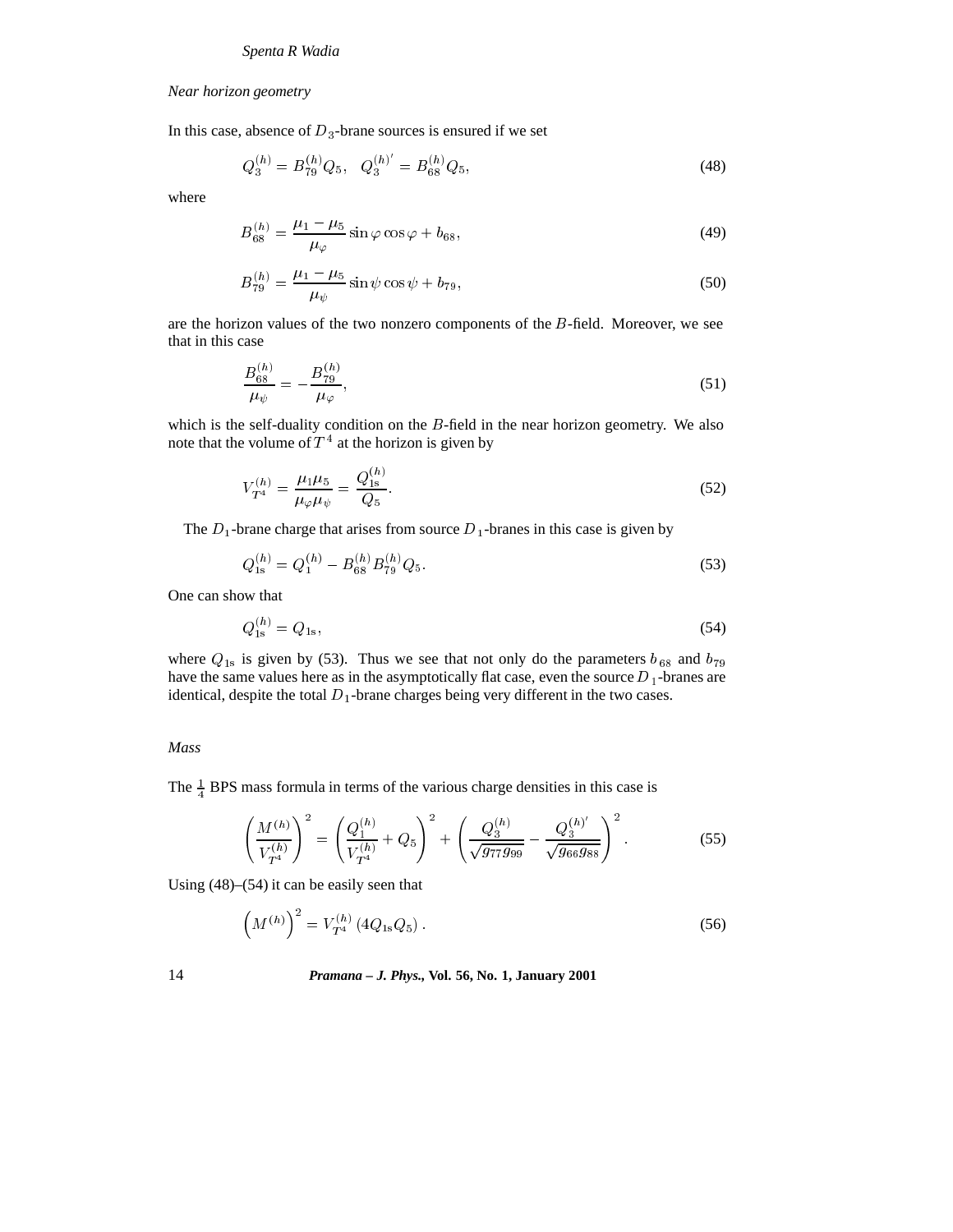*Near horizon geometry*

In this case, absence of $D_3$-brane sources is ensured if we set

$$Q_3^{(h)} = B_{79}^{(h)} Q_5, \quad Q_3^{(h)'} = B_{68}^{(h)} Q_5, \tag{48}$$

where

$$B_{68}^{(h)} = \frac{\mu_1 - \mu_5}{\mu_\varphi} \sin\varphi \cos\varphi + b_{68}, \tag{49}$$

$$B_{79}^{(h)} = \frac{\mu_1 - \mu_5}{\mu_\psi} \sin\psi \cos\psi + b_{79}, \tag{50}$$

are the horizon values of the two nonzero components of the $B$-field. Moreover, we see that in this case

$$\frac{B_{68}^{(h)}}{\mu_\psi} = -\frac{B_{79}^{(h)}}{\mu_\varphi}, \tag{51}$$

which is the self-duality condition on the $B$-field in the near horizon geometry. We also note that the volume of $T^4$ at the horizon is given by

$$V_{T^4}^{(h)} = \frac{\mu_1 \mu_5}{\mu_\varphi \mu_\psi} = \frac{Q_{1\mathrm{s}}^{(h)}}{Q_5}. \tag{52}$$

The $D_1$-brane charge that arises from source $D_1$-branes in this case is given by

$$Q_{1\mathrm{s}}^{(h)} = Q_1^{(h)} - B_{68}^{(h)} B_{79}^{(h)} Q_5. \tag{53}$$

One can show that

$$Q_{1\mathrm{s}}^{(h)} = Q_{1\mathrm{s}}, \tag{54}$$

where $Q_{1\mathrm{s}}$ is given by (53). Thus we see that not only do the parameters $b_{68}$ and $b_{79}$ have the same values here as in the asymptotically flat case, even the source $D_1$-branes are identical, despite the total $D_1$-brane charges being very different in the two cases.

*Mass*

The $\frac{1}{4}$ BPS mass formula in terms of the various charge densities in this case is

$$\left(\frac{M^{(h)}}{V_{T^4}^{(h)}}\right)^2 = \left(\frac{Q_1^{(h)}}{V_{T^4}^{(h)}} + Q_5\right)^2 + \left(\frac{Q_3^{(h)}}{\sqrt{g_{77} g_{99}}} - \frac{Q_3^{(h)'}}{\sqrt{g_{66} g_{88}}}\right)^2. \tag{55}$$

Using (48)–(54) it can be easily seen that

$$\left(M^{(h)}\right)^2 = V_{T^4}^{(h)} \left(4 Q_{1\mathrm{s}} Q_5\right). \tag{56}$$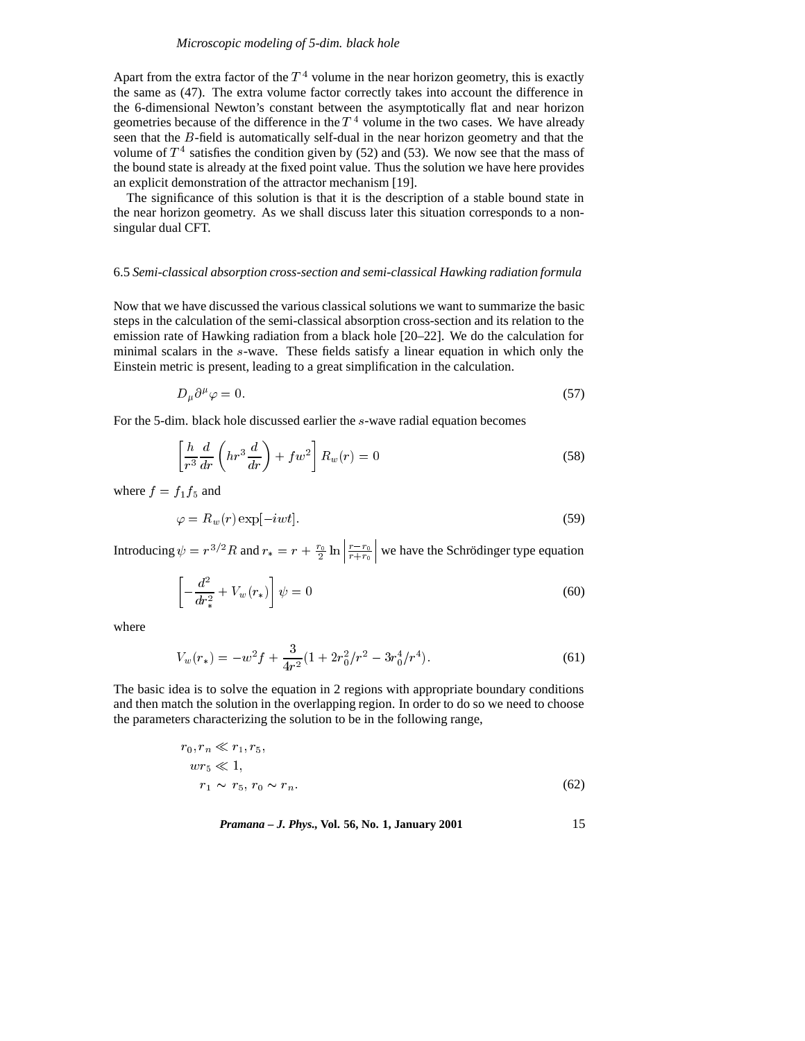Apart from the extra factor of the $T^4$ volume in the near horizon geometry, this is exactly the same as (47). The extra volume factor correctly takes into account the difference in the 6-dimensional Newton's constant between the asymptotically flat and near horizon geometries because of the difference in the $T^4$ volume in the two cases. We have already seen that the $B$-field is automatically self-dual in the near horizon geometry and that the volume of $T^4$ satisfies the condition given by (52) and (53). We now see that the mass of the bound state is already at the fixed point value. Thus the solution we have here provides an explicit demonstration of the attractor mechanism [19].

The significance of this solution is that it is the description of a stable bound state in the near horizon geometry. As we shall discuss later this situation corresponds to a non-singular dual CFT.

### 6.5 *Semi-classical absorption cross-section and semi-classical Hawking radiation formula*

Now that we have discussed the various classical solutions we want to summarize the basic steps in the calculation of the semi-classical absorption cross-section and its relation to the emission rate of Hawking radiation from a black hole [20–22]. We do the calculation for minimal scalars in the $s$-wave. These fields satisfy a linear equation in which only the Einstein metric is present, leading to a great simplification in the calculation.

$$D_\mu \partial^\mu \varphi = 0. \tag{57}$$

For the 5-dim. black hole discussed earlier the $s$-wave radial equation becomes

$$\left[\frac{h}{r^3}\frac{d}{dr}\left(hr^3\frac{d}{dr}\right) + fw^2\right] R_w(r) = 0 \tag{58}$$

where $f = f_1 f_5$ and

$$\varphi = R_w(r)\exp[-iwt]. \tag{59}$$

Introducing $\psi = r^{3/2}R$ and $r_* = r + \frac{r_0}{2}\ln\left|\frac{r-r_0}{r+r_0}\right|$ we have the Schrödinger type equation

$$\left[-\frac{d^2}{dr_*^2} + V_w(r_*)\right]\psi = 0 \tag{60}$$

where

$$V_w(r_*) = -w^2 f + \frac{3}{4r^2}(1 + 2r_0^2/r^2 - 3r_0^4/r^4). \tag{61}$$

The basic idea is to solve the equation in 2 regions with appropriate boundary conditions and then match the solution in the overlapping region. In order to do so we need to choose the parameters characterizing the solution to be in the following range,

$$\begin{aligned} &r_0, r_n \ll r_1, r_5, \\ &wr_5 \ll 1, \\ &r_1 \sim r_5,\ r_0 \sim r_n. \end{aligned} \tag{62}$$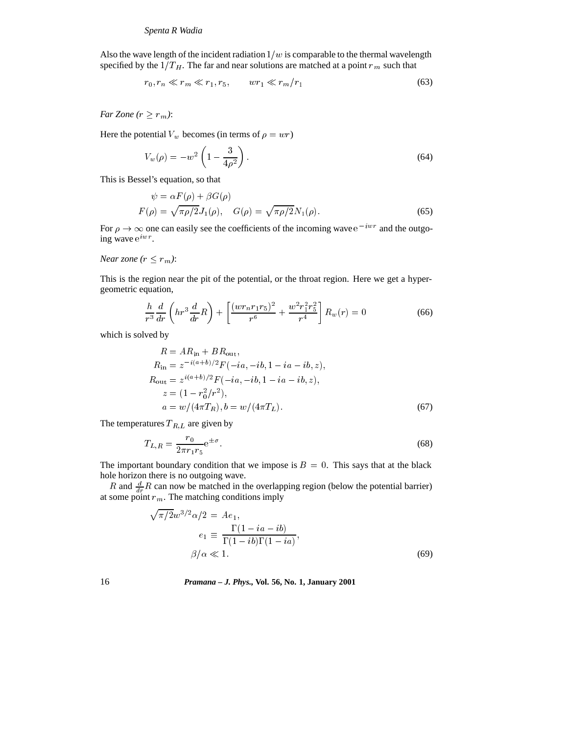Also the wave length of the incident radiation $1/w$ is comparable to the thermal wavelength specified by the $1/T_H$. The far and near solutions are matched at a point $r_m$ such that

$$r_0, r_n \ll r_m \ll r_1, r_5, \qquad wr_1 \ll r_m/r_1 \tag{63}$$

*Far Zone ($r \geq r_m$)*:

Here the potential $V_w$ becomes (in terms of $\rho = wr$)

$$V_w(\rho) = -w^2\left(1 - \frac{3}{4\rho^2}\right). \tag{64}$$

This is Bessel's equation, so that

$$\begin{aligned} \psi &= \alpha F(\rho) + \beta G(\rho) \\ F(\rho) &= \sqrt{\pi\rho/2}J_1(\rho), \quad G(\rho) = \sqrt{\pi\rho/2}N_1(\rho). \end{aligned} \tag{65}$$

For $\rho \to \infty$ one can easily see the coefficients of the incoming wave $\mathrm{e}^{-iwr}$ and the outgoing wave $\mathrm{e}^{iwr}$.

*Near zone ($r \leq r_m$)*:

This is the region near the pit of the potential, or the throat region. Here we get a hypergeometric equation,

$$\frac{h}{r^3}\frac{d}{dr}\left(hr^3\frac{d}{dr}R\right) + \left[\frac{(wr_n r_1 r_5)^2}{r^6} + \frac{w^2 r_1^2 r_5^2}{r^4}\right]R_w(r) = 0 \tag{66}$$

which is solved by

$$\begin{aligned} R &= AR_{\text{in}} + BR_{\text{out}}, \\ R_{\text{in}} &= z^{-i(a+b)/2}F(-ia, -ib, 1-ia-ib, z), \\ R_{\text{out}} &= z^{i(a+b)/2}F(-ia, -ib, 1-ia-ib, z), \\ z &= (1 - r_0^2/r^2), \\ a &= w/(4\pi T_R), b = w/(4\pi T_L). \end{aligned} \tag{67}$$

The temperatures $T_{R,L}$ are given by

$$T_{L,R} = \frac{r_0}{2\pi r_1 r_5}\mathrm{e}^{\pm\sigma}. \tag{68}$$

The important boundary condition that we impose is $B = 0$. This says that at the black hole horizon there is no outgoing wave.

$R$ and $\frac{d}{dr}R$ can now be matched in the overlapping region (below the potential barrier) at some point $r_m$. The matching conditions imply

$$\begin{aligned} \sqrt{\pi/2}w^{3/2}\alpha/2 &= Ae_1, \\ e_1 &\equiv \frac{\Gamma(1-ia-ib)}{\Gamma(1-ib)\Gamma(1-ia)}, \\ \beta/\alpha &\ll 1. \end{aligned} \tag{69}$$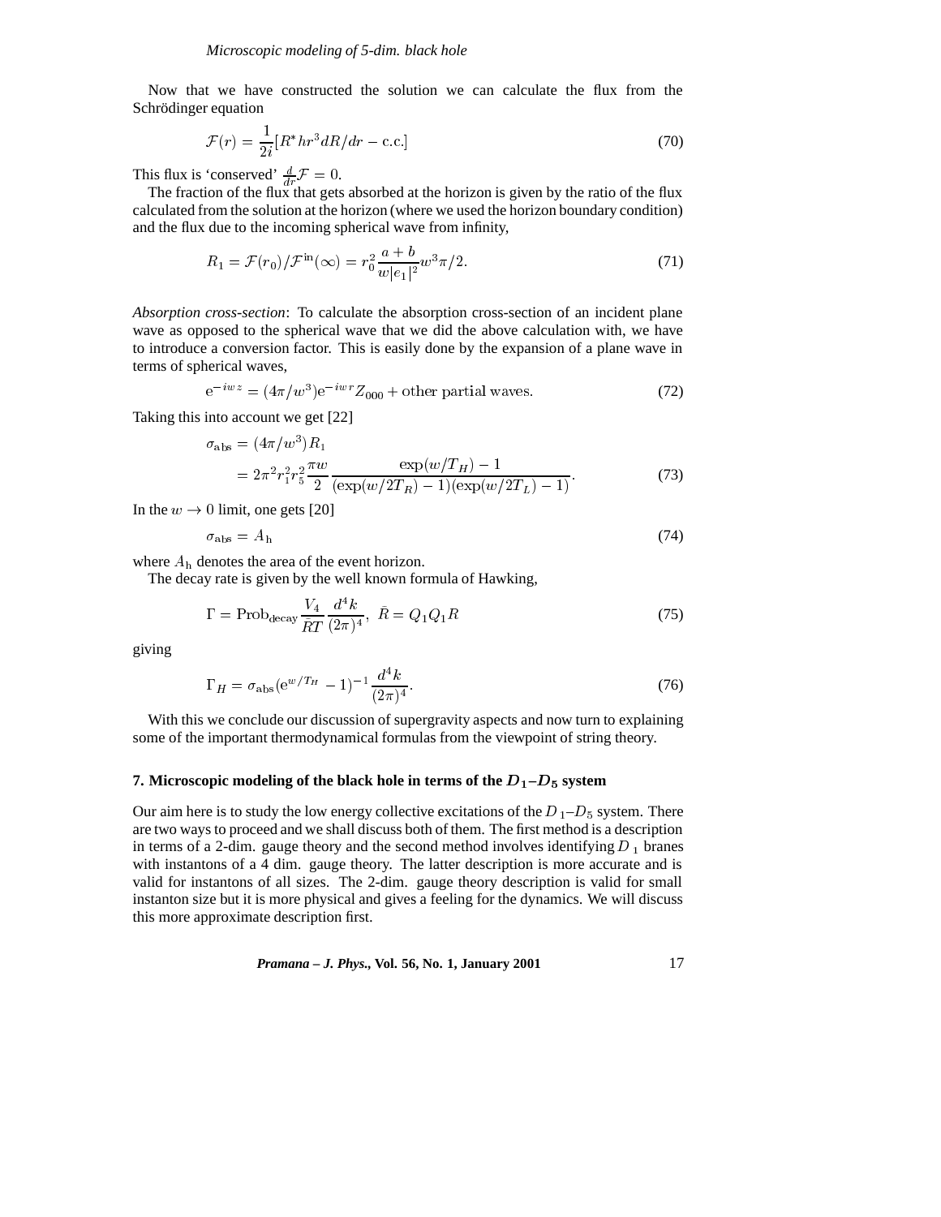Now that we have constructed the solution we can calculate the flux from the Schrödinger equation

$$\mathcal{F}(r) = \frac{1}{2i}[R^* h r^3 dR/dr - \text{c.c.}] \tag{70}$$

This flux is 'conserved' $\frac{d}{dr}\mathcal{F} = 0$.

The fraction of the flux that gets absorbed at the horizon is given by the ratio of the flux calculated from the solution at the horizon (where we used the horizon boundary condition) and the flux due to the incoming spherical wave from infinity,

$$R_1 = \mathcal{F}(r_0)/\mathcal{F}^{\text{in}}(\infty) = r_0^2 \frac{a+b}{w|e_1|^2} w^3 \pi/2. \tag{71}$$

*Absorption cross-section*: To calculate the absorption cross-section of an incident plane wave as opposed to the spherical wave that we did the above calculation with, we have to introduce a conversion factor. This is easily done by the expansion of a plane wave in terms of spherical waves,

$$\mathrm{e}^{-iwz} = (4\pi/w^3)\mathrm{e}^{-iwr} Z_{000} + \text{other partial waves.} \tag{72}$$

Taking this into account we get [22]

$$\begin{aligned} \sigma_{\text{abs}} &= (4\pi/w^3) R_1 \\ &= 2\pi^2 r_1^2 r_5^2 \frac{\pi w}{2} \frac{\exp(w/T_H) - 1}{(\exp(w/2T_R) - 1)(\exp(w/2T_L) - 1)}. \end{aligned} \tag{73}$$

In the $w \to 0$ limit, one gets [20]

$$\sigma_{\text{abs}} = A_{\text{h}} \tag{74}$$

where $A_{\text{h}}$ denotes the area of the event horizon.

The decay rate is given by the well known formula of Hawking,

$$\Gamma = \text{Prob}_{\text{decay}} \frac{V_4}{RT} \frac{d^4k}{(2\pi)^4}, \;\; \bar{R} = Q_1 Q_1 R \tag{75}$$

giving

$$\Gamma_H = \sigma_{\text{abs}} (\mathrm{e}^{w/T_H} - 1)^{-1} \frac{d^4k}{(2\pi)^4}. \tag{76}$$

With this we conclude our discussion of supergravity aspects and now turn to explaining some of the important thermodynamical formulas from the viewpoint of string theory.

## 7. Microscopic modeling of the black hole in terms of the $D_1$–$D_5$ system

Our aim here is to study the low energy collective excitations of the $D_1$–$D_5$ system. There are two ways to proceed and we shall discuss both of them. The first method is a description in terms of a 2-dim. gauge theory and the second method involves identifying $D_1$ branes with instantons of a 4 dim. gauge theory. The latter description is more accurate and is valid for instantons of all sizes. The 2-dim. gauge theory description is valid for small instanton size but it is more physical and gives a feeling for the dynamics. We will discuss this more approximate description first.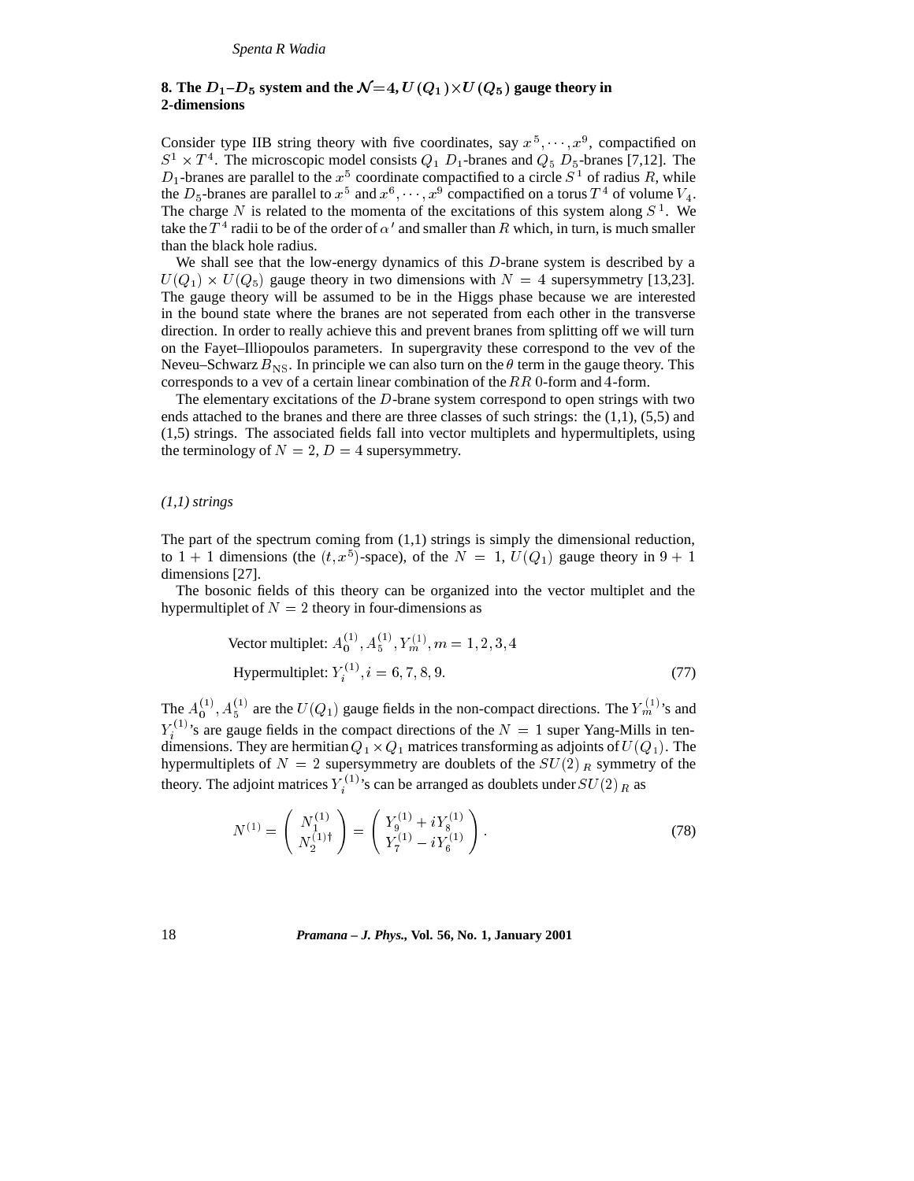## 8. The $D_1$–$D_5$ system and the $\mathcal{N}=4, U(Q_1)\times U(Q_5)$ gauge theory in 2-dimensions

Consider type IIB string theory with five coordinates, say $x^5, \cdots, x^9$, compactified on $S^1 \times T^4$. The microscopic model consists $Q_1$ $D_1$-branes and $Q_5$ $D_5$-branes [7,12]. The $D_1$-branes are parallel to the $x^5$ coordinate compactified to a circle $S^1$ of radius $R$, while the $D_5$-branes are parallel to $x^5$ and $x^6, \cdots, x^9$ compactified on a torus $T^4$ of volume $V_4$. The charge $N$ is related to the momenta of the excitations of this system along $S^1$. We take the $T^4$ radii to be of the order of $\alpha'$ and smaller than $R$ which, in turn, is much smaller than the black hole radius.

We shall see that the low-energy dynamics of this $D$-brane system is described by a $U(Q_1) \times U(Q_5)$ gauge theory in two dimensions with $N = 4$ supersymmetry [13,23]. The gauge theory will be assumed to be in the Higgs phase because we are interested in the bound state where the branes are not seperated from each other in the transverse direction. In order to really achieve this and prevent branes from splitting off we will turn on the Fayet–Illiopoulos parameters. In supergravity these correspond to the vev of the Neveu–Schwarz $B_{\rm NS}$. In principle we can also turn on the $\theta$ term in the gauge theory. This corresponds to a vev of a certain linear combination of the $RR$ 0-form and 4-form.

The elementary excitations of the $D$-brane system correspond to open strings with two ends attached to the branes and there are three classes of such strings: the (1,1), (5,5) and (1,5) strings. The associated fields fall into vector multiplets and hypermultiplets, using the terminology of $N = 2$, $D = 4$ supersymmetry.

*(1,1) strings*

The part of the spectrum coming from (1,1) strings is simply the dimensional reduction, to $1+1$ dimensions (the $(t, x^5)$-space), of the $N = 1$, $U(Q_1)$ gauge theory in $9+1$ dimensions [27].

The bosonic fields of this theory can be organized into the vector multiplet and the hypermultiplet of $N = 2$ theory in four-dimensions as

$$\text{Vector multiplet: } A_0^{(1)}, A_5^{(1)}, Y_m^{(1)}, m = 1,2,3,4$$
$$\text{Hypermultiplet: } Y_i^{(1)}, i = 6,7,8,9. \tag{77}$$

The $A_0^{(1)}, A_5^{(1)}$ are the $U(Q_1)$ gauge fields in the non-compact directions. The $Y_m^{(1)}$'s and $Y_i^{(1)}$'s are gauge fields in the compact directions of the $N = 1$ super Yang-Mills in ten-dimensions. They are hermitian $Q_1 \times Q_1$ matrices transforming as adjoints of $U(Q_1)$. The hypermultiplets of $N = 2$ supersymmetry are doublets of the $SU(2)_R$ symmetry of the theory. The adjoint matrices $Y_i^{(1)}$'s can be arranged as doublets under $SU(2)_R$ as

$$N^{(1)} = \begin{pmatrix} N_1^{(1)} \\ N_2^{(1)\dagger} \end{pmatrix} = \begin{pmatrix} Y_9^{(1)} + iY_8^{(1)} \\ Y_7^{(1)} - iY_6^{(1)} \end{pmatrix}. \tag{78}$$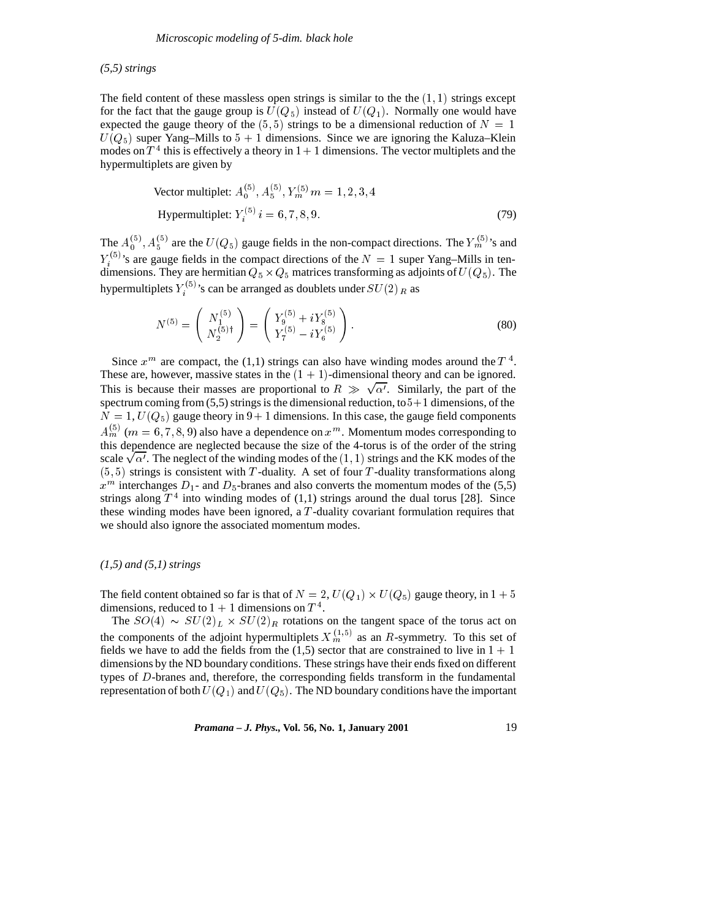*(5,5) strings*

The field content of these massless open strings is similar to the the $(1,1)$ strings except for the fact that the gauge group is $U(Q_5)$ instead of $U(Q_1)$. Normally one would have expected the gauge theory of the $(5,5)$ strings to be a dimensional reduction of $N = 1$ $U(Q_5)$ super Yang–Mills to $5+1$ dimensions. Since we are ignoring the Kaluza–Klein modes on $T^4$ this is effectively a theory in $1+1$ dimensions. The vector multiplets and the hypermultiplets are given by

$$\begin{aligned}&\text{Vector multiplet: } A_0^{(5)}, A_5^{(5)}, Y_m^{(5)}\, m = 1,2,3,4\\&\text{Hypermultiplet: } Y_i^{(5)}\, i = 6,7,8,9.\end{aligned} \tag{79}$$

The $A_0^{(5)}, A_5^{(5)}$ are the $U(Q_5)$ gauge fields in the non-compact directions. The $Y_m^{(5)}$'s and $Y_i^{(5)}$'s are gauge fields in the compact directions of the $N=1$ super Yang–Mills in ten-dimensions. They are hermitian $Q_5 \times Q_5$ matrices transforming as adjoints of $U(Q_5)$. The hypermultiplets $Y_i^{(5)}$'s can be arranged as doublets under $SU(2)_R$ as

$$N^{(5)} = \begin{pmatrix} N_1^{(5)} \\ N_2^{(5)\dagger} \end{pmatrix} = \begin{pmatrix} Y_9^{(5)} + iY_8^{(5)} \\ Y_7^{(5)} - iY_6^{(5)} \end{pmatrix}. \tag{80}$$

Since $x^m$ are compact, the (1,1) strings can also have winding modes around the $T^4$. These are, however, massive states in the $(1+1)$-dimensional theory and can be ignored. This is because their masses are proportional to $R \gg \sqrt{\alpha'}$. Similarly, the part of the spectrum coming from (5,5) strings is the dimensional reduction, to $5+1$ dimensions, of the $N=1, U(Q_5)$ gauge theory in $9+1$ dimensions. In this case, the gauge field components $A_m^{(5)}$ $(m = 6,7,8,9)$ also have a dependence on $x^m$. Momentum modes corresponding to this dependence are neglected because the size of the 4-torus is of the order of the string scale $\sqrt{\alpha'}$. The neglect of the winding modes of the $(1,1)$ strings and the KK modes of the $(5,5)$ strings is consistent with $T$-duality. A set of four $T$-duality transformations along $x^m$ interchanges $D_1$- and $D_5$-branes and also converts the momentum modes of the (5,5) strings along $T^4$ into winding modes of (1,1) strings around the dual torus [28]. Since these winding modes have been ignored, a $T$-duality covariant formulation requires that we should also ignore the associated momentum modes.

*(1,5) and (5,1) strings*

The field content obtained so far is that of $N=2, U(Q_1)\times U(Q_5)$ gauge theory, in $1+5$ dimensions, reduced to $1+1$ dimensions on $T^4$.

The $SO(4) \sim SU(2)_L \times SU(2)_R$ rotations on the tangent space of the torus act on the components of the adjoint hypermultiplets $X_m^{(1,5)}$ as an $R$-symmetry. To this set of fields we have to add the fields from the (1,5) sector that are constrained to live in $1+1$ dimensions by the ND boundary conditions. These strings have their ends fixed on different types of $D$-branes and, therefore, the corresponding fields transform in the fundamental representation of both $U(Q_1)$ and $U(Q_5)$. The ND boundary conditions have the important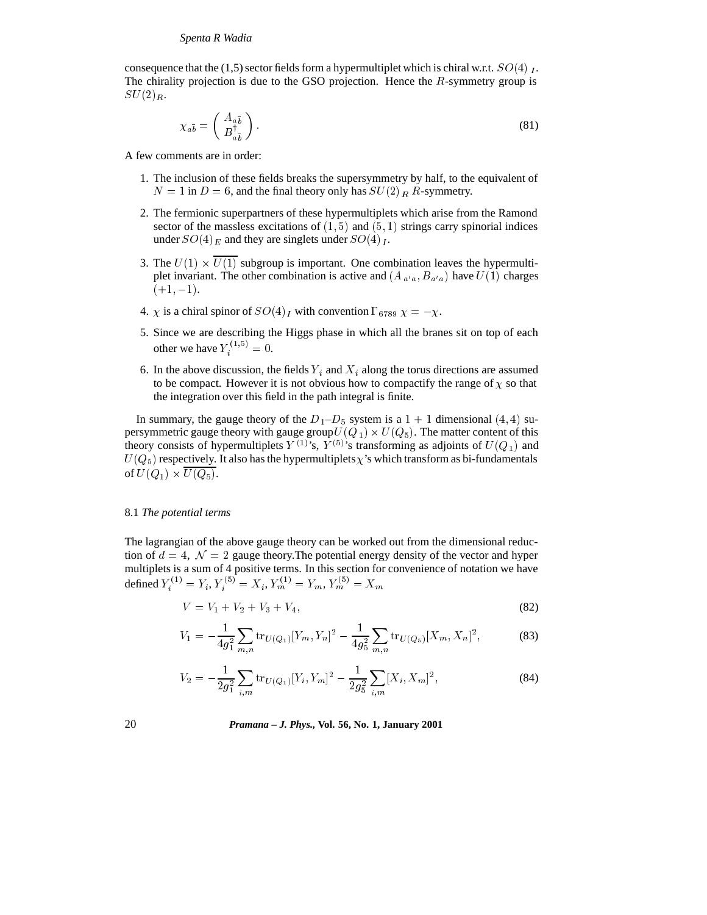consequence that the (1,5) sector fields form a hypermultiplet which is chiral w.r.t. $SO(4)_I$. The chirality projection is due to the GSO projection. Hence the $R$-symmetry group is $SU(2)_R$.

$$\chi_{a\bar{b}} = \begin{pmatrix} A_{a\bar{b}} \\ B^{\dagger}_{a\bar{b}} \end{pmatrix}. \tag{81}$$

A few comments are in order:

1. The inclusion of these fields breaks the supersymmetry by half, to the equivalent of $N = 1$ in $D = 6$, and the final theory only has $SU(2)_R$ $R$-symmetry.
2. The fermionic superpartners of these hypermultiplets which arise from the Ramond sector of the massless excitations of $(1,5)$ and $(5,1)$ strings carry spinorial indices under $SO(4)_E$ and they are singlets under $SO(4)_I$.
3. The $U(1) \times \overline{U(1)}$ subgroup is important. One combination leaves the hypermultiplet invariant. The other combination is active and $(A_{a'a}, B_{a'a})$ have $U(1)$ charges $(+1, -1)$.
4. $\chi$ is a chiral spinor of $SO(4)_I$ with convention $\Gamma_{6789}\, \chi = -\chi$.
5. Since we are describing the Higgs phase in which all the branes sit on top of each other we have $Y_i^{(1,5)} = 0$.
6. In the above discussion, the fields $Y_i$ and $X_i$ along the torus directions are assumed to be compact. However it is not obvious how to compactify the range of $\chi$ so that the integration over this field in the path integral is finite.

In summary, the gauge theory of the $D_1$–$D_5$ system is a $1+1$ dimensional $(4,4)$ supersymmetric gauge theory with gauge group $U(Q_1) \times U(Q_5)$. The matter content of this theory consists of hypermultiplets $Y^{(1)}$'s, $Y^{(5)}$'s transforming as adjoints of $U(Q_1)$ and $U(Q_5)$ respectively. It also has the hypermultiplets $\chi$'s which transform as bi-fundamentals of $U(Q_1) \times \overline{U(Q_5)}$.

### 8.1 *The potential terms*

The lagrangian of the above gauge theory can be worked out from the dimensional reduction of $d = 4$, $\mathcal{N} = 2$ gauge theory.The potential energy density of the vector and hyper multiplets is a sum of 4 positive terms. In this section for convenience of notation we have defined $Y_i^{(1)} = Y_i$, $Y_i^{(5)} = X_i$, $Y_m^{(1)} = Y_m$, $Y_m^{(5)} = X_m$

$$V = V_1 + V_2 + V_3 + V_4, \tag{82}$$

$$V_1 = -\frac{1}{4g_1^2} \sum_{m,n} \mathrm{tr}_{U(Q_1)} [Y_m, Y_n]^2 - \frac{1}{4g_5^2} \sum_{m,n} \mathrm{tr}_{U(Q_5)} [X_m, X_n]^2, \tag{83}$$

$$V_2 = -\frac{1}{2g_1^2} \sum_{i,m} \mathrm{tr}_{U(Q_1)} [Y_i, Y_m]^2 - \frac{1}{2g_5^2} \sum_{i,m} [X_i, X_m]^2, \tag{84}$$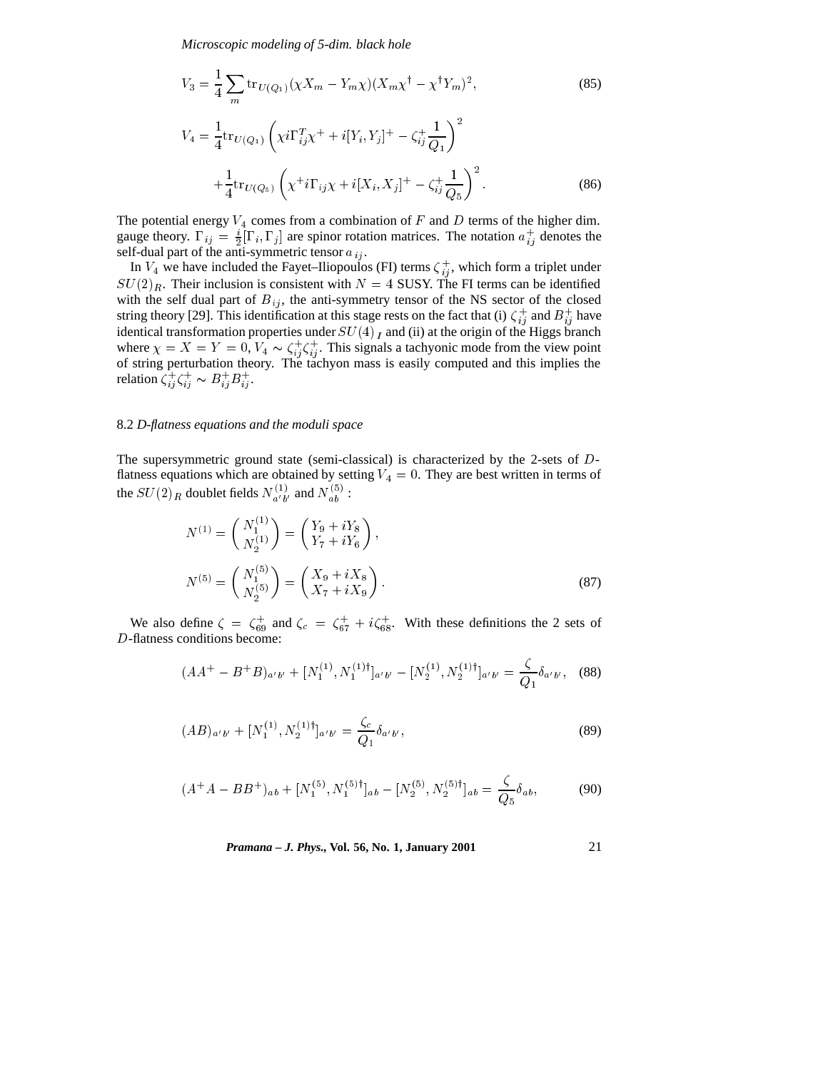$$V_3 = \frac{1}{4} \sum_m \mathrm{tr}_{U(Q_1)} (\chi X_m - Y_m \chi)(X_m \chi^\dagger - \chi^\dagger Y_m)^2, \tag{85}$$

$$V_4 = \frac{1}{4} \mathrm{tr}_{U(Q_1)} \left( \chi i \Gamma_{ij}^T \chi^+ + i[Y_i, Y_j]^+ - \zeta_{ij}^+ \frac{1}{Q_1} \right)^2$$
$$+ \frac{1}{4} \mathrm{tr}_{U(Q_5)} \left( \chi^+ i \Gamma_{ij} \chi + i[X_i, X_j]^+ - \zeta_{ij}^+ \frac{1}{Q_5} \right)^2. \tag{86}$$

The potential energy $V_4$ comes from a combination of $F$ and $D$ terms of the higher dim. gauge theory. $\Gamma_{ij} = \frac{i}{2}[\Gamma_i, \Gamma_j]$ are spinor rotation matrices. The notation $a_{ij}^+$ denotes the self-dual part of the anti-symmetric tensor $a_{ij}$.

In $V_4$ we have included the Fayet–Iliopoulos (FI) terms $\zeta_{ij}^+$, which form a triplet under $SU(2)_R$. Their inclusion is consistent with $N = 4$ SUSY. The FI terms can be identified with the self dual part of $B_{ij}$, the anti-symmetry tensor of the NS sector of the closed string theory [29]. This identification at this stage rests on the fact that (i) $\zeta_{ij}^+$ and $B_{ij}^+$ have identical transformation properties under $SU(4)_I$ and (ii) at the origin of the Higgs branch where $\chi = X = Y = 0$, $V_4 \sim \zeta_{ij}^+ \zeta_{ij}^+$. This signals a tachyonic mode from the view point of string perturbation theory. The tachyon mass is easily computed and this implies the relation $\zeta_{ij}^+ \zeta_{ij}^+ \sim B_{ij}^+ B_{ij}^+$.

### 8.2 *D-flatness equations and the moduli space*

The supersymmetric ground state (semi-classical) is characterized by the 2-sets of $D$-flatness equations which are obtained by setting $V_4 = 0$. They are best written in terms of the $SU(2)_R$ doublet fields $N_{a'b'}^{(1)}$ and $N_{ab}^{(5)}$ :

$$N^{(1)} = \begin{pmatrix} N_1^{(1)} \\ N_2^{(1)} \end{pmatrix} = \begin{pmatrix} Y_9 + iY_8 \\ Y_7 + iY_6 \end{pmatrix},$$

$$N^{(5)} = \begin{pmatrix} N_1^{(5)} \\ N_2^{(5)} \end{pmatrix} = \begin{pmatrix} X_9 + iX_8 \\ X_7 + iX_9 \end{pmatrix}. \tag{87}$$

We also define $\zeta = \zeta_{69}^+$ and $\zeta_c = \zeta_{67}^+ + i\zeta_{68}^+$. With these definitions the 2 sets of $D$-flatness conditions become:

$$(AA^+ - B^+B)_{a'b'} + [N_1^{(1)}, N_1^{(1)\dagger}]_{a'b'} - [N_2^{(1)}, N_2^{(1)\dagger}]_{a'b'} = \frac{\zeta}{Q_1} \delta_{a'b'}, \tag{88}$$

$$(AB)_{a'b'} + [N_1^{(1)}, N_2^{(1)\dagger}]_{a'b'} = \frac{\zeta_c}{Q_1} \delta_{a'b'}, \tag{89}$$

$$(A^+A - BB^+)_{ab} + [N_1^{(5)}, N_1^{(5)\dagger}]_{ab} - [N_2^{(5)}, N_2^{(5)\dagger}]_{ab} = \frac{\zeta}{Q_5} \delta_{ab}, \tag{90}$$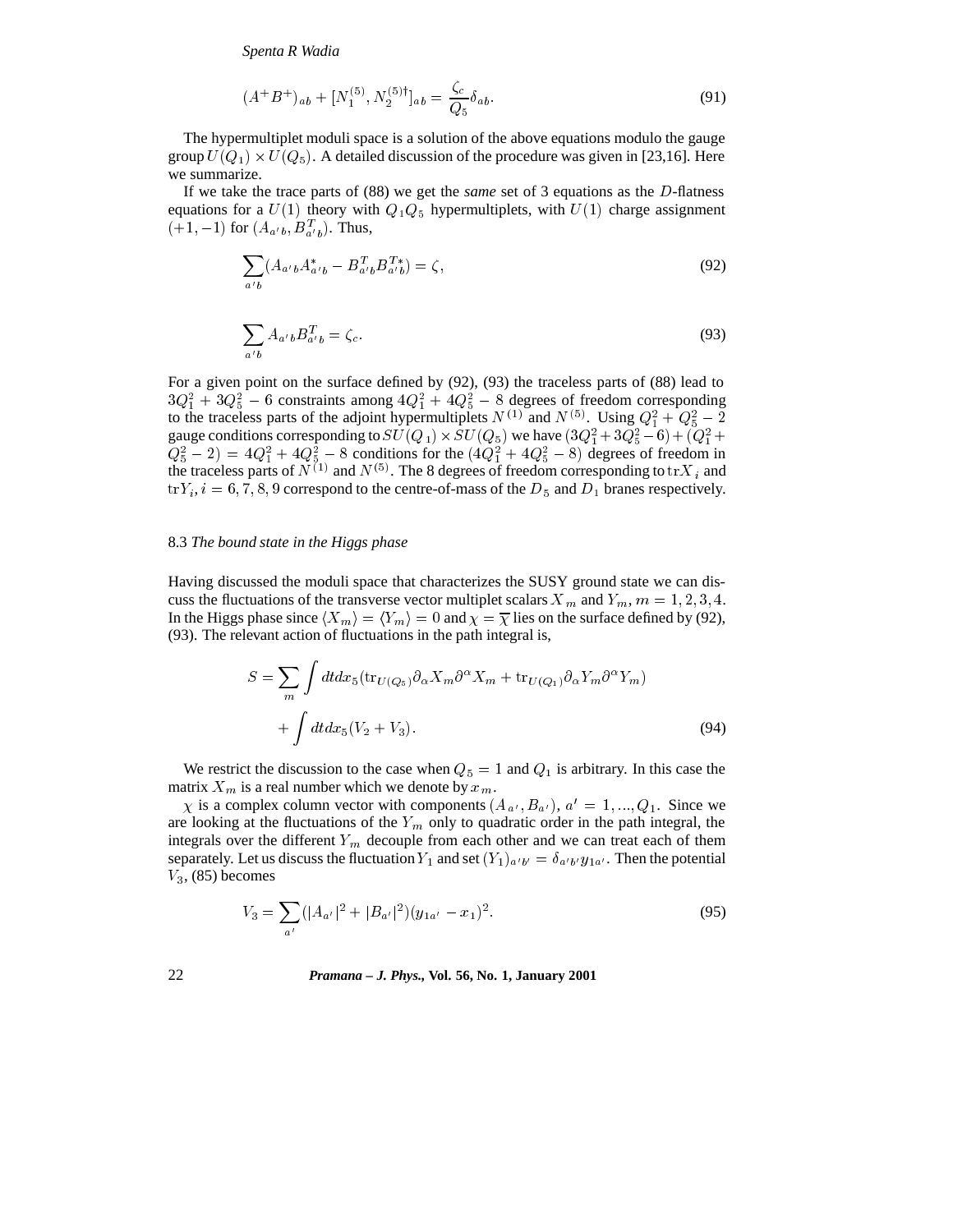$$(A^+ B^+)_{ab} + [N_1^{(5)}, N_2^{(5)\dagger}]_{ab} = \frac{\zeta_c}{Q_5}\delta_{ab}. \tag{91}$$

The hypermultiplet moduli space is a solution of the above equations modulo the gauge group $U(Q_1) \times U(Q_5)$. A detailed discussion of the procedure was given in [23,16]. Here we summarize.

If we take the trace parts of (88) we get the *same* set of 3 equations as the $D$-flatness equations for a $U(1)$ theory with $Q_1 Q_5$ hypermultiplets, with $U(1)$ charge assignment $(+1, -1)$ for $(A_{a'b}, B^T_{a'b})$. Thus,

$$\sum_{a'b} (A_{a'b} A^*_{a'b} - B^T_{a'b} B^{T*}_{a'b}) = \zeta, \tag{92}$$

$$\sum_{a'b} A_{a'b} B^T_{a'b} = \zeta_c. \tag{93}$$

For a given point on the surface defined by (92), (93) the traceless parts of (88) lead to $3Q_1^2 + 3Q_5^2 - 6$ constraints among $4Q_1^2 + 4Q_5^2 - 8$ degrees of freedom corresponding to the traceless parts of the adjoint hypermultiplets $N^{(1)}$ and $N^{(5)}$. Using $Q_1^2 + Q_5^2 - 2$ gauge conditions corresponding to $SU(Q_1) \times SU(Q_5)$ we have $(3Q_1^2 + 3Q_5^2 - 6) + (Q_1^2 + Q_5^2 - 2) = 4Q_1^2 + 4Q_5^2 - 8$ conditions for the $(4Q_1^2 + 4Q_5^2 - 8)$ degrees of freedom in the traceless parts of $N^{(1)}$ and $N^{(5)}$. The 8 degrees of freedom corresponding to $\mathrm{tr}X_i$ and $\mathrm{tr}Y_i, i = 6, 7, 8, 9$ correspond to the centre-of-mass of the $D_5$ and $D_1$ branes respectively.

### 8.3 *The bound state in the Higgs phase*

Having discussed the moduli space that characterizes the SUSY ground state we can discuss the fluctuations of the transverse vector multiplet scalars $X_m$ and $Y_m$, $m = 1, 2, 3, 4$. In the Higgs phase since $\langle X_m \rangle = \langle Y_m \rangle = 0$ and $\chi = \overline{\chi}$ lies on the surface defined by (92), (93). The relevant action of fluctuations in the path integral is,

$$S = \sum_m \int dt dx_5 (\mathrm{tr}_{U(Q_5)} \partial_\alpha X_m \partial^\alpha X_m + \mathrm{tr}_{U(Q_1)} \partial_\alpha Y_m \partial^\alpha Y_m) + \int dt dx_5 (V_2 + V_3). \tag{94}$$

We restrict the discussion to the case when $Q_5 = 1$ and $Q_1$ is arbitrary. In this case the matrix $X_m$ is a real number which we denote by $x_m$.

$\chi$ is a complex column vector with components $(A_{a'}, B_{a'})$, $a' = 1, ..., Q_1$. Since we are looking at the fluctuations of the $Y_m$ only to quadratic order in the path integral, the integrals over the different $Y_m$ decouple from each other and we can treat each of them separately. Let us discuss the fluctuation $Y_1$ and set $(Y_1)_{a'b'} = \delta_{a'b'} y_{1a'}$. Then the potential $V_3$, (85) becomes

$$V_3 = \sum_{a'} (|A_{a'}|^2 + |B_{a'}|^2)(y_{1a'} - x_1)^2. \tag{95}$$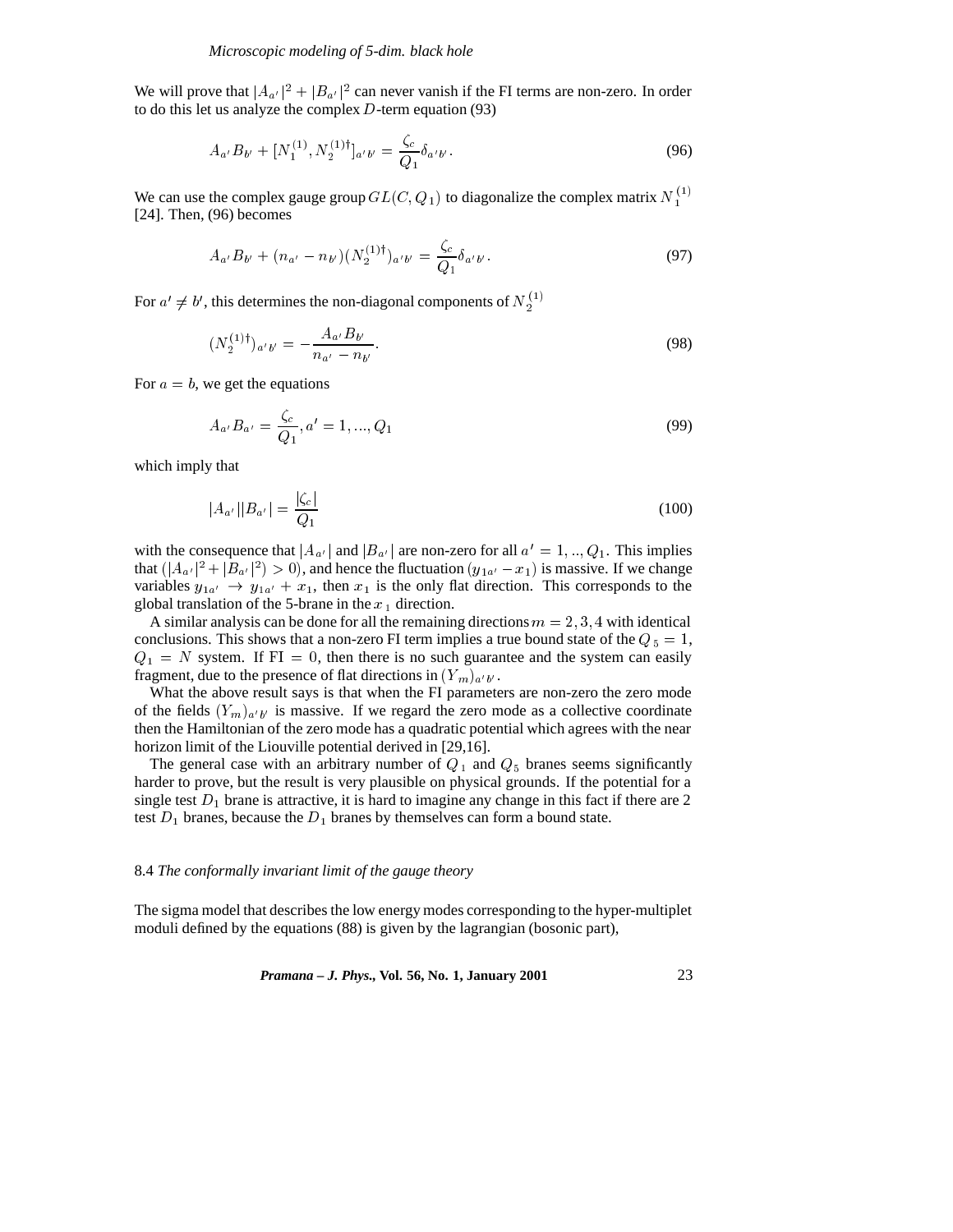We will prove that $|A_{a'}|^2 + |B_{a'}|^2$ can never vanish if the FI terms are non-zero. In order to do this let us analyze the complex $D$-term equation (93)

$$A_{a'} B_{b'} + [N_1^{(1)}, N_2^{(1)\dagger}]_{a'b'} = \frac{\zeta_c}{Q_1} \delta_{a'b'}. \tag{96}$$

We can use the complex gauge group $GL(C, Q_1)$ to diagonalize the complex matrix $N_1^{(1)}$ [24]. Then, (96) becomes

$$A_{a'} B_{b'} + (n_{a'} - n_{b'})(N_2^{(1)\dagger})_{a'b'} = \frac{\zeta_c}{Q_1} \delta_{a'b'}. \tag{97}$$

For $a' \neq b'$, this determines the non-diagonal components of $N_2^{(1)}$

$$(N_2^{(1)\dagger})_{a'b'} = -\frac{A_{a'} B_{b'}}{n_{a'} - n_{b'}}. \tag{98}$$

For $a = b$, we get the equations

$$A_{a'} B_{a'} = \frac{\zeta_c}{Q_1}, a' = 1, ..., Q_1 \tag{99}$$

which imply that

$$|A_{a'}||B_{a'}| = \frac{|\zeta_c|}{Q_1} \tag{100}$$

with the consequence that $|A_{a'}|$ and $|B_{a'}|$ are non-zero for all $a' = 1, .., Q_1$. This implies that $(|A_{a'}|^2 + |B_{a'}|^2) > 0)$, and hence the fluctuation $(y_{1a'} - x_1)$ is massive. If we change variables $y_{1a'} \rightarrow y_{1a'} + x_1$, then $x_1$ is the only flat direction. This corresponds to the global translation of the 5-brane in the $x_1$ direction.

A similar analysis can be done for all the remaining directions $m = 2, 3, 4$ with identical conclusions. This shows that a non-zero FI term implies a true bound state of the $Q_5 = 1$, $Q_1 = N$ system. If FI = 0, then there is no such guarantee and the system can easily fragment, due to the presence of flat directions in $(Y_m)_{a'b'}$.

What the above result says is that when the FI parameters are non-zero the zero mode of the fields $(Y_m)_{a'b'}$ is massive. If we regard the zero mode as a collective coordinate then the Hamiltonian of the zero mode has a quadratic potential which agrees with the near horizon limit of the Liouville potential derived in [29,16].

The general case with an arbitrary number of $Q_1$ and $Q_5$ branes seems significantly harder to prove, but the result is very plausible on physical grounds. If the potential for a single test $D_1$ brane is attractive, it is hard to imagine any change in this fact if there are 2 test $D_1$ branes, because the $D_1$ branes by themselves can form a bound state.

### 8.4 *The conformally invariant limit of the gauge theory*

The sigma model that describes the low energy modes corresponding to the hyper-multiplet moduli defined by the equations (88) is given by the lagrangian (bosonic part),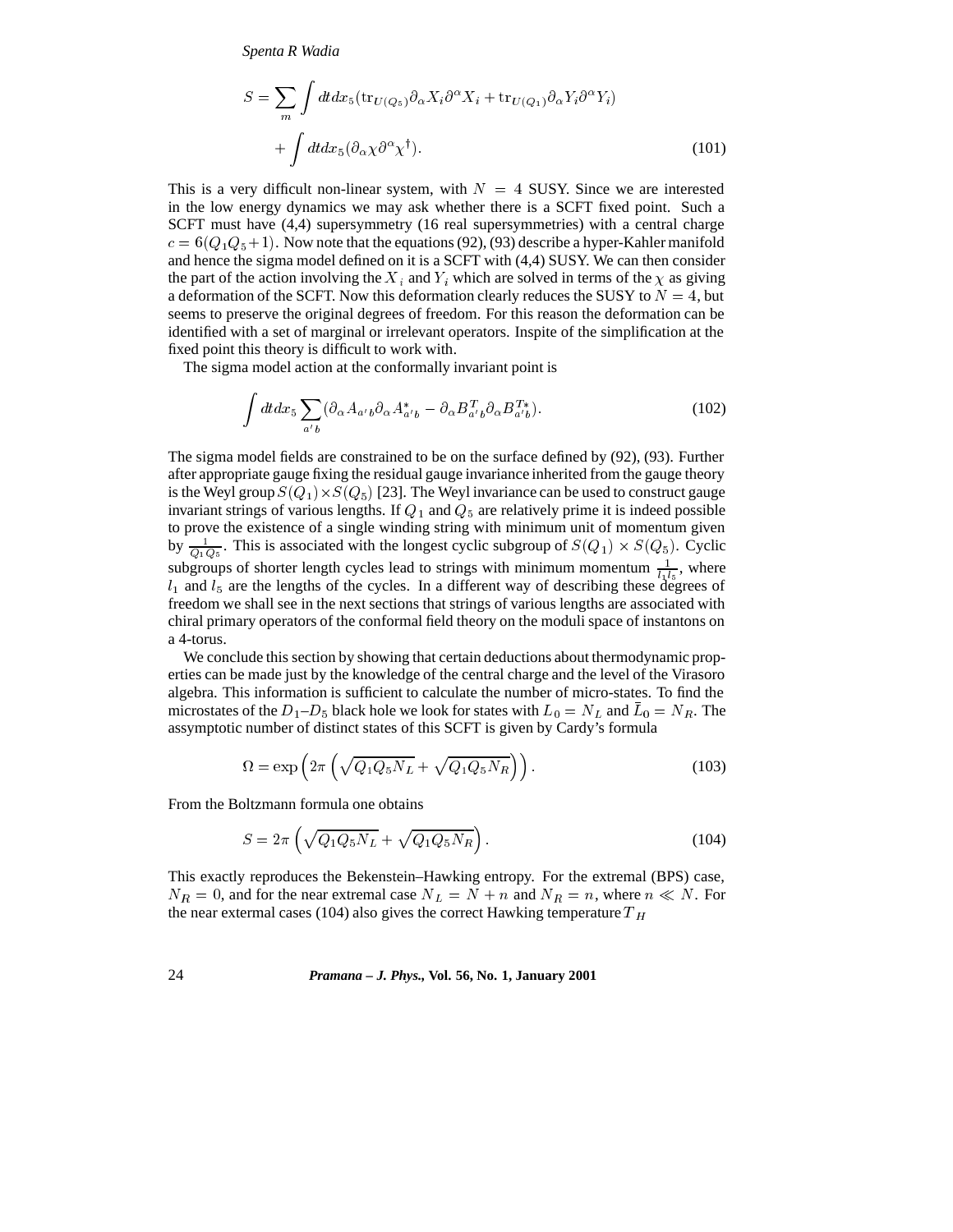$$S = \sum_m \int dt dx_5 (\mathrm{tr}_{U(Q_5)} \partial_\alpha X_i \partial^\alpha X_i + \mathrm{tr}_{U(Q_1)} \partial_\alpha Y_i \partial^\alpha Y_i)$$
$$+ \int dt dx_5 (\partial_\alpha \chi \partial^\alpha \chi^\dagger). \tag{101}$$

This is a very difficult non-linear system, with $N = 4$ SUSY. Since we are interested in the low energy dynamics we may ask whether there is a SCFT fixed point. Such a SCFT must have (4,4) supersymmetry (16 real supersymmetries) with a central charge $c = 6(Q_1 Q_5 + 1)$. Now note that the equations (92), (93) describe a hyper-Kahler manifold and hence the sigma model defined on it is a SCFT with (4,4) SUSY. We can then consider the part of the action involving the $X_i$ and $Y_i$ which are solved in terms of the $\chi$ as giving a deformation of the SCFT. Now this deformation clearly reduces the SUSY to $N = 4$, but seems to preserve the original degrees of freedom. For this reason the deformation can be identified with a set of marginal or irrelevant operators. Inspite of the simplification at the fixed point this theory is difficult to work with.

The sigma model action at the conformally invariant point is

$$\int dt dx_5 \sum_{a'b} (\partial_\alpha A_{a'b} \partial_\alpha A^*_{a'b} - \partial_\alpha B^T_{a'b} \partial_\alpha B^{T*}_{a'b}). \tag{102}$$

The sigma model fields are constrained to be on the surface defined by (92), (93). Further after appropriate gauge fixing the residual gauge invariance inherited from the gauge theory is the Weyl group $S(Q_1) \times S(Q_5)$ [23]. The Weyl invariance can be used to construct gauge invariant strings of various lengths. If $Q_1$ and $Q_5$ are relatively prime it is indeed possible to prove the existence of a single winding string with minimum unit of momentum given by $\frac{1}{Q_1 Q_5}$. This is associated with the longest cyclic subgroup of $S(Q_1) \times S(Q_5)$. Cyclic subgroups of shorter length cycles lead to strings with minimum momentum $\frac{1}{l_1 l_5}$, where $l_1$ and $l_5$ are the lengths of the cycles. In a different way of describing these degrees of freedom we shall see in the next sections that strings of various lengths are associated with chiral primary operators of the conformal field theory on the moduli space of instantons on a 4-torus.

We conclude this section by showing that certain deductions about thermodynamic properties can be made just by the knowledge of the central charge and the level of the Virasoro algebra. This information is sufficient to calculate the number of micro-states. To find the microstates of the $D_1$–$D_5$ black hole we look for states with $L_0 = N_L$ and $\bar{L}_0 = N_R$. The assymptotic number of distinct states of this SCFT is given by Cardy's formula

$$\Omega = \exp\left(2\pi\left(\sqrt{Q_1 Q_5 N_L} + \sqrt{Q_1 Q_5 N_R}\right)\right). \tag{103}$$

From the Boltzmann formula one obtains

$$S = 2\pi\left(\sqrt{Q_1 Q_5 N_L} + \sqrt{Q_1 Q_5 N_R}\right). \tag{104}$$

This exactly reproduces the Bekenstein–Hawking entropy. For the extremal (BPS) case, $N_R = 0$, and for the near extremal case $N_L = N + n$ and $N_R = n$, where $n \ll N$. For the near extermal cases (104) also gives the correct Hawking temperature $T_H$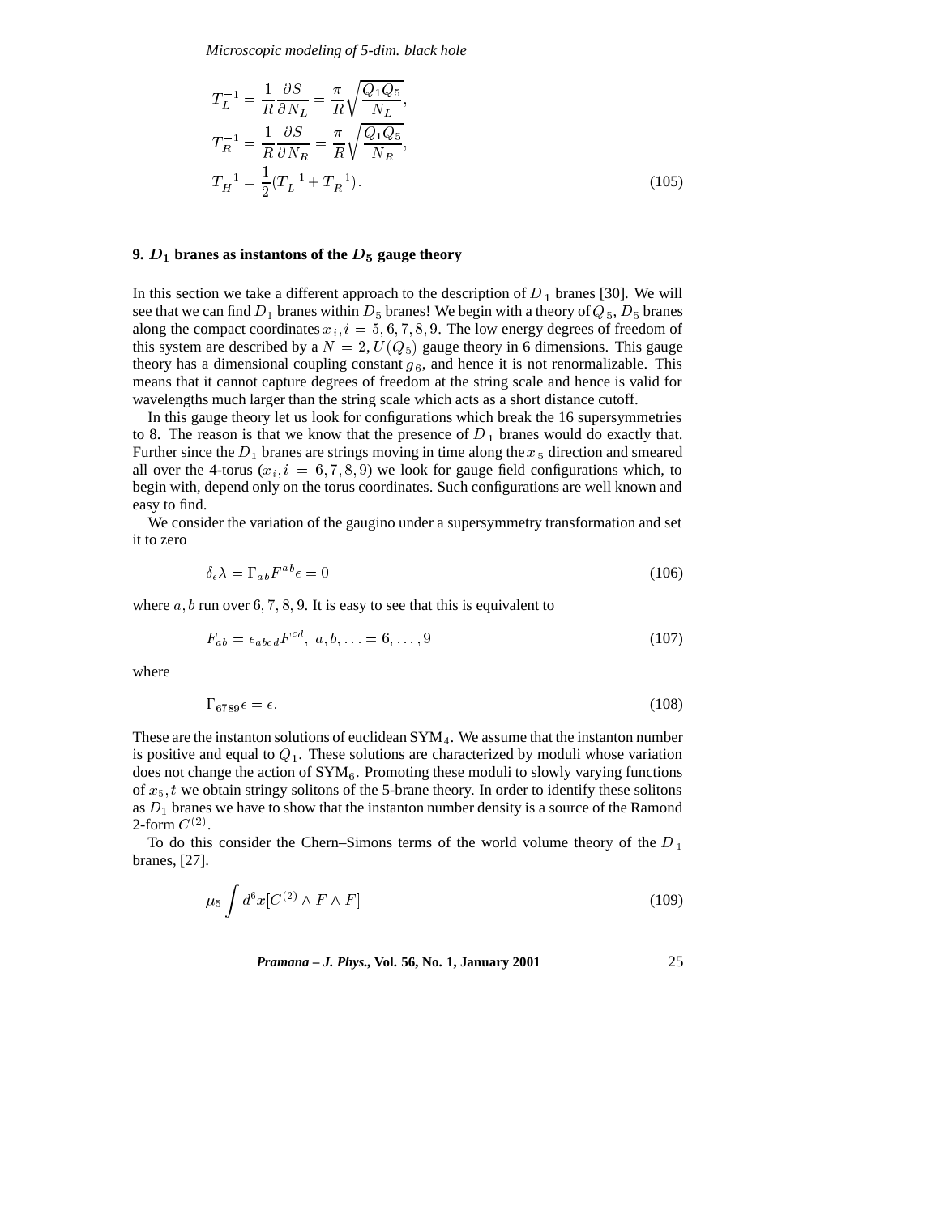$$
\begin{aligned}
T_L^{-1} &= \frac{1}{R}\frac{\partial S}{\partial N_L} = \frac{\pi}{R}\sqrt{\frac{Q_1 Q_5}{N_L}}, \\
T_R^{-1} &= \frac{1}{R}\frac{\partial S}{\partial N_R} = \frac{\pi}{R}\sqrt{\frac{Q_1 Q_5}{N_R}}, \\
T_H^{-1} &= \frac{1}{2}(T_L^{-1} + T_R^{-1}).
\end{aligned}
\tag{105}
$$

## 9. $D_1$ branes as instantons of the $D_5$ gauge theory

In this section we take a different approach to the description of $D_1$ branes [30]. We will see that we can find $D_1$ branes within $D_5$ branes! We begin with a theory of $Q_5$, $D_5$ branes along the compact coordinates $x_i, i = 5, 6, 7, 8, 9$. The low energy degrees of freedom of this system are described by a $N = 2, U(Q_5)$ gauge theory in 6 dimensions. This gauge theory has a dimensional coupling constant $g_6$, and hence it is not renormalizable. This means that it cannot capture degrees of freedom at the string scale and hence is valid for wavelengths much larger than the string scale which acts as a short distance cutoff.

In this gauge theory let us look for configurations which break the 16 supersymmetries to 8. The reason is that we know that the presence of $D_1$ branes would do exactly that. Further since the $D_1$ branes are strings moving in time along the $x_5$ direction and smeared all over the 4-torus ($x_i, i = 6, 7, 8, 9$) we look for gauge field configurations which, to begin with, depend only on the torus coordinates. Such configurations are well known and easy to find.

We consider the variation of the gaugino under a supersymmetry transformation and set it to zero

$$
\delta_\epsilon \lambda = \Gamma_{ab} F^{ab} \epsilon = 0 \tag{106}
$$

where $a, b$ run over $6, 7, 8, 9$. It is easy to see that this is equivalent to

$$
F_{ab} = \epsilon_{abcd} F^{cd}, \; a, b, \ldots = 6, \ldots, 9 \tag{107}
$$

where

$$
\Gamma_{6789} \epsilon = \epsilon. \tag{108}
$$

These are the instanton solutions of euclidean $\mathrm{SYM}_4$. We assume that the instanton number is positive and equal to $Q_1$. These solutions are characterized by moduli whose variation does not change the action of $\mathrm{SYM}_6$. Promoting these moduli to slowly varying functions of $x_5, t$ we obtain stringy solitons of the 5-brane theory. In order to identify these solitons as $D_1$ branes we have to show that the instanton number density is a source of the Ramond 2-form $C^{(2)}$.

To do this consider the Chern–Simons terms of the world volume theory of the $D_1$ branes, [27].

$$
\mu_5 \int d^6 x [C^{(2)} \wedge F \wedge F] \tag{109}
$$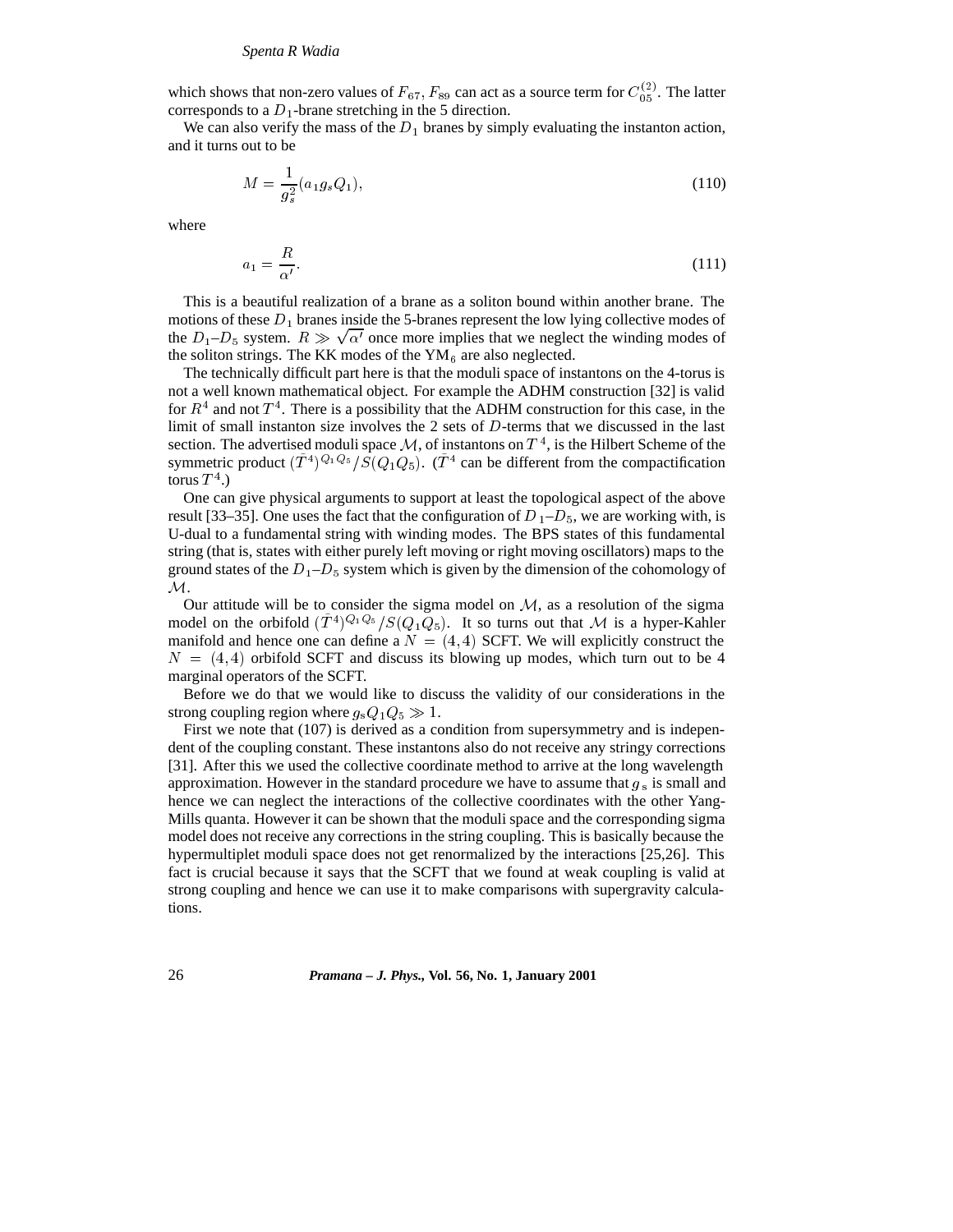which shows that non-zero values of $F_{67}, F_{89}$ can act as a source term for $C^{(2)}_{05}$. The latter corresponds to a $D_1$-brane stretching in the 5 direction.

We can also verify the mass of the $D_1$ branes by simply evaluating the instanton action, and it turns out to be

$$M = \frac{1}{g_s^2}(a_1 g_s Q_1), \tag{110}$$

where

$$a_1 = \frac{R}{\alpha'}. \tag{111}$$

This is a beautiful realization of a brane as a soliton bound within another brane. The motions of these $D_1$ branes inside the 5-branes represent the low lying collective modes of the $D_1$–$D_5$ system. $R \gg \sqrt{\alpha'}$ once more implies that we neglect the winding modes of the soliton strings. The KK modes of the $\mathrm{YM}_6$ are also neglected.

The technically difficult part here is that the moduli space of instantons on the 4-torus is not a well known mathematical object. For example the ADHM construction [32] is valid for $R^4$ and not $T^4$. There is a possibility that the ADHM construction for this case, in the limit of small instanton size involves the 2 sets of $D$-terms that we discussed in the last section. The advertised moduli space $\mathcal{M}$, of instantons on $T^4$, is the Hilbert Scheme of the symmetric product $(\tilde{T}^4)^{Q_1 Q_5}/S(Q_1 Q_5)$. ($\tilde{T}^4$ can be different from the compactification torus $T^4$.)

One can give physical arguments to support at least the topological aspect of the above result [33–35]. One uses the fact that the configuration of $D_1$–$D_5$, we are working with, is U-dual to a fundamental string with winding modes. The BPS states of this fundamental string (that is, states with either purely left moving or right moving oscillators) maps to the ground states of the $D_1$–$D_5$ system which is given by the dimension of the cohomology of $\mathcal{M}$.

Our attitude will be to consider the sigma model on $\mathcal{M}$, as a resolution of the sigma model on the orbifold $(\tilde{T}^4)^{Q_1 Q_5}/S(Q_1 Q_5)$. It so turns out that $\mathcal{M}$ is a hyper-Kahler manifold and hence one can define a $N = (4,4)$ SCFT. We will explicitly construct the $N = (4,4)$ orbifold SCFT and discuss its blowing up modes, which turn out to be 4 marginal operators of the SCFT.

Before we do that we would like to discuss the validity of our considerations in the strong coupling region where $g_s Q_1 Q_5 \gg 1$.

First we note that (107) is derived as a condition from supersymmetry and is independent of the coupling constant. These instantons also do not receive any stringy corrections [31]. After this we used the collective coordinate method to arrive at the long wavelength approximation. However in the standard procedure we have to assume that $g_s$ is small and hence we can neglect the interactions of the collective coordinates with the other Yang-Mills quanta. However it can be shown that the moduli space and the corresponding sigma model does not receive any corrections in the string coupling. This is basically because the hypermultiplet moduli space does not get renormalized by the interactions [25,26]. This fact is crucial because it says that the SCFT that we found at weak coupling is valid at strong coupling and hence we can use it to make comparisons with supergravity calculations.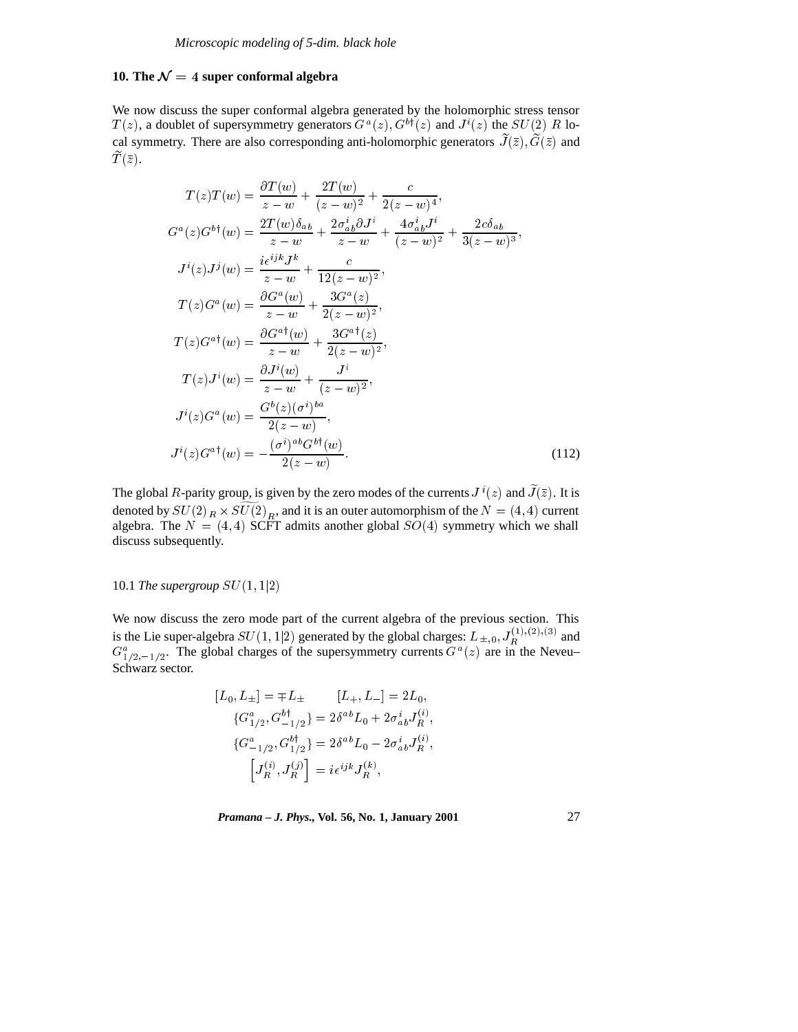## 10. The $\mathcal{N} = 4$ super conformal algebra

We now discuss the super conformal algebra generated by the holomorphic stress tensor $T(z)$, a doublet of supersymmetry generators $G^a(z), G^{b\dagger}(z)$ and $J^i(z)$ the $SU(2)$ $R$ local symmetry. There are also corresponding anti-holomorphic generators $\widetilde{J}(\bar{z}), \widetilde{G}(\bar{z})$ and $\widetilde{T}(\bar{z})$.

$$
\begin{aligned}
T(z)T(w) &= \frac{\partial T(w)}{z-w} + \frac{2T(w)}{(z-w)^2} + \frac{c}{2(z-w)^4}, \\
G^a(z)G^{b\dagger}(w) &= \frac{2T(w)\delta_{ab}}{z-w} + \frac{2\sigma^i_{ab}\partial J^i}{z-w} + \frac{4\sigma^i_{ab}J^i}{(z-w)^2} + \frac{2c\delta_{ab}}{3(z-w)^3}, \\
J^i(z)J^j(w) &= \frac{i\epsilon^{ijk}J^k}{z-w} + \frac{c}{12(z-w)^2}, \\
T(z)G^a(w) &= \frac{\partial G^a(w)}{z-w} + \frac{3G^a(z)}{2(z-w)^2}, \\
T(z)G^{a\dagger}(w) &= \frac{\partial G^{a\dagger}(w)}{z-w} + \frac{3G^{a\dagger}(z)}{2(z-w)^2}, \\
T(z)J^i(w) &= \frac{\partial J^i(w)}{z-w} + \frac{J^i}{(z-w)^2}, \\
J^i(z)G^a(w) &= \frac{G^b(z)(\sigma^i)^{ba}}{2(z-w)}, \\
J^i(z)G^{a\dagger}(w) &= -\frac{(\sigma^i)^{ab}G^{b\dagger}(w)}{2(z-w)}.
\end{aligned}
\tag{112}
$$

The global $R$-parity group, is given by the zero modes of the currents $J^i(z)$ and $\widetilde{J}(\bar{z})$. It is denoted by $SU(2)_R \times \widetilde{SU(2)}_R$, and it is an outer automorphism of the $N = (4,4)$ current algebra. The $N = (4,4)$ SCFT admits another global $SO(4)$ symmetry which we shall discuss subsequently.

### 10.1 *The supergroup* $SU(1,1|2)$

We now discuss the zero mode part of the current algebra of the previous section. This is the Lie super-algebra $SU(1,1|2)$ generated by the global charges: $L_{\pm,0}, J_R^{(1),(2),(3)}$ and $G^a_{1/2,-1/2}$. The global charges of the supersymmetry currents $G^a(z)$ are in the Neveu–Schwarz sector.

$$
\begin{aligned}
[L_0, L_\pm] &= \mp L_\pm \qquad [L_+, L_-] = 2L_0, \\
\{G^a_{1/2}, G^{b\dagger}_{-1/2}\} &= 2\delta^{ab}L_0 + 2\sigma^i_{ab}J_R^{(i)}, \\
\{G^a_{-1/2}, G^{b\dagger}_{1/2}\} &= 2\delta^{ab}L_0 - 2\sigma^i_{ab}J_R^{(i)}, \\
\left[J_R^{(i)}, J_R^{(j)}\right] &= i\epsilon^{ijk}J_R^{(k)},
\end{aligned}
$$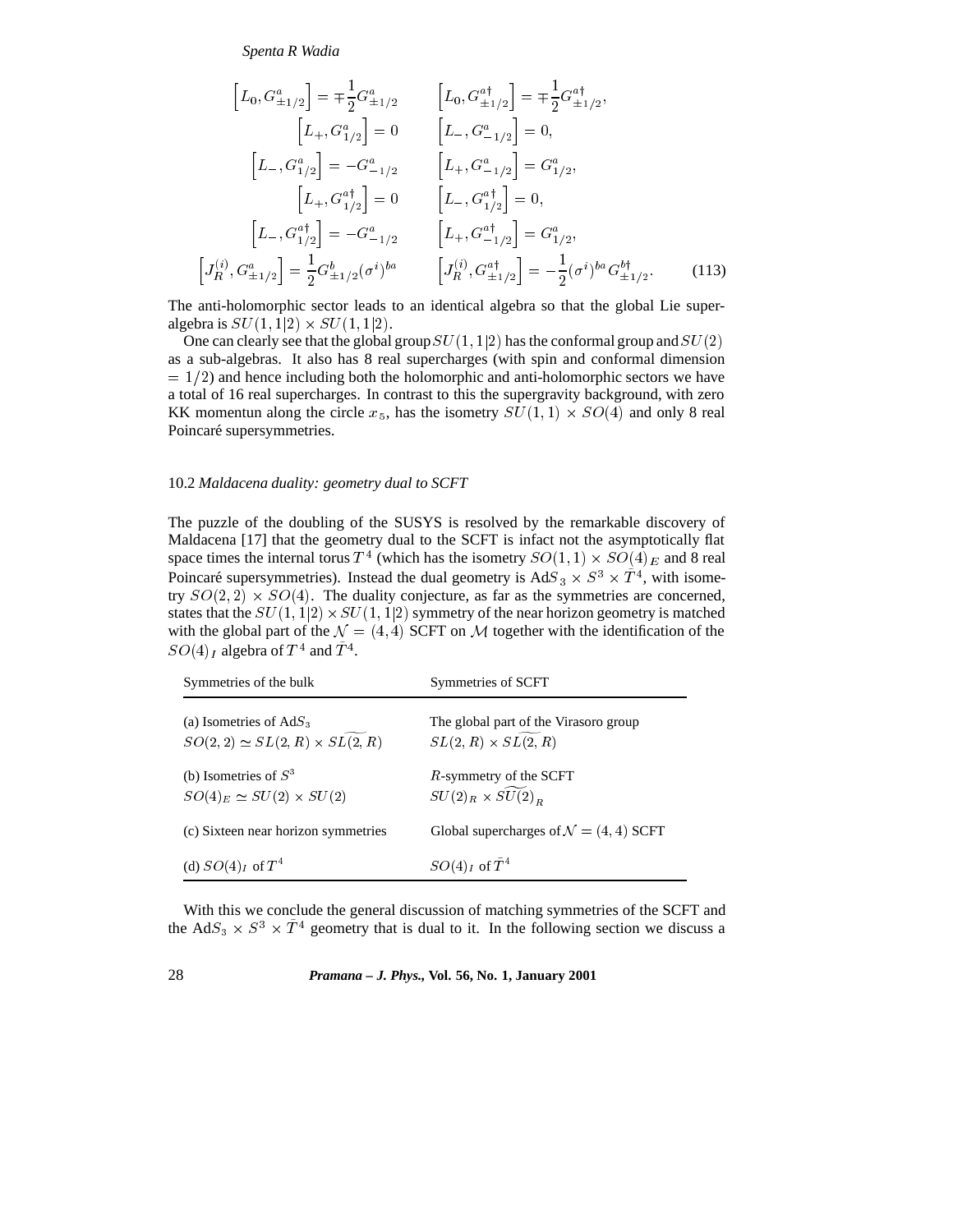$$
\begin{aligned}
\left[L_0, G^a_{\pm 1/2}\right] &= \mp\frac{1}{2}G^a_{\pm 1/2} & \left[L_0, G^{a\dagger}_{\pm 1/2}\right] &= \mp\frac{1}{2}G^{a\dagger}_{\pm 1/2}, \\
\left[L_+, G^a_{1/2}\right] &= 0 & \left[L_-, G^a_{-1/2}\right] &= 0, \\
\left[L_-, G^a_{1/2}\right] &= -G^a_{-1/2} & \left[L_+, G^a_{-1/2}\right] &= G^a_{1/2}, \\
\left[L_+, G^{a\dagger}_{1/2}\right] &= 0 & \left[L_-, G^{a\dagger}_{1/2}\right] &= 0, \\
\left[L_-, G^{a\dagger}_{1/2}\right] &= -G^a_{-1/2} & \left[L_+, G^{a\dagger}_{-1/2}\right] &= G^a_{1/2}, \\
\left[J^{(i)}_R, G^a_{\pm 1/2}\right] &= \frac{1}{2}G^b_{\pm 1/2}(\sigma^i)^{ba} & \left[J^{(i)}_R, G^{a\dagger}_{\pm 1/2}\right] &= -\frac{1}{2}(\sigma^i)^{ba}G^{b\dagger}_{\pm 1/2}.
\end{aligned}
\tag{113}
$$

The anti-holomorphic sector leads to an identical algebra so that the global Lie superalgebra is $SU(1,1|2) \times SU(1,1|2)$.

One can clearly see that the global group $SU(1,1|2)$ has the conformal group and $SU(2)$ as a sub-algebras. It also has 8 real supercharges (with spin and conformal dimension $= 1/2$) and hence including both the holomorphic and anti-holomorphic sectors we have a total of 16 real supercharges. In contrast to this the supergravity background, with zero KK momentun along the circle $x_5$, has the isometry $SU(1,1) \times SO(4)$ and only 8 real Poincaré supersymmetries.

### 10.2 *Maldacena duality: geometry dual to SCFT*

The puzzle of the doubling of the SUSYS is resolved by the remarkable discovery of Maldacena [17] that the geometry dual to the SCFT is infact not the asymptotically flat space times the internal torus $T^4$ (which has the isometry $SO(1,1) \times SO(4)_E$ and 8 real Poincaré supersymmetries). Instead the dual geometry is Ad$S_3 \times S^3 \times \tilde{T}^4$, with isometry $SO(2,2) \times SO(4)$. The duality conjecture, as far as the symmetries are concerned, states that the $SU(1,1|2) \times SU(1,1|2)$ symmetry of the near horizon geometry is matched with the global part of the $\mathcal{N} = (4,4)$ SCFT on $\mathcal{M}$ together with the identification of the $SO(4)_I$ algebra of $T^4$ and $\tilde{T}^4$.

| Symmetries of the bulk | Symmetries of SCFT |
|---|---|
| (a) Isometries of Ad$S_3$ $SO(2,2) \simeq SL(2,R) \times \widetilde{SL(2,R)}$ | The global part of the Virasoro group $SL(2,R) \times \widetilde{SL(2,R)}$ |
| (b) Isometries of $S^3$ $SO(4)_E \simeq SU(2) \times SU(2)$ | $R$-symmetry of the SCFT $SU(2)_R \times \widetilde{SU(2)}_R$ |
| (c) Sixteen near horizon symmetries | Global supercharges of $\mathcal{N} = (4,4)$ SCFT |
| (d) $SO(4)_I$ of $T^4$ | $SO(4)_I$ of $\tilde{T}^4$ |

With this we conclude the general discussion of matching symmetries of the SCFT and the Ad$S_3 \times S^3 \times \tilde{T}^4$ geometry that is dual to it. In the following section we discuss a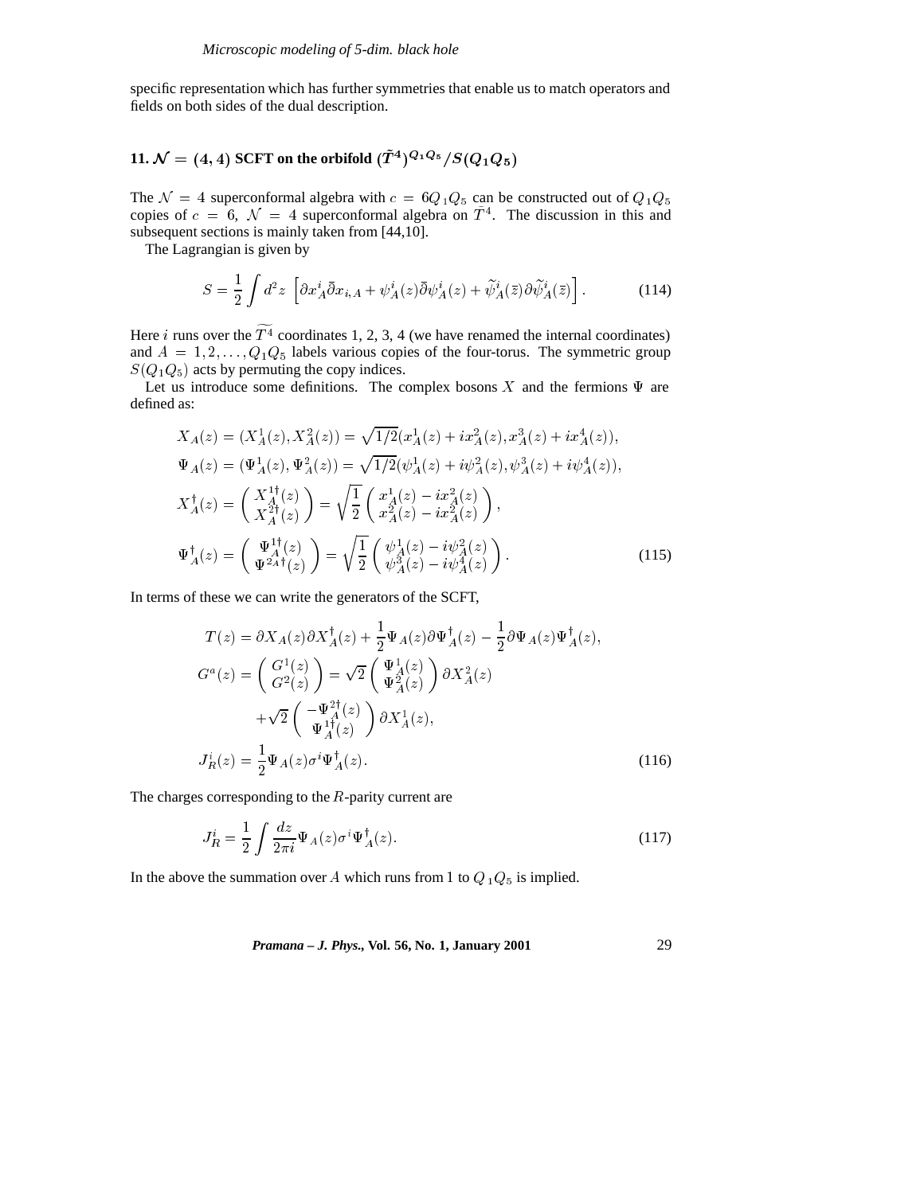specific representation which has further symmetries that enable us to match operators and fields on both sides of the dual description.

## 11. $\mathcal{N} = (4,4)$ SCFT on the orbifold $(\tilde{T}^4)^{Q_1 Q_5}/S(Q_1 Q_5)$

The $\mathcal{N} = 4$ superconformal algebra with $c = 6Q_1Q_5$ can be constructed out of $Q_1Q_5$ copies of $c = 6$, $\mathcal{N} = 4$ superconformal algebra on $\tilde{T}^4$. The discussion in this and subsequent sections is mainly taken from [44,10].

The Lagrangian is given by

$$S = \frac{1}{2}\int d^2z \left[\partial x_A^i \bar{\partial} x_{i,A} + \psi_A^i(z)\bar{\partial}\psi_A^i(z) + \widetilde{\psi}_A^i(\bar{z})\partial\widetilde{\psi}_A^i(\bar{z})\right]. \tag{114}$$

Here $i$ runs over the $\widetilde{T^4}$ coordinates 1, 2, 3, 4 (we have renamed the internal coordinates) and $A = 1, 2, \ldots, Q_1Q_5$ labels various copies of the four-torus. The symmetric group $S(Q_1Q_5)$ acts by permuting the copy indices.

Let us introduce some definitions. The complex bosons $X$ and the fermions $\Psi$ are defined as:

$$\begin{aligned}
X_A(z) &= (X_A^1(z), X_A^2(z)) = \sqrt{1/2}(x_A^1(z) + ix_A^2(z), x_A^3(z) + ix_A^4(z)),\\
\Psi_A(z) &= (\Psi_A^1(z), \Psi_A^2(z)) = \sqrt{1/2}(\psi_A^1(z) + i\psi_A^2(z), \psi_A^3(z) + i\psi_A^4(z)),\\
X_A^\dagger(z) &= \begin{pmatrix} X_A^{1\dagger}(z) \\ X_A^{2\dagger}(z) \end{pmatrix} = \sqrt{\frac{1}{2}}\begin{pmatrix} x_A^1(z) - ix_A^2(z) \\ x_A^2(z) - ix_A^2(z) \end{pmatrix},\\
\Psi_A^\dagger(z) &= \begin{pmatrix} \Psi_A^{1\dagger}(z) \\ \Psi^{2_A\dagger}(z) \end{pmatrix} = \sqrt{\frac{1}{2}}\begin{pmatrix} \psi_A^1(z) - i\psi_A^2(z) \\ \psi_A^3(z) - i\psi_A^4(z) \end{pmatrix}.
\end{aligned} \tag{115}$$

In terms of these we can write the generators of the SCFT,

$$\begin{aligned}
T(z) &= \partial X_A(z)\partial X_A^\dagger(z) + \frac{1}{2}\Psi_A(z)\partial\Psi_A^\dagger(z) - \frac{1}{2}\partial\Psi_A(z)\Psi_A^\dagger(z),\\
G^a(z) &= \begin{pmatrix} G^1(z) \\ G^2(z) \end{pmatrix} = \sqrt{2}\begin{pmatrix} \Psi_A^1(z) \\ \Psi_A^2(z) \end{pmatrix}\partial X_A^2(z)\\
&\quad + \sqrt{2}\begin{pmatrix} -\Psi_A^{2\dagger}(z) \\ \Psi_A^{1\dagger}(z) \end{pmatrix}\partial X_A^1(z),\\
J_R^i(z) &= \frac{1}{2}\Psi_A(z)\sigma^i\Psi_A^\dagger(z).
\end{aligned} \tag{116}$$

The charges corresponding to the $R$-parity current are

$$J_R^i = \frac{1}{2}\int \frac{dz}{2\pi i}\Psi_A(z)\sigma^i\Psi_A^\dagger(z). \tag{117}$$

In the above the summation over $A$ which runs from 1 to $Q_1Q_5$ is implied.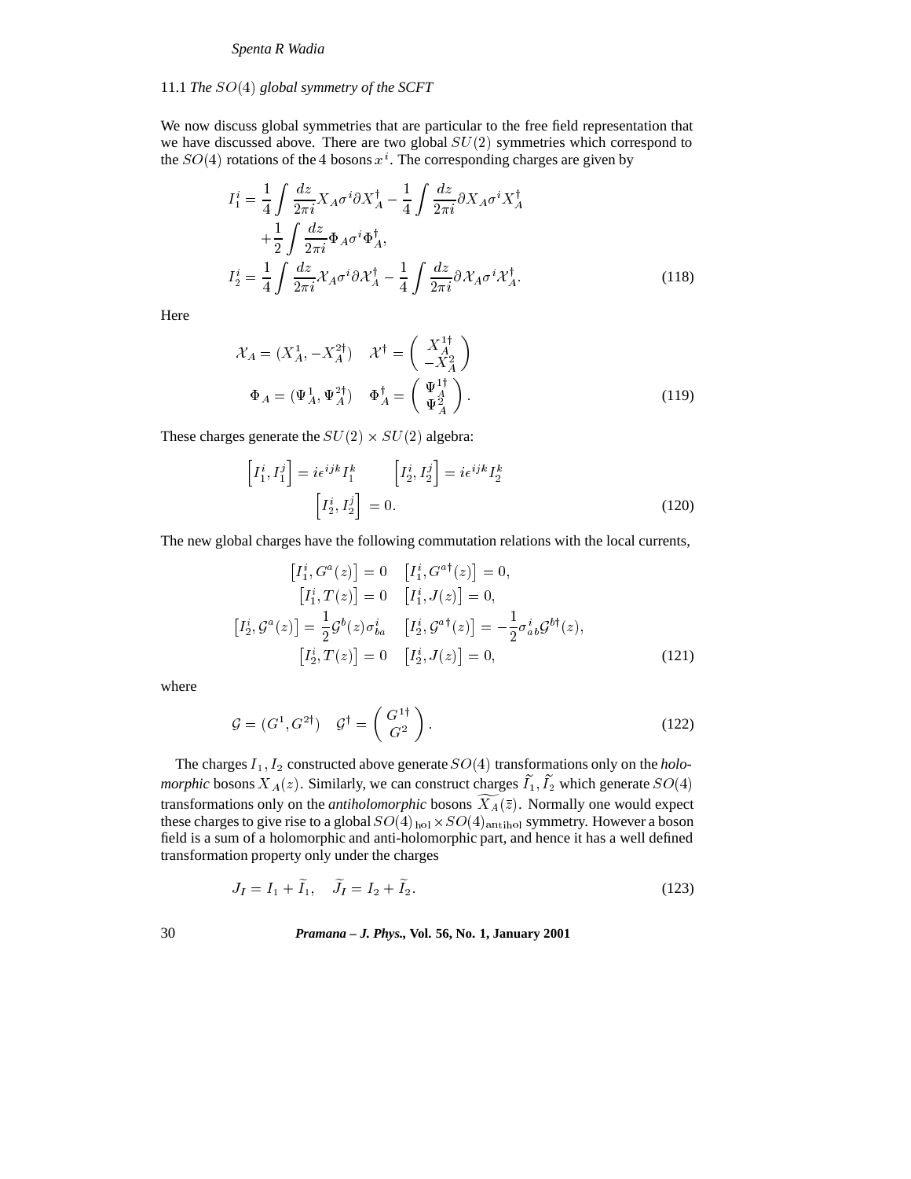### 11.1 *The $SO(4)$ global symmetry of the SCFT*

We now discuss global symmetries that are particular to the free field representation that we have discussed above. There are two global $SU(2)$ symmetries which correspond to the $SO(4)$ rotations of the 4 bosons $x^i$. The corresponding charges are given by

$$
\begin{aligned}
I_1^i &= \frac{1}{4}\int \frac{dz}{2\pi i} X_A \sigma^i \partial X_A^\dagger - \frac{1}{4}\int \frac{dz}{2\pi i} \partial X_A \sigma^i X_A^\dagger \\
&\quad + \frac{1}{2}\int \frac{dz}{2\pi i} \Phi_A \sigma^i \Phi_A^\dagger, \\
I_2^i &= \frac{1}{4}\int \frac{dz}{2\pi i} \mathcal{X}_A \sigma^i \partial \mathcal{X}_A^\dagger - \frac{1}{4}\int \frac{dz}{2\pi i} \partial \mathcal{X}_A \sigma^i \mathcal{X}_A^\dagger .
\end{aligned} \tag{118}
$$

Here

$$
\begin{aligned}
\mathcal{X}_A &= (X_A^1, -X_A^{2\dagger}) \quad \mathcal{X}^\dagger = \begin{pmatrix} X_A^{1\dagger} \\ -X_A^2 \end{pmatrix} \\
\Phi_A &= (\Psi_A^1, \Psi_A^{2\dagger}) \quad \Phi_A^\dagger = \begin{pmatrix} \Psi_A^{1\dagger} \\ \Psi_A^2 \end{pmatrix}.
\end{aligned} \tag{119}
$$

These charges generate the $SU(2)\times SU(2)$ algebra:

$$
\begin{aligned}
\left[I_1^i, I_1^j\right] &= i\epsilon^{ijk} I_1^k \qquad \left[I_2^i, I_2^j\right] = i\epsilon^{ijk} I_2^k \\
\left[I_2^i, I_2^j\right] &= 0.
\end{aligned} \tag{120}
$$

The new global charges have the following commutation relations with the local currents,

$$
\begin{aligned}
\left[I_1^i, G^a(z)\right] &= 0 \quad \left[I_1^i, G^{a\dagger}(z)\right] = 0, \\
\left[I_1^i, T(z)\right] &= 0 \quad \left[I_1^i, J(z)\right] = 0, \\
\left[I_2^i, \mathcal{G}^a(z)\right] &= \frac{1}{2}\mathcal{G}^b(z)\sigma_{ba}^i \quad \left[I_2^i, \mathcal{G}^{a\dagger}(z)\right] = -\frac{1}{2}\sigma^i{}_{ab}\mathcal{G}^{b\dagger}(z), \\
\left[I_2^i, T(z)\right] &= 0 \quad \left[I_2^i, J(z)\right] = 0,
\end{aligned} \tag{121}
$$

where

$$
\mathcal{G} = (G^1, G^{2\dagger}) \quad \mathcal{G}^\dagger = \begin{pmatrix} G^{1\dagger} \\ G^2 \end{pmatrix}. \tag{122}
$$

The charges $I_1, I_2$ constructed above generate $SO(4)$ transformations only on the *holomorphic* bosons $X_A(z)$. Similarly, we can construct charges $\widetilde{I}_1, \widetilde{I}_2$ which generate $SO(4)$ transformations only on the *antiholomorphic* bosons $\widetilde{X_A}(\bar{z})$. Normally one would expect these charges to give rise to a global $SO(4)_{\rm hol}\times SO(4)_{\rm antihol}$ symmetry. However a boson field is a sum of a holomorphic and anti-holomorphic part, and hence it has a well defined transformation property only under the charges

$$
J_I = I_1 + \widetilde{I}_1, \quad \widetilde{J}_I = I_2 + \widetilde{I}_2. \tag{123}
$$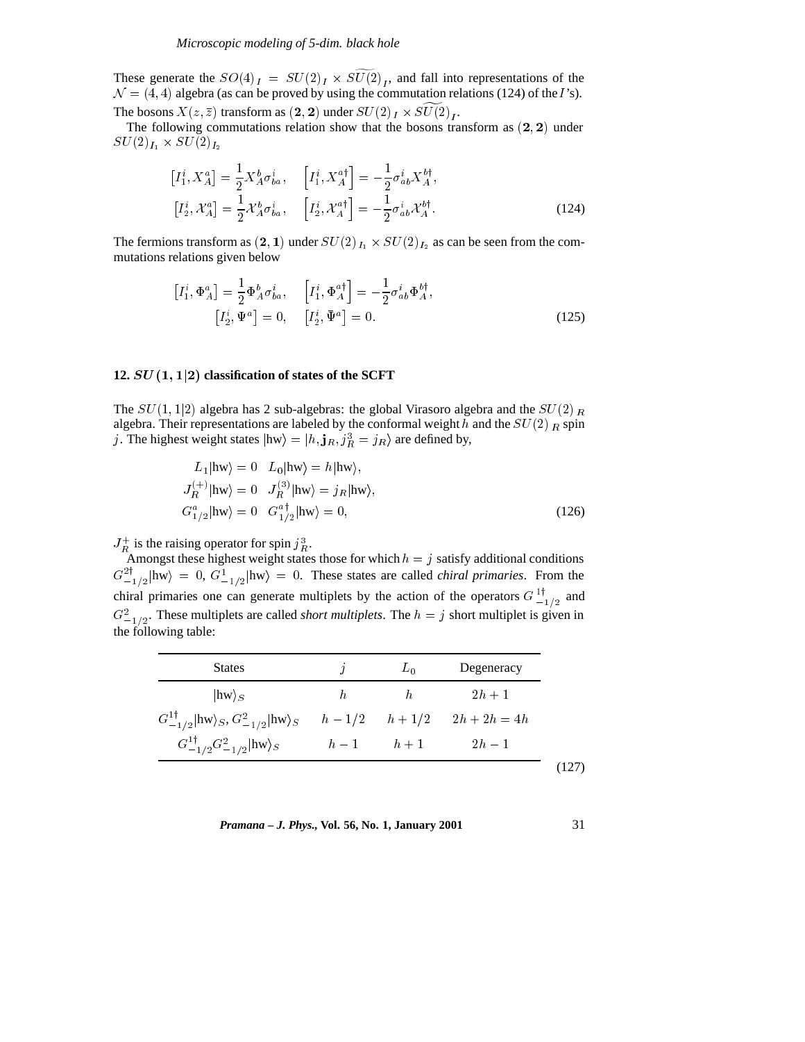These generate the $SO(4)_I = SU(2)_I \times \widetilde{SU(2)}_I$, and fall into representations of the $\mathcal{N} = (4,4)$ algebra (as can be proved by using the commutation relations (124) of the $I$'s). The bosons $X(z, \bar{z})$ transform as $(\mathbf{2}, \mathbf{2})$ under $SU(2)_I \times \widetilde{SU(2)}_I$.

The following commutations relation show that the bosons transform as $(\mathbf{2}, \mathbf{2})$ under $SU(2)_{I_1} \times SU(2)_{I_2}$

$$
\begin{aligned}
\left[I_1^i, X_A^a\right] &= \frac{1}{2} X_A^b \sigma_{ba}^i, \quad \left[I_1^i, X_A^{a\dagger}\right] = -\frac{1}{2} \sigma_{ab}^i X_A^{b\dagger}, \\
\left[I_2^i, \mathcal{X}_A^a\right] &= \frac{1}{2} \mathcal{X}_A^b \sigma_{ba}^i, \quad \left[I_2^i, \mathcal{X}_A^{a\dagger}\right] = -\frac{1}{2} \sigma_{ab}^i \mathcal{X}_A^{b\dagger}.
\end{aligned}
\tag{124}
$$

The fermions transform as $(\mathbf{2}, \mathbf{1})$ under $SU(2)_{I_1} \times SU(2)_{I_2}$ as can be seen from the commutations relations given below

$$
\begin{aligned}
\left[I_1^i, \Phi_A^a\right] &= \frac{1}{2} \Phi_A^b \sigma_{ba}^i, \quad \left[I_1^i, \Phi_A^{a\dagger}\right] = -\frac{1}{2} \sigma_{ab}^i \Phi_A^{b\dagger}, \\
\left[I_2^i, \Psi^a\right] &= 0, \quad \left[I_2^i, \bar{\Psi}^a\right] = 0.
\end{aligned}
\tag{125}
$$

## 12. $SU(1,1|2)$ classification of states of the SCFT

The $SU(1,1|2)$ algebra has 2 sub-algebras: the global Virasoro algebra and the $SU(2)_R$ algebra. Their representations are labeled by the conformal weight $h$ and the $SU(2)_R$ spin $j$. The highest weight states $|\mathrm{hw}\rangle = |h, \mathbf{j}_R, j_R^3 = j_R\rangle$ are defined by,

$$
\begin{aligned}
L_1 |\mathrm{hw}\rangle &= 0 \quad L_0 |\mathrm{hw}\rangle = h |\mathrm{hw}\rangle, \\
J_R^{(+)} |\mathrm{hw}\rangle &= 0 \quad J_R^{(3)} |\mathrm{hw}\rangle = j_R |\mathrm{hw}\rangle, \\
G_{1/2}^a |\mathrm{hw}\rangle &= 0 \quad G_{1/2}^{a\dagger} |\mathrm{hw}\rangle = 0,
\end{aligned}
\tag{126}
$$

$J_R^+$ is the raising operator for spin $j_R^3$.

Amongst these highest weight states those for which $h = j$ satisfy additional conditions $G_{-1/2}^{2\dagger} |\mathrm{hw}\rangle = 0$, $G_{-1/2}^1 |\mathrm{hw}\rangle = 0$. These states are called *chiral primaries*. From the chiral primaries one can generate multiplets by the action of the operators $G_{-1/2}^{1\dagger}$ and $G_{-1/2}^2$. These multiplets are called *short multiplets*. The $h = j$ short multiplet is given in the following table:

| States | $j$ | $L_0$ | Degeneracy |
|---|---|---|---|
| $\|\mathrm{hw}\rangle_S$ | $h$ | $h$ | $2h+1$ |
| $G_{-1/2}^{1\dagger} \|\mathrm{hw}\rangle_S$, $G_{-1/2}^2 \|\mathrm{hw}\rangle_S$ | $h - 1/2$ | $h + 1/2$ | $2h + 2h = 4h$ |
| $G_{-1/2}^{1\dagger} G_{-1/2}^2 \|\mathrm{hw}\rangle_S$ | $h - 1$ | $h + 1$ | $2h - 1$ |

(127)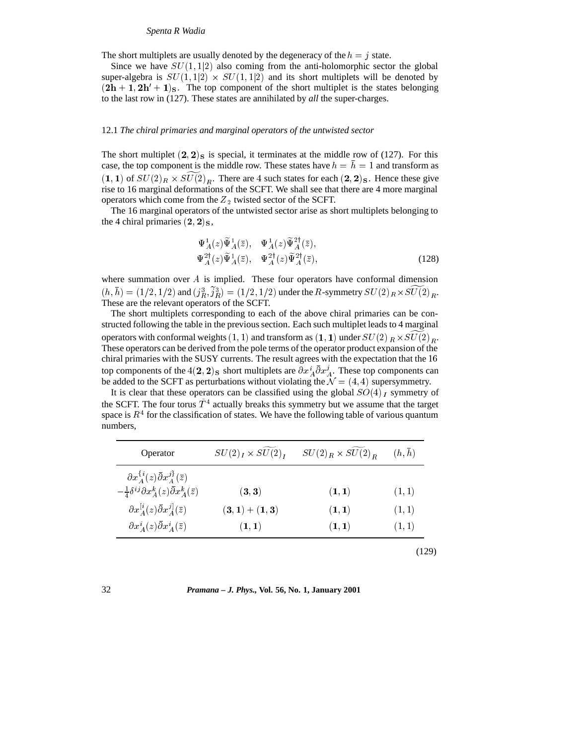The short multiplets are usually denoted by the degeneracy of the $h = j$ state.

Since we have $SU(1,1|2)$ also coming from the anti-holomorphic sector the global super-algebra is $SU(1,1|2) \times SU(1,1|2)$ and its short multiplets will be denoted by $(\mathbf{2h+1}, \mathbf{2h'+1})_{\mathbf{S}}$. The top component of the short multiplet is the states belonging to the last row in (127). These states are annihilated by *all* the super-charges.

### 12.1 *The chiral primaries and marginal operators of the untwisted sector*

The short multiplet $(\mathbf{2},\mathbf{2})_{\mathbf{S}}$ is special, it terminates at the middle row of (127). For this case, the top component is the middle row. These states have $h = \bar{h} = 1$ and transform as $(\mathbf{1},\mathbf{1})$ of $SU(2)_R \times \widetilde{SU(2)}_R$. There are 4 such states for each $(\mathbf{2},\mathbf{2})_{\mathbf{S}}$. Hence these give rise to 16 marginal deformations of the SCFT. We shall see that there are 4 more marginal operators which come from the $Z_2$ twisted sector of the SCFT.

The 16 marginal operators of the untwisted sector arise as short multiplets belonging to the 4 chiral primaries $(\mathbf{2},\mathbf{2})_{\mathbf{S}}$,

$$
\begin{array}{ll}
\Psi_A^1(z)\widetilde{\Psi}_A^1(\bar{z}), & \Psi_A^1(z)\widetilde{\Psi}_A^{2\dagger}(\bar{z}), \\
\Psi_A^{2\dagger}(z)\widetilde{\Psi}_A^1(\bar{z}), & \Psi_A^{2\dagger}(z)\widetilde{\Psi}_A^{2\dagger}(\bar{z}),
\end{array}
\tag{128}
$$

where summation over $A$ is implied. These four operators have conformal dimension $(h,\bar{h}) = (1/2, 1/2)$ and $(j_R^3, \tilde{j}_R^3) = (1/2, 1/2)$ under the $R$-symmetry $SU(2)_R \times \widetilde{SU(2)}_R$. These are the relevant operators of the SCFT.

The short multiplets corresponding to each of the above chiral primaries can be constructed following the table in the previous section. Each such multiplet leads to 4 marginal operators with conformal weights $(1,1)$ and transform as $(\mathbf{1},\mathbf{1})$ under $SU(2)_R \times \widetilde{SU(2)}_R$. These operators can be derived from the pole terms of the operator product expansion of the chiral primaries with the SUSY currents. The result agrees with the expectation that the 16 top components of the $4(\mathbf{2},\mathbf{2})_{\mathbf{S}}$ short multiplets are $\partial x^i{}_A \bar{\partial} x^j{}_A$. These top components can be added to the SCFT as perturbations without violating the $\mathcal{N} = (4,4)$ supersymmetry.

It is clear that these operators can be classified using the global $SO(4)_I$ symmetry of the SCFT. The four torus $\tilde{T}^4$ actually breaks this symmetry but we assume that the target space is $R^4$ for the classification of states. We have the following table of various quantum numbers,

| Operator | $SU(2)_I \times \widetilde{SU(2)}_I$ | $SU(2)_R \times \widetilde{SU(2)}_R$ | $(h,\bar{h})$ |
|---|---|---|---|
| $\partial x_A^{\{i}(z)\bar{\partial} x_A^{j\}}(\bar{z}) - \frac{1}{4}\delta^{ij}\partial x_A^k(z)\bar{\partial} x_A^k(\bar{z})$ | $(\mathbf{3},\mathbf{3})$ | $(\mathbf{1},\mathbf{1})$ | $(1,1)$ |
| $\partial x_A^{[i}(z)\bar{\partial} x_A^{j]}(\bar{z})$ | $(\mathbf{3},\mathbf{1}) + (\mathbf{1},\mathbf{3})$ | $(\mathbf{1},\mathbf{1})$ | $(1,1)$ |
| $\partial x_A^i(z)\bar{\partial} x_A^i(\bar{z})$ | $(\mathbf{1},\mathbf{1})$ | $(\mathbf{1},\mathbf{1})$ | $(1,1)$ |

(129)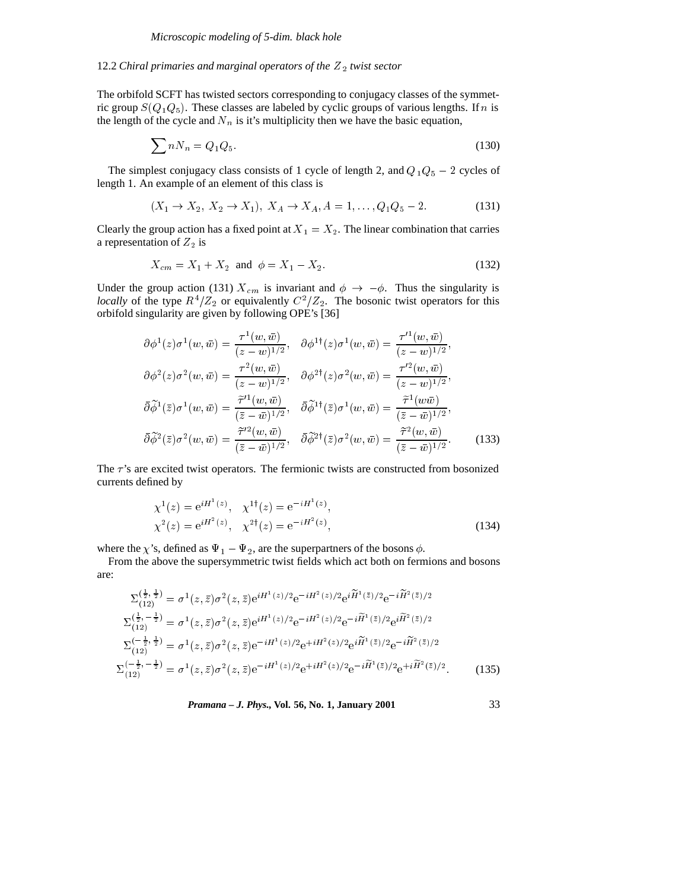### 12.2 *Chiral primaries and marginal operators of the $Z_2$ twist sector*

The orbifold SCFT has twisted sectors corresponding to conjugacy classes of the symmetric group $S(Q_1Q_5)$. These classes are labeled by cyclic groups of various lengths. If $n$ is the length of the cycle and $N_n$ is it's multiplicity then we have the basic equation,

$$\sum nN_n = Q_1Q_5. \tag{130}$$

The simplest conjugacy class consists of 1 cycle of length 2, and $Q_1Q_5 - 2$ cycles of length 1. An example of an element of this class is

$$(X_1 \to X_2,\ X_2 \to X_1),\ X_A \to X_A, A = 1, \ldots, Q_1Q_5 - 2. \tag{131}$$

Clearly the group action has a fixed point at $X_1 = X_2$. The linear combination that carries a representation of $Z_2$ is

$$X_{cm} = X_1 + X_2 \ \text{ and } \ \phi = X_1 - X_2. \tag{132}$$

Under the group action (131) $X_{cm}$ is invariant and $\phi \to -\phi$. Thus the singularity is *locally* of the type $R^4/Z_2$ or equivalently $C^2/Z_2$. The bosonic twist operators for this orbifold singularity are given by following OPE's [36]

$$
\begin{aligned}
\partial\phi^1(z)\sigma^1(w,\bar{w}) &= \frac{\tau^1(w,\bar{w})}{(z-w)^{1/2}}, \quad \partial\phi^{1\dagger}(z)\sigma^1(w,\bar{w}) = \frac{\tau'^1(w,\bar{w})}{(z-w)^{1/2}},\\
\partial\phi^2(z)\sigma^2(w,\bar{w}) &= \frac{\tau^2(w,\bar{w})}{(z-w)^{1/2}}, \quad \partial\phi^{2\dagger}(z)\sigma^2(w,\bar{w}) = \frac{\tau'^2(w,\bar{w})}{(z-w)^{1/2}},\\
\bar{\partial}\widetilde{\phi}^1(\bar{z})\sigma^1(w,\bar{w}) &= \frac{\widetilde{\tau}'^1(w,\bar{w})}{(\bar{z}-\bar{w})^{1/2}}, \quad \bar{\partial}\widetilde{\phi}^{1\dagger}(\bar{z})\sigma^1(w,\bar{w}) = \frac{\widetilde{\tau}^1(w\bar{w})}{(\bar{z}-\bar{w})^{1/2}},\\
\bar{\partial}\widetilde{\phi}^2(\bar{z})\sigma^2(w,\bar{w}) &= \frac{\widetilde{\tau}'^2(w,\bar{w})}{(\bar{z}-\bar{w})^{1/2}}, \quad \bar{\partial}\widetilde{\phi}^{2\dagger}(\bar{z})\sigma^2(w,\bar{w}) = \frac{\widetilde{\tau}^2(w,\bar{w})}{(\bar{z}-\bar{w})^{1/2}}.
\end{aligned} \tag{133}
$$

The $\tau$'s are excited twist operators. The fermionic twists are constructed from bosonized currents defined by

$$
\begin{aligned}
\chi^1(z) &= \mathrm{e}^{iH^1(z)}, \quad \chi^{1\dagger}(z) = \mathrm{e}^{-iH^1(z)},\\
\chi^2(z) &= \mathrm{e}^{iH^2(z)}, \quad \chi^{2\dagger}(z) = \mathrm{e}^{-iH^2(z)},
\end{aligned} \tag{134}
$$

where the $\chi$'s, defined as $\Psi_1 - \Psi_2$, are the superpartners of the bosons $\phi$.

From the above the supersymmetric twist fields which act both on fermions and bosons are:

$$
\begin{aligned}
\Sigma_{(12)}^{(\frac{1}{2},\frac{1}{2})} &= \sigma^1(z,\bar{z})\sigma^2(z,\bar{z})\mathrm{e}^{iH^1(z)/2}\mathrm{e}^{-iH^2(z)/2}\mathrm{e}^{i\widetilde{H}^1(\bar{z})/2}\mathrm{e}^{-i\widetilde{H}^2(\bar{z})/2}\\
\Sigma_{(12)}^{(\frac{1}{2},-\frac{1}{2})} &= \sigma^1(z,\bar{z})\sigma^2(z,\bar{z})\mathrm{e}^{iH^1(z)/2}\mathrm{e}^{-iH^2(z)/2}\mathrm{e}^{-i\widetilde{H}^1(\bar{z})/2}\mathrm{e}^{i\widetilde{H}^2(\bar{z})/2}\\
\Sigma_{(12)}^{(-\frac{1}{2},\frac{1}{2})} &= \sigma^1(z,\bar{z})\sigma^2(z,\bar{z})\mathrm{e}^{-iH^1(z)/2}\mathrm{e}^{+iH^2(z)/2}\mathrm{e}^{i\widetilde{H}^1(\bar{z})/2}\mathrm{e}^{-i\widetilde{H}^2(\bar{z})/2}\\
\Sigma_{(12)}^{(-\frac{1}{2},-\frac{1}{2})} &= \sigma^1(z,\bar{z})\sigma^2(z,\bar{z})\mathrm{e}^{-iH^1(z)/2}\mathrm{e}^{+iH^2(z)/2}\mathrm{e}^{-i\widetilde{H}^1(\bar{z})/2}\mathrm{e}^{+i\widetilde{H}^2(\bar{z})/2}.
\end{aligned} \tag{135}
$$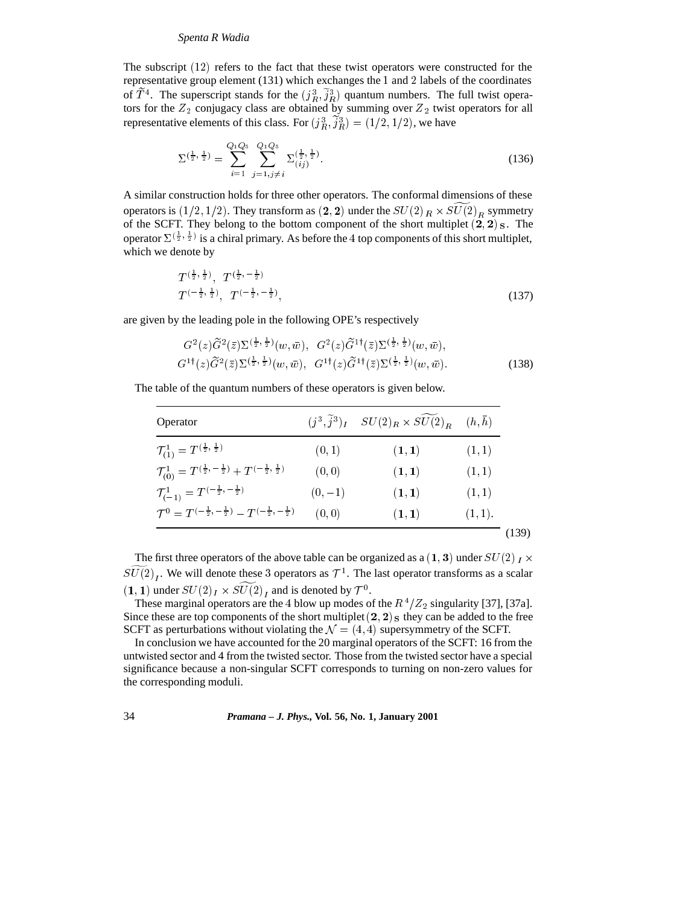The subscript $(12)$ refers to the fact that these twist operators were constructed for the representative group element (131) which exchanges the 1 and 2 labels of the coordinates of $\widetilde{T}^4$. The superscript stands for the $(j^3_R, \widetilde{j}^3_R)$ quantum numbers. The full twist operators for the $Z_2$ conjugacy class are obtained by summing over $Z_2$ twist operators for all representative elements of this class. For $(j^3_R, \widetilde{j}^3_R) = (1/2, 1/2)$, we have

$$\Sigma^{(\frac{1}{2},\frac{1}{2})} = \sum_{i=1}^{Q_1Q_5} \sum_{j=1, j\neq i}^{Q_1Q_5} \Sigma^{(\frac{1}{2},\frac{1}{2})}_{(ij)}. \tag{136}$$

A similar construction holds for three other operators. The conformal dimensions of these operators is $(1/2, 1/2)$. They transform as $(\mathbf{2}, \mathbf{2})$ under the $SU(2)_R \times \widetilde{SU(2)}_R$ symmetry of the SCFT. They belong to the bottom component of the short multiplet $(\mathbf{2}, \mathbf{2})_\mathbf{S}$. The operator $\Sigma^{(\frac{1}{2},\frac{1}{2})}$ is a chiral primary. As before the 4 top components of this short multiplet, which we denote by

$$\begin{aligned} &T^{(\frac{1}{2},\frac{1}{2})},\ T^{(\frac{1}{2},-\frac{1}{2})} \\ &T^{(-\frac{1}{2},\frac{1}{2})},\ T^{(-\frac{1}{2},-\frac{1}{2})}, \end{aligned} \tag{137}$$

are given by the leading pole in the following OPE's respectively

$$\begin{aligned} &G^2(z)\widetilde{G}^2(\bar{z})\Sigma^{(\frac{1}{2},\frac{1}{2})}(w,\bar{w}),\quad G^2(z)\widetilde{G}^{1\dagger}(\bar{z})\Sigma^{(\frac{1}{2},\frac{1}{2})}(w,\bar{w}), \\ &G^{1\dagger}(z)\widetilde{G}^2(\bar{z})\Sigma^{(\frac{1}{2},\frac{1}{2})}(w,\bar{w}),\quad G^{1\dagger}(z)\widetilde{G}^{1\dagger}(\bar{z})\Sigma^{(\frac{1}{2},\frac{1}{2})}(w,\bar{w}). \end{aligned} \tag{138}$$

The table of the quantum numbers of these operators is given below.

| Operator | $(j^3, \widetilde{j}^3)_I$ | $SU(2)_R \times \widetilde{SU(2)}_R$ | $(h, \bar{h})$ |
|---|---|---|---|
| $\mathcal{T}^1_{(1)} = T^{(\frac{1}{2},\frac{1}{2})}$ | $(0,1)$ | $(\mathbf{1},\mathbf{1})$ | $(1,1)$ |
| $\mathcal{T}^1_{(0)} = T^{(\frac{1}{2},-\frac{1}{2})} + T^{(-\frac{1}{2},\frac{1}{2})}$ | $(0,0)$ | $(\mathbf{1},\mathbf{1})$ | $(1,1)$ |
| $\mathcal{T}^1_{(-1)} = T^{(-\frac{1}{2},-\frac{1}{2})}$ | $(0,-1)$ | $(\mathbf{1},\mathbf{1})$ | $(1,1)$ |
| $\mathcal{T}^0 = T^{(-\frac{1}{2},-\frac{1}{2})} - T^{(-\frac{1}{2},-\frac{1}{2})}$ | $(0,0)$ | $(\mathbf{1},\mathbf{1})$ | $(1,1)$. |

(139)

The first three operators of the above table can be organized as a $(\mathbf{1}, \mathbf{3})$ under $SU(2)_I \times \widetilde{SU(2)}_I$. We will denote these 3 operators as $\mathcal{T}^1$. The last operator transforms as a scalar $(\mathbf{1}, \mathbf{1})$ under $SU(2)_I \times \widetilde{SU(2)}_I$ and is denoted by $\mathcal{T}^0$.

These marginal operators are the 4 blow up modes of the $R^4/Z_2$ singularity [37], [37a]. Since these are top components of the short multiplet $(\mathbf{2}, \mathbf{2})_\mathbf{S}$ they can be added to the free SCFT as perturbations without violating the $\mathcal{N} = (4, 4)$ supersymmetry of the SCFT.

In conclusion we have accounted for the 20 marginal operators of the SCFT: 16 from the untwisted sector and 4 from the twisted sector. Those from the twisted sector have a special significance because a non-singular SCFT corresponds to turning on non-zero values for the corresponding moduli.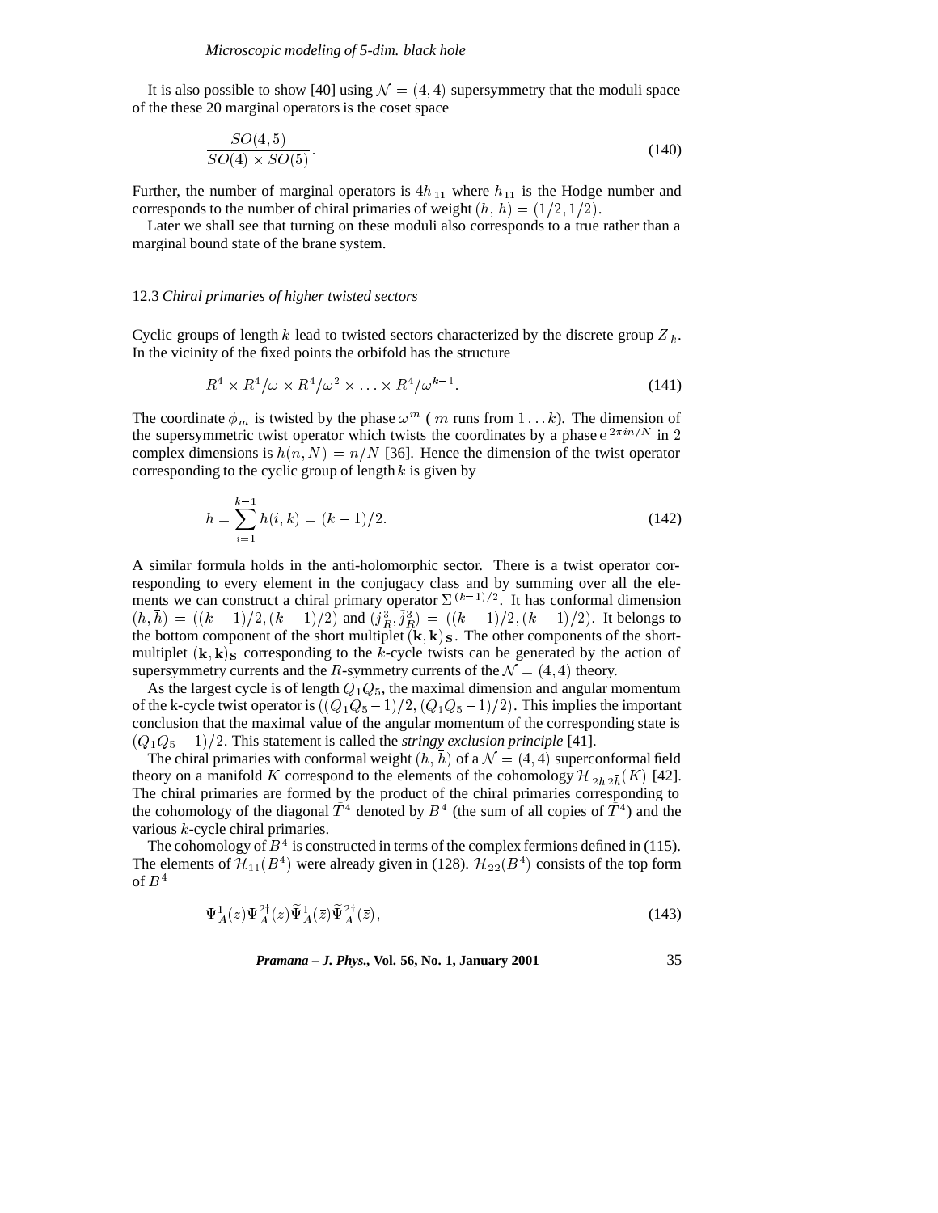It is also possible to show [40] using $\mathcal{N}=(4,4)$ supersymmetry that the moduli space of the these 20 marginal operators is the coset space

$$\frac{SO(4,5)}{SO(4)\times SO(5)}. \tag{140}$$

Further, the number of marginal operators is $4h_{11}$ where $h_{11}$ is the Hodge number and corresponds to the number of chiral primaries of weight $(h,\bar{h})=(1/2,1/2)$.

Later we shall see that turning on these moduli also corresponds to a true rather than a marginal bound state of the brane system.

### 12.3 *Chiral primaries of higher twisted sectors*

Cyclic groups of length $k$ lead to twisted sectors characterized by the discrete group $Z_k$. In the vicinity of the fixed points the orbifold has the structure

$$R^4\times R^4/\omega\times R^4/\omega^2\times\ldots\times R^4/\omega^{k-1}. \tag{141}$$

The coordinate $\phi_m$ is twisted by the phase $\omega^m$ ( $m$ runs from $1\ldots k$). The dimension of the supersymmetric twist operator which twists the coordinates by a phase $e^{2\pi in/N}$ in 2 complex dimensions is $h(n,N)=n/N$ [36]. Hence the dimension of the twist operator corresponding to the cyclic group of length $k$ is given by

$$h=\sum_{i=1}^{k-1}h(i,k)=(k-1)/2. \tag{142}$$

A similar formula holds in the anti-holomorphic sector. There is a twist operator corresponding to every element in the conjugacy class and by summing over all the elements we can construct a chiral primary operator $\Sigma^{(k-1)/2}$. It has conformal dimension $(h,\bar{h})=((k-1)/2,(k-1)/2)$ and $(j_R^3,\bar{j}_R^3)=((k-1)/2,(k-1)/2)$. It belongs to the bottom component of the short multiplet $(\mathbf{k},\mathbf{k})_{\mathbf{S}}$. The other components of the short-multiplet $(\mathbf{k},\mathbf{k})_{\mathbf{S}}$ corresponding to the $k$-cycle twists can be generated by the action of supersymmetry currents and the $R$-symmetry currents of the $\mathcal{N}=(4,4)$ theory.

As the largest cycle is of length $Q_1Q_5$, the maximal dimension and angular momentum of the k-cycle twist operator is $((Q_1Q_5-1)/2,(Q_1Q_5-1)/2)$. This implies the important conclusion that the maximal value of the angular momentum of the corresponding state is $(Q_1Q_5-1)/2$. This statement is called the *stringy exclusion principle* [41].

The chiral primaries with conformal weight $(h,\bar{h})$ of a $\mathcal{N}=(4,4)$ superconformal field theory on a manifold $K$ correspond to the elements of the cohomology $\mathcal{H}_{2h\,2\bar{h}}(K)$ [42]. The chiral primaries are formed by the product of the chiral primaries corresponding to the cohomology of the diagonal $T^4$ denoted by $B^4$ (the sum of all copies of $T^4$) and the various $k$-cycle chiral primaries.

The cohomology of $B^4$ is constructed in terms of the complex fermions defined in (115). The elements of $\mathcal{H}_{11}(B^4)$ were already given in (128). $\mathcal{H}_{22}(B^4)$ consists of the top form of $B^4$

$$\Psi_A^1(z)\Psi_A^{2\dagger}(z)\widetilde{\Psi}_A^1(\bar{z})\widetilde{\Psi}_A^{2\dagger}(\bar{z}), \tag{143}$$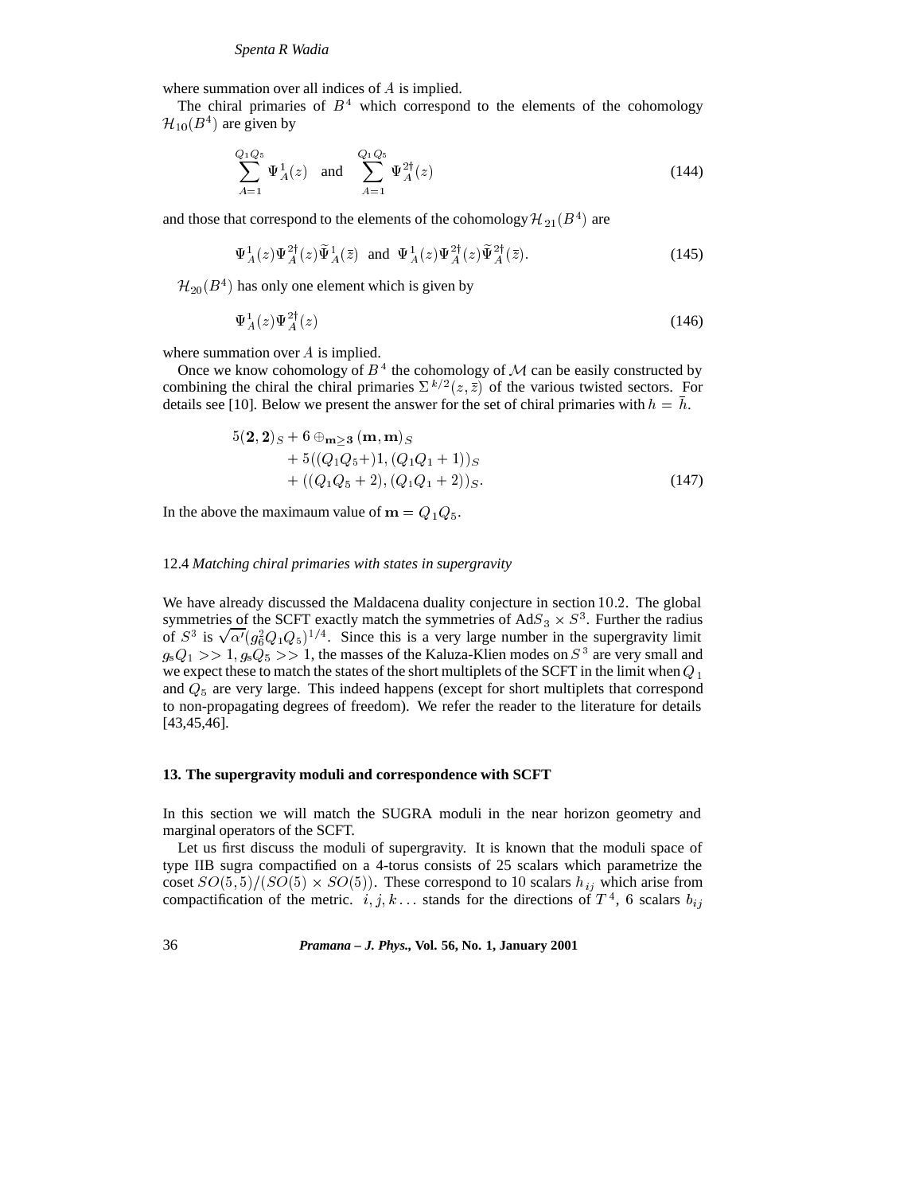where summation over all indices of $A$ is implied.

The chiral primaries of $B^4$ which correspond to the elements of the cohomology $\mathcal{H}_{10}(B^4)$ are given by

$$\sum_{A=1}^{Q_1 Q_5} \Psi^1_A(z) \quad \text{and} \quad \sum_{A=1}^{Q_1 Q_5} \Psi^{2\dagger}_A(z) \tag{144}$$

and those that correspond to the elements of the cohomology $\mathcal{H}_{21}(B^4)$ are

$$\Psi^1_A(z)\Psi^{2\dagger}_A(z)\widetilde{\Psi}^1_A(\bar{z}) \;\; \text{and} \;\; \Psi^1_A(z)\Psi^{2\dagger}_A(z)\widetilde{\Psi}^{2\dagger}_A(\bar{z}). \tag{145}$$

$\mathcal{H}_{20}(B^4)$ has only one element which is given by

$$\Psi^1_A(z)\Psi^{2\dagger}_A(z) \tag{146}$$

where summation over $A$ is implied.

Once we know cohomology of $B^4$ the cohomology of $\mathcal{M}$ can be easily constructed by combining the chiral the chiral primaries $\Sigma^{k/2}(z,\bar{z})$ of the various twisted sectors. For details see [10]. Below we present the answer for the set of chiral primaries with $h = \bar{h}$.

$$\begin{aligned} &5(\mathbf{2},\mathbf{2})_S + 6 \oplus_{\mathbf{m}\geq \mathbf{3}} (\mathbf{m},\mathbf{m})_S \\ &\quad + 5((Q_1Q_5+)1,(Q_1Q_1+1))_S \\ &\quad + ((Q_1Q_5+2),(Q_1Q_1+2))_S. \end{aligned} \tag{147}$$

In the above the maximaum value of $\mathbf{m} = Q_1 Q_5$.

### 12.4 *Matching chiral primaries with states in supergravity*

We have already discussed the Maldacena duality conjecture in section 10.2. The global symmetries of the SCFT exactly match the symmetries of Ad$S_3 \times S^3$. Further the radius of $S^3$ is $\sqrt{\alpha'}(g_6^2 Q_1 Q_5)^{1/4}$. Since this is a very large number in the supergravity limit $g_s Q_1 >> 1, g_s Q_5 >> 1$, the masses of the Kaluza-Klien modes on $S^3$ are very small and we expect these to match the states of the short multiplets of the SCFT in the limit when $Q_1$ and $Q_5$ are very large. This indeed happens (except for short multiplets that correspond to non-propagating degrees of freedom). We refer the reader to the literature for details [43,45,46].

## 13. The supergravity moduli and correspondence with SCFT

In this section we will match the SUGRA moduli in the near horizon geometry and marginal operators of the SCFT.

Let us first discuss the moduli of supergravity. It is known that the moduli space of type IIB sugra compactified on a 4-torus consists of 25 scalars which parametrize the coset $SO(5,5)/(SO(5)\times SO(5))$. These correspond to 10 scalars $h_{ij}$ which arise from compactification of the metric. $i,j,k\ldots$ stands for the directions of $T^4$, 6 scalars $b_{ij}$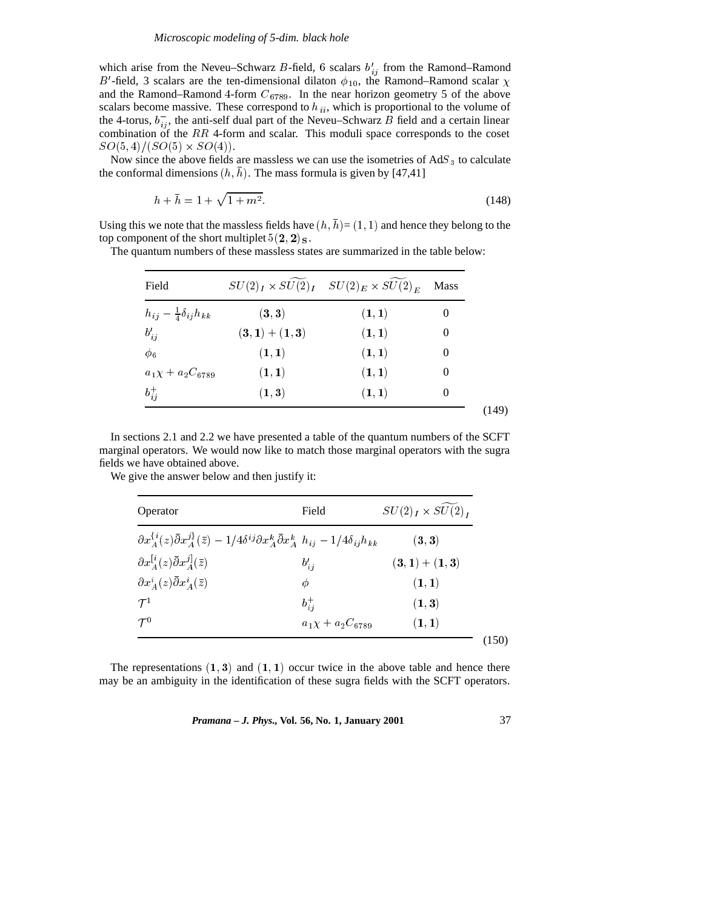which arise from the Neveu–Schwarz $B$-field, 6 scalars $b'_{ij}$ from the Ramond–Ramond $B'$-field, 3 scalars are the ten-dimensional dilaton $\phi_{10}$, the Ramond–Ramond scalar $\chi$ and the Ramond–Ramond 4-form $C_{6789}$. In the near horizon geometry 5 of the above scalars become massive. These correspond to $h_{ii}$, which is proportional to the volume of the 4-torus, $b^-_{ij}$, the anti-self dual part of the Neveu–Schwarz $B$ field and a certain linear combination of the $RR$ 4-form and scalar. This moduli space corresponds to the coset $SO(5,4)/(SO(5)\times SO(4))$.

Now since the above fields are massless we can use the isometries of Ad$S_3$ to calculate the conformal dimensions $(h,\bar{h})$. The mass formula is given by [47,41]

$$h+\bar{h}=1+\sqrt{1+m^2}. \tag{148}$$

Using this we note that the massless fields have $(h,\bar{h})=(1,1)$ and hence they belong to the top component of the short multiplet $5(\mathbf{2},\mathbf{2})_\mathbf{S}$.

The quantum numbers of these massless states are summarized in the table below:

| Field | $SU(2)_I\times\widetilde{SU(2)}_I$ | $SU(2)_E\times\widetilde{SU(2)}_E$ | Mass |
|---|---|---|---|
| $h_{ij}-\frac{1}{4}\delta_{ij}h_{kk}$ | $(\mathbf{3},\mathbf{3})$ | $(\mathbf{1},\mathbf{1})$ | 0 |
| $b'_{ij}$ | $(\mathbf{3},\mathbf{1})+(\mathbf{1},\mathbf{3})$ | $(\mathbf{1},\mathbf{1})$ | 0 |
| $\phi_6$ | $(\mathbf{1},\mathbf{1})$ | $(\mathbf{1},\mathbf{1})$ | 0 |
| $a_1\chi+a_2C_{6789}$ | $(\mathbf{1},\mathbf{1})$ | $(\mathbf{1},\mathbf{1})$ | 0 |
| $b^+_{ij}$ | $(\mathbf{1},\mathbf{3})$ | $(\mathbf{1},\mathbf{1})$ | 0 |

(149)

In sections 2.1 and 2.2 we have presented a table of the quantum numbers of the SCFT marginal operators. We would now like to match those marginal operators with the sugra fields we have obtained above.

We give the answer below and then justify it:

| Operator | Field | $SU(2)_I\times\widetilde{SU(2)}_I$ |
|---|---|---|
| $\partial x_A^{\{i}(z)\bar{\partial}x_A^{j\}}(\bar{z})-1/4\delta^{ij}\partial x_A^k\bar{\partial}x_A^k$ | $h_{ij}-1/4\delta_{ij}h_{kk}$ | $(\mathbf{3},\mathbf{3})$ |
| $\partial x_A^{[i}(z)\bar{\partial}x_A^{j]}(\bar{z})$ | $b'_{ij}$ | $(\mathbf{3},\mathbf{1})+(\mathbf{1},\mathbf{3})$ |
| $\partial x_A^i(z)\bar{\partial}x_A^i(\bar{z})$ | $\phi$ | $(\mathbf{1},\mathbf{1})$ |
| $\mathcal{T}^1$ | $b^+_{ij}$ | $(\mathbf{1},\mathbf{3})$ |
| $\mathcal{T}^0$ | $a_1\chi+a_2C_{6789}$ | $(\mathbf{1},\mathbf{1})$ |

(150)

The representations $(\mathbf{1},\mathbf{3})$ and $(\mathbf{1},\mathbf{1})$ occur twice in the above table and hence there may be an ambiguity in the identification of these sugra fields with the SCFT operators.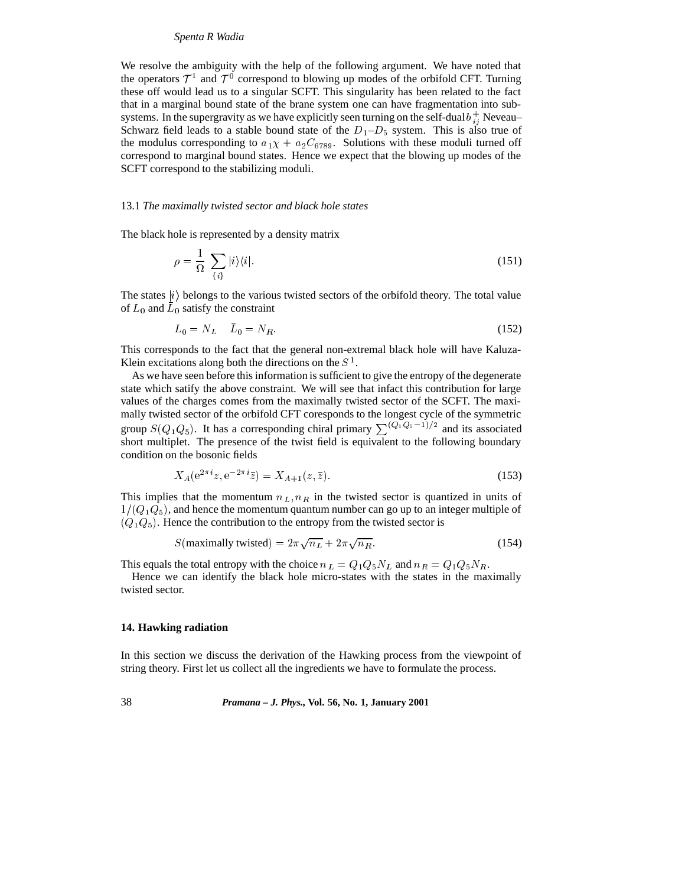We resolve the ambiguity with the help of the following argument. We have noted that the operators $\mathcal{T}^1$ and $\mathcal{T}^0$ correspond to blowing up modes of the orbifold CFT. Turning these off would lead us to a singular SCFT. This singularity has been related to the fact that in a marginal bound state of the brane system one can have fragmentation into subsystems. In the supergravity as we have explicitly seen turning on the self-dual $b^+_{ij}$ Neveau–Schwarz field leads to a stable bound state of the $D_1$–$D_5$ system. This is also true of the modulus corresponding to $a_1\chi + a_2 C_{6789}$. Solutions with these moduli turned off correspond to marginal bound states. Hence we expect that the blowing up modes of the SCFT correspond to the stabilizing moduli.

### 13.1 *The maximally twisted sector and black hole states*

The black hole is represented by a density matrix

$$\rho = \frac{1}{\Omega} \sum_{\{i\}} |i\rangle\langle i|. \tag{151}$$

The states $|i\rangle$ belongs to the various twisted sectors of the orbifold theory. The total value of $L_0$ and $\bar{L}_0$ satisfy the constraint

$$L_0 = N_L \quad \bar{L}_0 = N_R. \tag{152}$$

This corresponds to the fact that the general non-extremal black hole will have Kaluza-Klein excitations along both the directions on the $S^1$.

As we have seen before this information is sufficient to give the entropy of the degenerate state which satify the above constraint. We will see that infact this contribution for large values of the charges comes from the maximally twisted sector of the SCFT. The maximally twisted sector of the orbifold CFT coresponds to the longest cycle of the symmetric group $S(Q_1Q_5)$. It has a corresponding chiral primary $\sum^{(Q_1Q_5-1)/2}$ and its associated short multiplet. The presence of the twist field is equivalent to the following boundary condition on the bosonic fields

$$X_A(\mathrm{e}^{2\pi i}z, \mathrm{e}^{-2\pi i}\bar{z}) = X_{A+1}(z, \bar{z}). \tag{153}$$

This implies that the momentum $n_L, n_R$ in the twisted sector is quantized in units of $1/(Q_1Q_5)$, and hence the momentum quantum number can go up to an integer multiple of $(Q_1Q_5)$. Hence the contribution to the entropy from the twisted sector is

$$S(\text{maximally twisted}) = 2\pi\sqrt{n_L} + 2\pi\sqrt{n_R}. \tag{154}$$

This equals the total entropy with the choice $n_L = Q_1Q_5N_L$ and $n_R = Q_1Q_5N_R$.

Hence we can identify the black hole micro-states with the states in the maximally twisted sector.

## 14. Hawking radiation

In this section we discuss the derivation of the Hawking process from the viewpoint of string theory. First let us collect all the ingredients we have to formulate the process.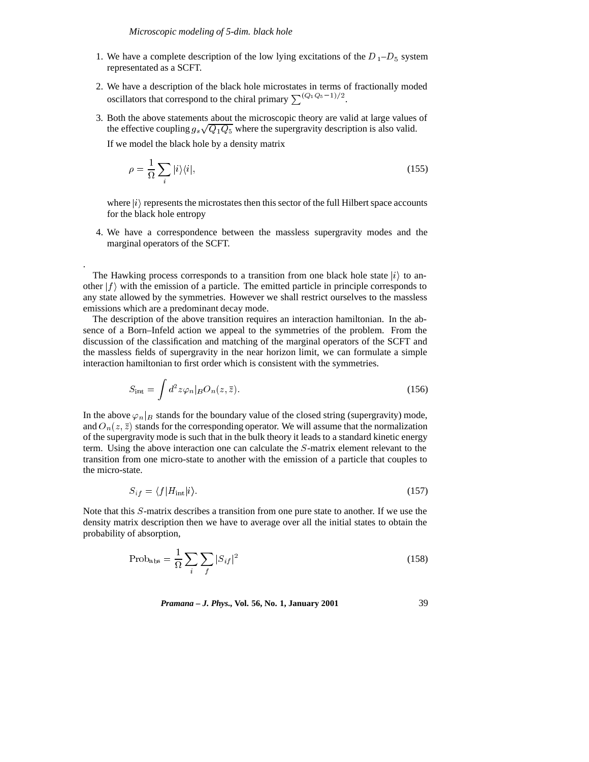1. We have a complete description of the low lying excitations of the $D_1$–$D_5$ system representated as a SCFT.
2. We have a description of the black hole microstates in terms of fractionally moded oscillators that correspond to the chiral primary $\sum^{(Q_1 Q_5 - 1)/2}$.
3. Both the above statements about the microscopic theory are valid at large values of the effective coupling $g_s\sqrt{Q_1 Q_5}$ where the supergravity description is also valid.

   If we model the black hole by a density matrix

$$\rho = \frac{1}{\Omega}\sum_i |i\rangle\langle i|, \tag{155}$$

   where $|i\rangle$ represents the microstates then this sector of the full Hilbert space accounts for the black hole entropy

4. We have a correspondence between the massless supergravity modes and the marginal operators of the SCFT.

.

The Hawking process corresponds to a transition from one black hole state $|i\rangle$ to another $|f\rangle$ with the emission of a particle. The emitted particle in principle corresponds to any state allowed by the symmetries. However we shall restrict ourselves to the massless emissions which are a predominant decay mode.

The description of the above transition requires an interaction hamiltonian. In the absence of a Born–Infeld action we appeal to the symmetries of the problem. From the discussion of the classification and matching of the marginal operators of the SCFT and the massless fields of supergravity in the near horizon limit, we can formulate a simple interaction hamiltonian to first order which is consistent with the symmetries.

$$S_{\rm int} = \int d^2 z \varphi_n|_B O_n(z, \bar{z}). \tag{156}$$

In the above $\varphi_n|_B$ stands for the boundary value of the closed string (supergravity) mode, and $O_n(z,\bar{z})$ stands for the corresponding operator. We will assume that the normalization of the supergravity mode is such that in the bulk theory it leads to a standard kinetic energy term. Using the above interaction one can calculate the $S$-matrix element relevant to the transition from one micro-state to another with the emission of a particle that couples to the micro-state.

$$S_{if} = \langle f|H_{\rm int}|i\rangle. \tag{157}$$

Note that this $S$-matrix describes a transition from one pure state to another. If we use the density matrix description then we have to average over all the initial states to obtain the probability of absorption,

$$\text{Prob}_{\rm abs} = \frac{1}{\Omega}\sum_i\sum_f |S_{if}|^2 \tag{158}$$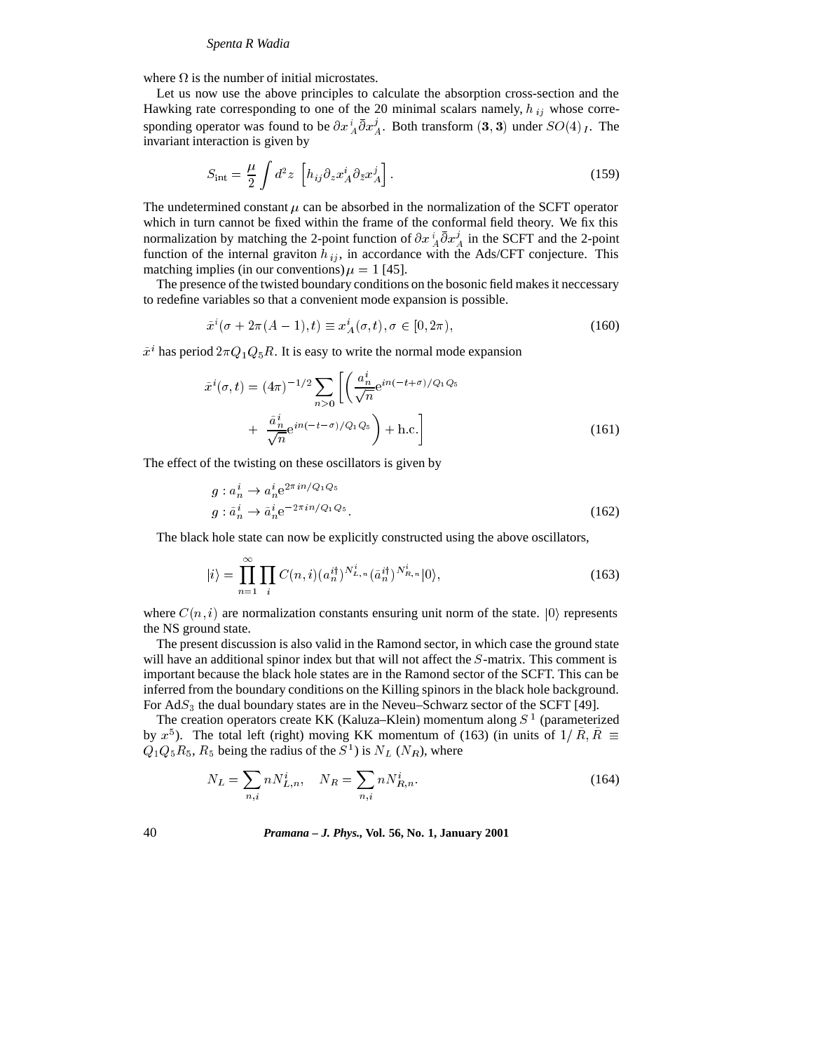where $\Omega$ is the number of initial microstates.

Let us now use the above principles to calculate the absorption cross-section and the Hawking rate corresponding to one of the 20 minimal scalars namely, $h_{ij}$ whose corresponding operator was found to be $\partial x^i_A \bar{\partial} x^j_A$. Both transform $(\mathbf{3}, \mathbf{3})$ under $SO(4)_I$. The invariant interaction is given by

$$S_{\rm int} = \frac{\mu}{2} \int d^2 z \; \left[ h_{ij} \partial_z x^i_A \partial_{\bar{z}} x^j_A \right]. \tag{159}$$

The undetermined constant $\mu$ can be absorbed in the normalization of the SCFT operator which in turn cannot be fixed within the frame of the conformal field theory. We fix this normalization by matching the 2-point function of $\partial x^i_A \bar{\partial} x^j_A$ in the SCFT and the 2-point function of the internal graviton $h_{ij}$, in accordance with the Ads/CFT conjecture. This matching implies (in our conventions) $\mu = 1$ [45].

The presence of the twisted boundary conditions on the bosonic field makes it neccessary to redefine variables so that a convenient mode expansion is possible.

$$\bar{x}^i (\sigma + 2\pi (A-1), t) \equiv x^i_A (\sigma, t), \sigma \in [0, 2\pi), \tag{160}$$

$\bar{x}^i$ has period $2\pi Q_1 Q_5 R$. It is easy to write the normal mode expansion

$$\begin{aligned} \bar{x}^i(\sigma, t) = (4\pi)^{-1/2} \sum_{n>0} \Bigg[ \Bigg( & \frac{a^i_n}{\sqrt{n}} \mathrm{e}^{in(-t+\sigma)/Q_1 Q_5} \\ & + \; \frac{\bar{a}^i_n}{\sqrt{n}} \mathrm{e}^{in(-t-\sigma)/Q_1 Q_5} \Bigg) + \text{h.c.} \Bigg] \end{aligned} \tag{161}$$

The effect of the twisting on these oscillators is given by

$$\begin{aligned} g &: a^i_n \to a^i_n \mathrm{e}^{2\pi i n/Q_1 Q_5} \\ g &: \bar{a}^i_n \to \bar{a}^i_n \mathrm{e}^{-2\pi i n/Q_1 Q_5}. \end{aligned} \tag{162}$$

The black hole state can now be explicitly constructed using the above oscillators,

$$|i\rangle = \prod_{n=1}^{\infty} \prod_i C(n,i) (a^{i\dagger}_n)^{N^i_{L,n}} (\bar{a}^{i\dagger}_n)^{N^i_{R,n}} |0\rangle, \tag{163}$$

where $C(n,i)$ are normalization constants ensuring unit norm of the state. $|0\rangle$ represents the NS ground state.

The present discussion is also valid in the Ramond sector, in which case the ground state will have an additional spinor index but that will not affect the $S$-matrix. This comment is important because the black hole states are in the Ramond sector of the SCFT. This can be inferred from the boundary conditions on the Killing spinors in the black hole background. For Ad$S_3$ the dual boundary states are in the Neveu–Schwarz sector of the SCFT [49].

The creation operators create KK (Kaluza–Klein) momentum along $S^1$ (parameterized by $x^5$). The total left (right) moving KK momentum of (163) (in units of $1/\bar{R}, \bar{R} \equiv Q_1 Q_5 R_5$, $R_5$ being the radius of the $S^1$) is $N_L$ ($N_R$), where

$$N_L = \sum_{n,i} n N^i_{L,n}, \quad N_R = \sum_{n,i} n N^i_{R,n}. \tag{164}$$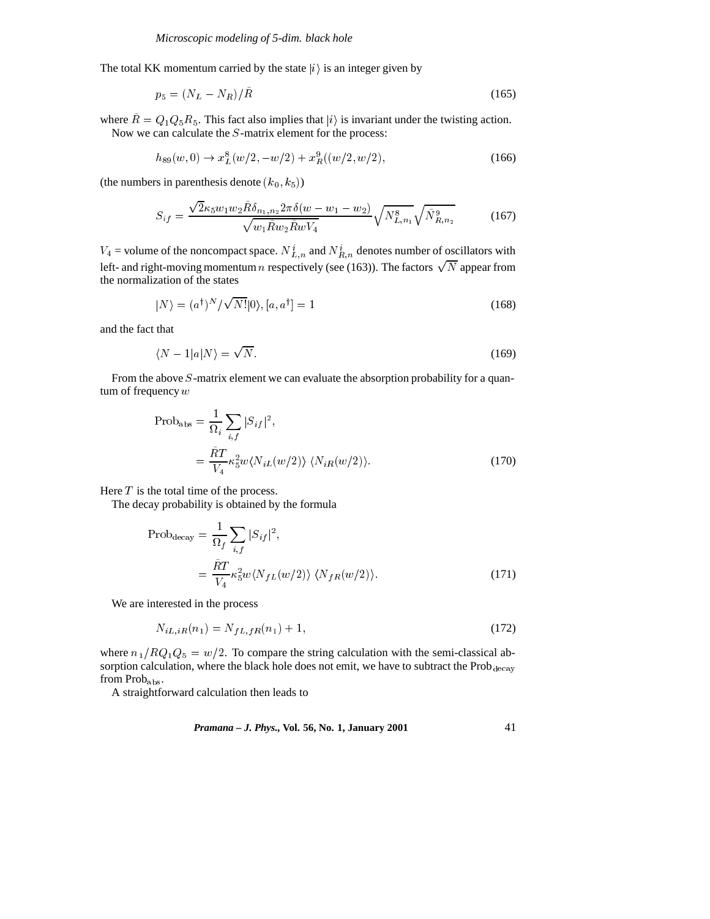The total KK momentum carried by the state $|i\rangle$ is an integer given by

$$p_5 = (N_L - N_R)/\bar{R} \tag{165}$$

where $\bar{R} = Q_1 Q_5 R_5$. This fact also implies that $|i\rangle$ is invariant under the twisting action.

Now we can calculate the $S$-matrix element for the process:

$$h_{89}(w, 0) \to x_L^8(w/2, -w/2) + x_R^9((w/2, w/2), \tag{166}$$

(the numbers in parenthesis denote $(k_0, k_5)$)

$$S_{if} = \frac{\sqrt{2}\kappa_5 w_1 w_2 \bar{R} \delta_{n_1,n_2} 2\pi\delta(w - w_1 - w_2)}{\sqrt{w_1 \bar{R} w_2 \bar{R} w V_4}} \sqrt{N_{L,n_1}^8} \sqrt{\bar{N}_{R,n_2}^9} \tag{167}$$

$V_4$ = volume of the noncompact space. $N_{L,n}^i$ and $N_{R,n}^i$ denotes number of oscillators with left- and right-moving momentum $n$ respectively (see (163)). The factors $\sqrt{N}$ appear from the normalization of the states

$$|N\rangle = (a^\dagger)^N/\sqrt{N!}|0\rangle, [a, a^\dagger] = 1 \tag{168}$$

and the fact that

$$\langle N-1|a|N\rangle = \sqrt{N}. \tag{169}$$

From the above $S$-matrix element we can evaluate the absorption probability for a quantum of frequency $w$

$$\begin{aligned}
\mathrm{Prob}_{\mathrm{abs}} &= \frac{1}{\Omega_i} \sum_{i,f} |S_{if}|^2, \\
&= \frac{\bar{R}T}{V_4} \kappa_5^2 w \langle N_{iL}(w/2)\rangle \, \langle N_{iR}(w/2)\rangle.
\end{aligned} \tag{170}$$

Here $T$ is the total time of the process.

The decay probability is obtained by the formula

$$\begin{aligned}
\mathrm{Prob}_{\mathrm{decay}} &= \frac{1}{\Omega_f} \sum_{i,f} |S_{if}|^2, \\
&= \frac{\bar{R}T}{V_4} \kappa_5^2 w \langle N_{fL}(w/2)\rangle \, \langle N_{fR}(w/2)\rangle.
\end{aligned} \tag{171}$$

We are interested in the process

$$N_{iL,iR}(n_1) = N_{fL,fR}(n_1) + 1, \tag{172}$$

where $n_1/RQ_1Q_5 = w/2$. To compare the string calculation with the semi-classical absorption calculation, where the black hole does not emit, we have to subtract the $\mathrm{Prob}_{\mathrm{decay}}$ from $\mathrm{Prob}_{\mathrm{abs}}$.

A straightforward calculation then leads to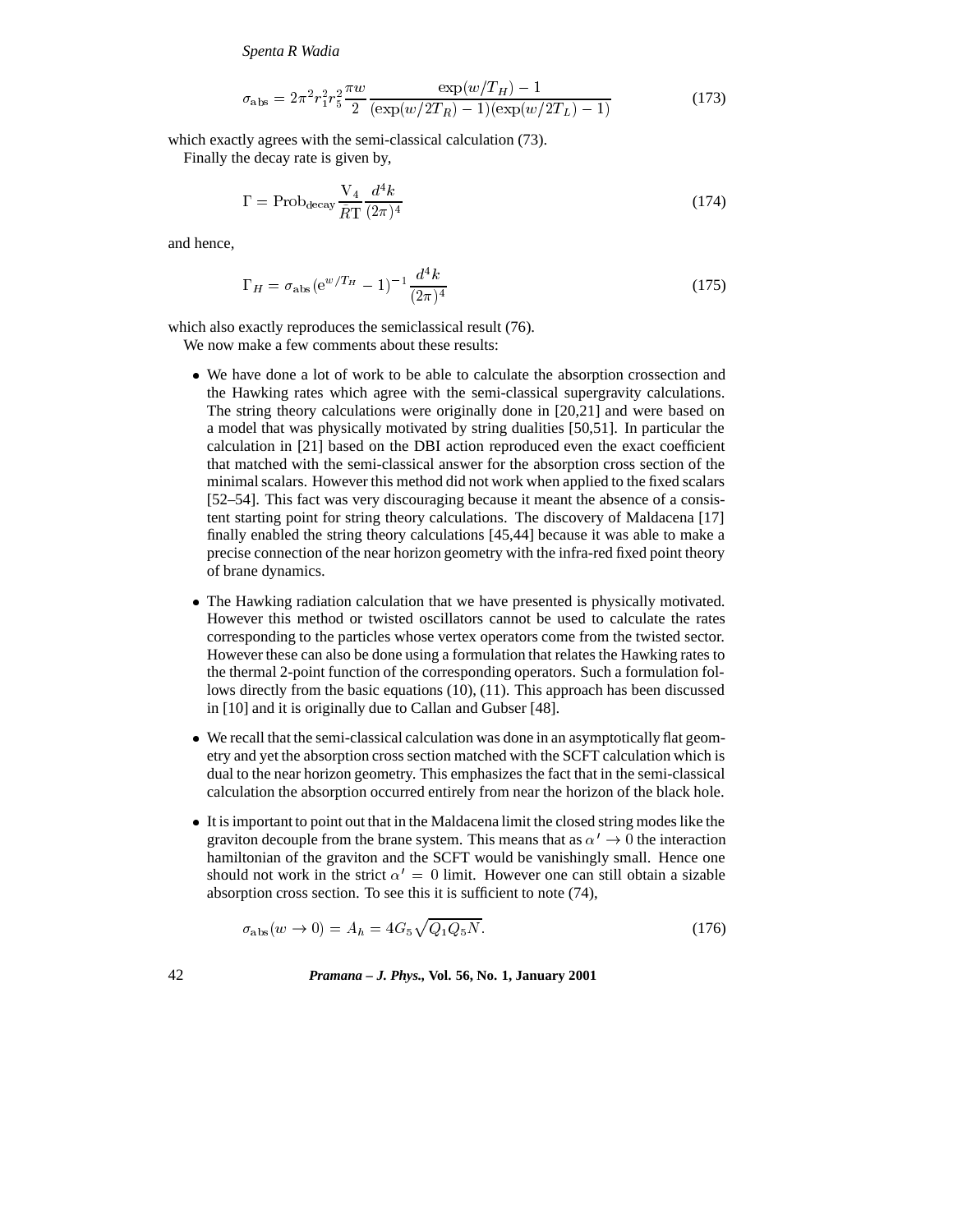$$\sigma_{\rm abs} = 2\pi^2 r_1^2 r_5^2 \frac{\pi w}{2} \frac{\exp(w/T_H) - 1}{(\exp(w/2T_R) - 1)(\exp(w/2T_L) - 1)} \tag{173}$$

which exactly agrees with the semi-classical calculation (73).

Finally the decay rate is given by,

$$\Gamma = \mathrm{Prob}_{\rm decay} \frac{\mathrm{V}_4}{R\mathrm{T}} \frac{d^4k}{(2\pi)^4} \tag{174}$$

and hence,

$$\Gamma_H = \sigma_{\rm abs} (\mathrm{e}^{w/T_H} - 1)^{-1} \frac{d^4k}{(2\pi)^4} \tag{175}$$

which also exactly reproduces the semiclassical result (76).

We now make a few comments about these results:

- We have done a lot of work to be able to calculate the absorption crossection and the Hawking rates which agree with the semi-classical supergravity calculations. The string theory calculations were originally done in [20,21] and were based on a model that was physically motivated by string dualities [50,51]. In particular the calculation in [21] based on the DBI action reproduced even the exact coefficient that matched with the semi-classical answer for the absorption cross section of the minimal scalars. However this method did not work when applied to the fixed scalars [52–54]. This fact was very discouraging because it meant the absence of a consistent starting point for string theory calculations. The discovery of Maldacena [17] finally enabled the string theory calculations [45,44] because it was able to make a precise connection of the near horizon geometry with the infra-red fixed point theory of brane dynamics.

- The Hawking radiation calculation that we have presented is physically motivated. However this method or twisted oscillators cannot be used to calculate the rates corresponding to the particles whose vertex operators come from the twisted sector. However these can also be done using a formulation that relates the Hawking rates to the thermal 2-point function of the corresponding operators. Such a formulation follows directly from the basic equations (10), (11). This approach has been discussed in [10] and it is originally due to Callan and Gubser [48].

- We recall that the semi-classical calculation was done in an asymptotically flat geometry and yet the absorption cross section matched with the SCFT calculation which is dual to the near horizon geometry. This emphasizes the fact that in the semi-classical calculation the absorption occurred entirely from near the horizon of the black hole.

- It is important to point out that in the Maldacena limit the closed string modes like the graviton decouple from the brane system. This means that as $\alpha' \to 0$ the interaction hamiltonian of the graviton and the SCFT would be vanishingly small. Hence one should not work in the strict $\alpha' = 0$ limit. However one can still obtain a sizable absorption cross section. To see this it is sufficient to note (74),

$$\sigma_{\rm abs}(w \to 0) = A_h = 4G_5\sqrt{Q_1 Q_5 N}. \tag{176}$$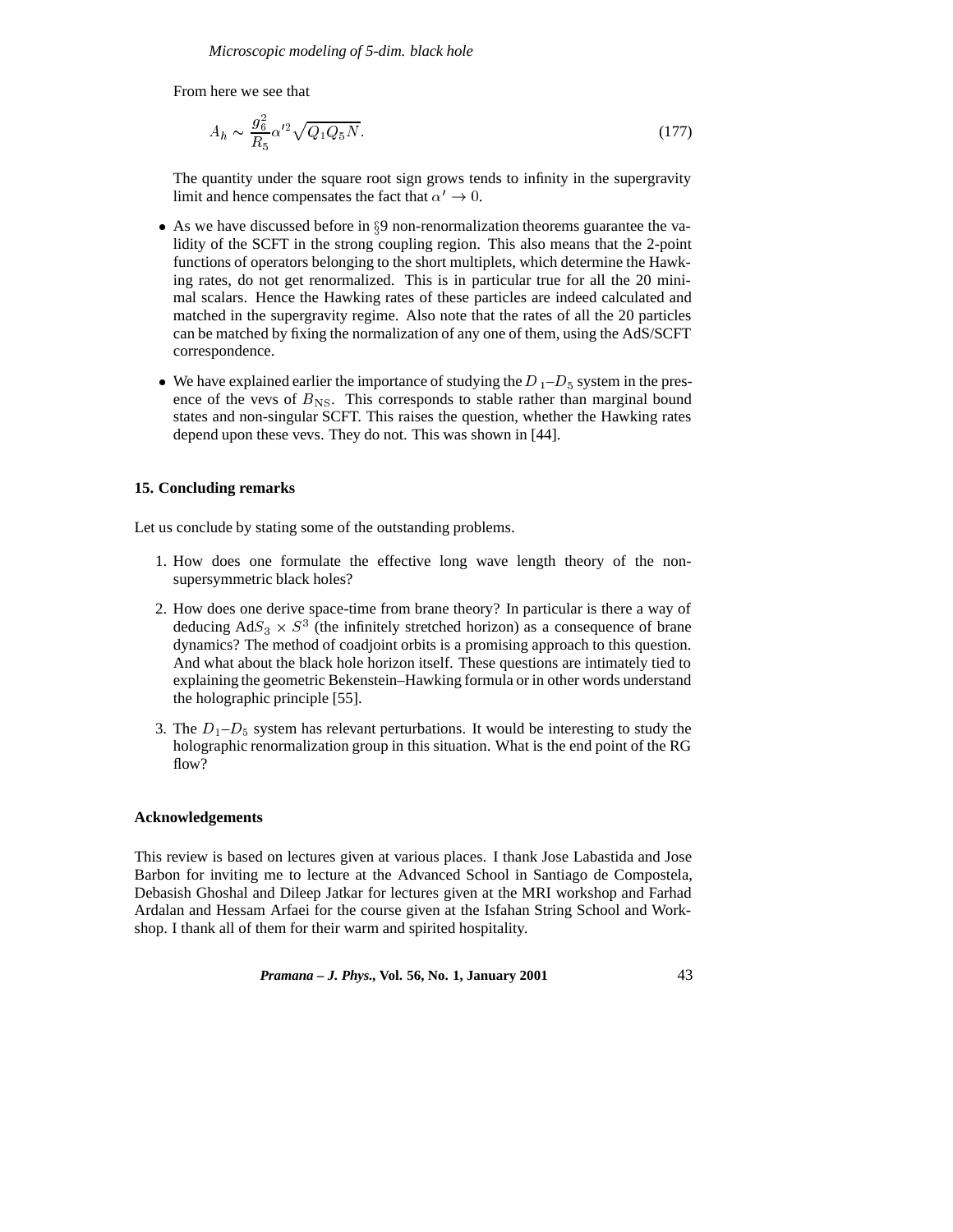From here we see that

$$A_h \sim \frac{g_6^2}{R_5} \alpha'^2 \sqrt{Q_1 Q_5 N}. \tag{177}$$

The quantity under the square root sign grows tends to infinity in the supergravity limit and hence compensates the fact that $\alpha' \to 0$.

- As we have discussed before in §9 non-renormalization theorems guarantee the validity of the SCFT in the strong coupling region. This also means that the 2-point functions of operators belonging to the short multiplets, which determine the Hawking rates, do not get renormalized. This is in particular true for all the 20 minimal scalars. Hence the Hawking rates of these particles are indeed calculated and matched in the supergravity regime. Also note that the rates of all the 20 particles can be matched by fixing the normalization of any one of them, using the AdS/SCFT correspondence.
- We have explained earlier the importance of studying the $D_1$–$D_5$ system in the presence of the vevs of $B_{\rm NS}$. This corresponds to stable rather than marginal bound states and non-singular SCFT. This raises the question, whether the Hawking rates depend upon these vevs. They do not. This was shown in [44].

### 15. Concluding remarks

Let us conclude by stating some of the outstanding problems.

1. How does one formulate the effective long wave length theory of the non-supersymmetric black holes?
2. How does one derive space-time from brane theory? In particular is there a way of deducing Ad$S_3 \times S^3$ (the infinitely stretched horizon) as a consequence of brane dynamics? The method of coadjoint orbits is a promising approach to this question. And what about the black hole horizon itself. These questions are intimately tied to explaining the geometric Bekenstein–Hawking formula or in other words understand the holographic principle [55].
3. The $D_1$–$D_5$ system has relevant perturbations. It would be interesting to study the holographic renormalization group in this situation. What is the end point of the RG flow?

### Acknowledgements

This review is based on lectures given at various places. I thank Jose Labastida and Jose Barbon for inviting me to lecture at the Advanced School in Santiago de Compostela, Debasish Ghoshal and Dileep Jatkar for lectures given at the MRI workshop and Farhad Ardalan and Hessam Arfaei for the course given at the Isfahan String School and Workshop. I thank all of them for their warm and spirited hospitality.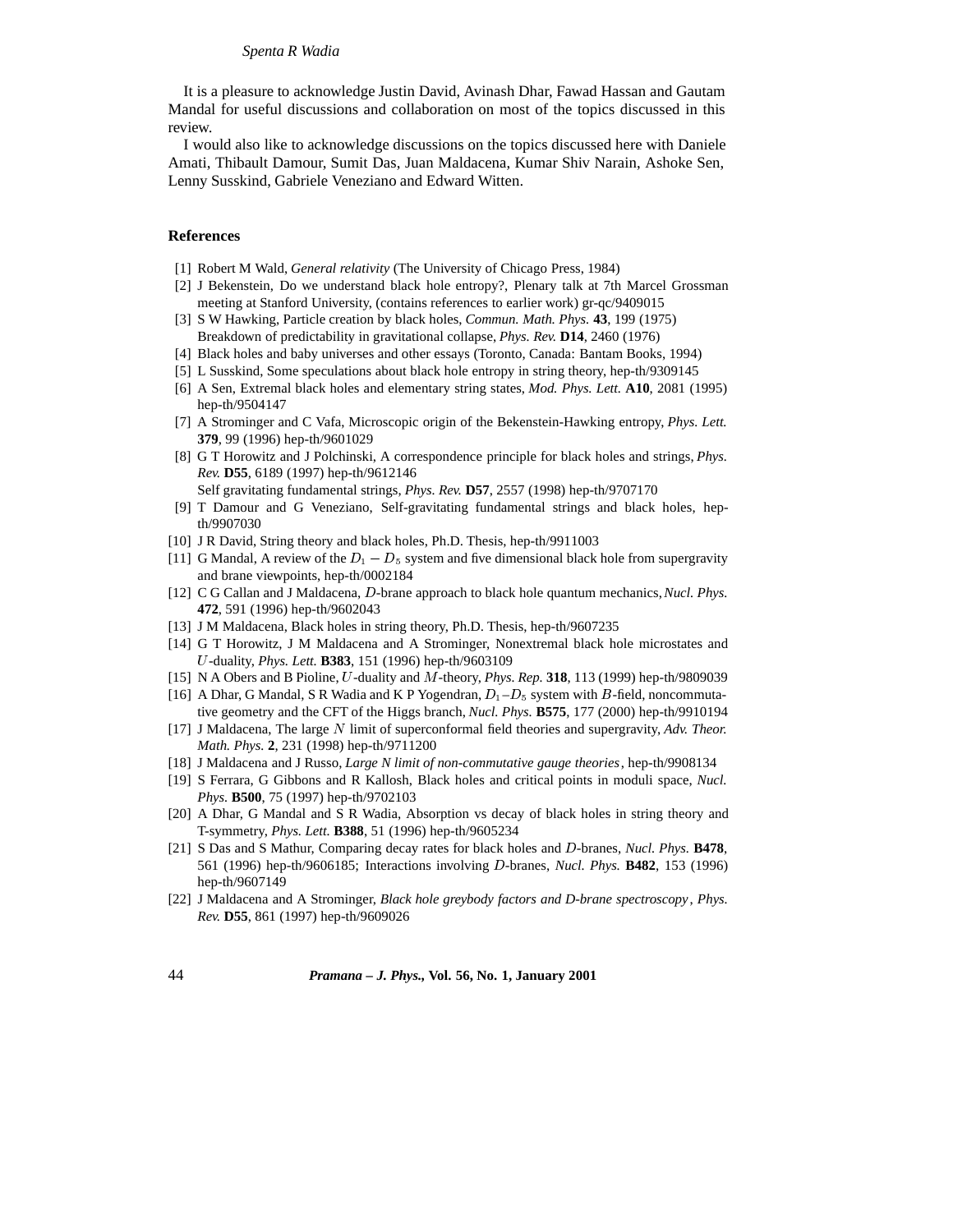It is a pleasure to acknowledge Justin David, Avinash Dhar, Fawad Hassan and Gautam Mandal for useful discussions and collaboration on most of the topics discussed in this review.

I would also like to acknowledge discussions on the topics discussed here with Daniele Amati, Thibault Damour, Sumit Das, Juan Maldacena, Kumar Shiv Narain, Ashoke Sen, Lenny Susskind, Gabriele Veneziano and Edward Witten.

## References

[1] Robert M Wald, *General relativity* (The University of Chicago Press, 1984)

[2] J Bekenstein, Do we understand black hole entropy?, Plenary talk at 7th Marcel Grossman meeting at Stanford University, (contains references to earlier work) gr-qc/9409015

[3] S W Hawking, Particle creation by black holes, *Commun. Math. Phys.* **43**, 199 (1975)
Breakdown of predictability in gravitational collapse, *Phys. Rev.* **D14**, 2460 (1976)

[4] Black holes and baby universes and other essays (Toronto, Canada: Bantam Books, 1994)

[5] L Susskind, Some speculations about black hole entropy in string theory, hep-th/9309145

[6] A Sen, Extremal black holes and elementary string states, *Mod. Phys. Lett.* **A10**, 2081 (1995) hep-th/9504147

[7] A Strominger and C Vafa, Microscopic origin of the Bekenstein-Hawking entropy, *Phys. Lett.* **379**, 99 (1996) hep-th/9601029

[8] G T Horowitz and J Polchinski, A correspondence principle for black holes and strings, *Phys. Rev.* **D55**, 6189 (1997) hep-th/9612146
Self gravitating fundamental strings, *Phys. Rev.* **D57**, 2557 (1998) hep-th/9707170

[9] T Damour and G Veneziano, Self-gravitating fundamental strings and black holes, hep-th/9907030

[10] J R David, String theory and black holes, Ph.D. Thesis, hep-th/9911003

[11] G Mandal, A review of the $D_1 - D_5$ system and five dimensional black hole from supergravity and brane viewpoints, hep-th/0002184

[12] C G Callan and J Maldacena, $D$-brane approach to black hole quantum mechanics, *Nucl. Phys.* **472**, 591 (1996) hep-th/9602043

[13] J M Maldacena, Black holes in string theory, Ph.D. Thesis, hep-th/9607235

[14] G T Horowitz, J M Maldacena and A Strominger, Nonextremal black hole microstates and $U$-duality, *Phys. Lett.* **B383**, 151 (1996) hep-th/9603109

[15] N A Obers and B Pioline, $U$-duality and $M$-theory, *Phys. Rep.* **318**, 113 (1999) hep-th/9809039

[16] A Dhar, G Mandal, S R Wadia and K P Yogendran, $D_1$–$D_5$ system with $B$-field, noncommutative geometry and the CFT of the Higgs branch, *Nucl. Phys.* **B575**, 177 (2000) hep-th/9910194

[17] J Maldacena, The large $N$ limit of superconformal field theories and supergravity, *Adv. Theor. Math. Phys.* **2**, 231 (1998) hep-th/9711200

[18] J Maldacena and J Russo, *Large N limit of non-commutative gauge theories*, hep-th/9908134

[19] S Ferrara, G Gibbons and R Kallosh, Black holes and critical points in moduli space, *Nucl. Phys.* **B500**, 75 (1997) hep-th/9702103

[20] A Dhar, G Mandal and S R Wadia, Absorption vs decay of black holes in string theory and T-symmetry, *Phys. Lett.* **B388**, 51 (1996) hep-th/9605234

[21] S Das and S Mathur, Comparing decay rates for black holes and $D$-branes, *Nucl. Phys.* **B478**, 561 (1996) hep-th/9606185; Interactions involving $D$-branes, *Nucl. Phys.* **B482**, 153 (1996) hep-th/9607149

[22] J Maldacena and A Strominger, *Black hole greybody factors and D-brane spectroscopy*, *Phys. Rev.* **D55**, 861 (1997) hep-th/9609026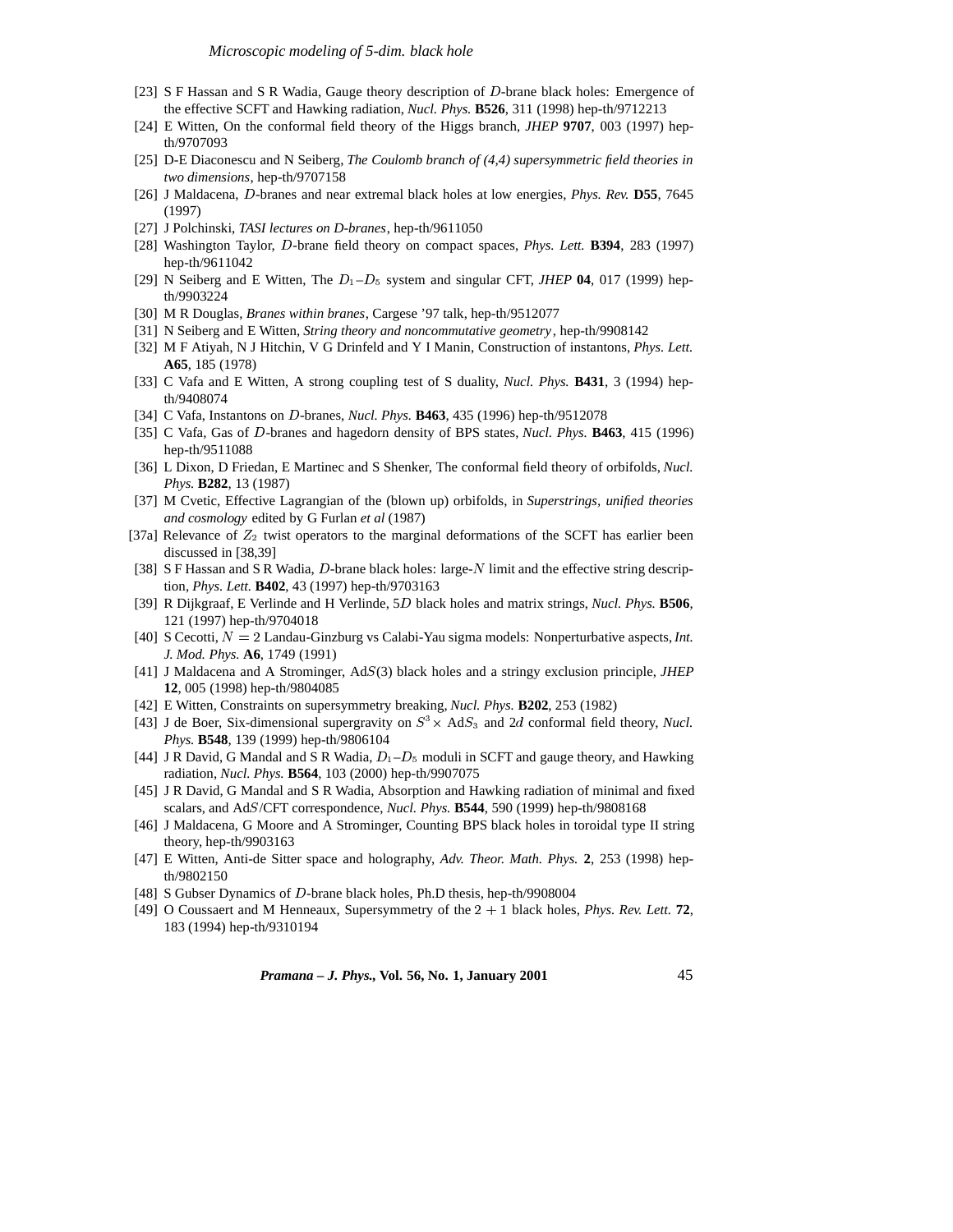[23] S F Hassan and S R Wadia, Gauge theory description of $D$-brane black holes: Emergence of the effective SCFT and Hawking radiation, *Nucl. Phys.* **B526**, 311 (1998) hep-th/9712213

[24] E Witten, On the conformal field theory of the Higgs branch, *JHEP* **9707**, 003 (1997) hep-th/9707093

[25] D-E Diaconescu and N Seiberg, *The Coulomb branch of (4,4) supersymmetric field theories in two dimensions*, hep-th/9707158

[26] J Maldacena, $D$-branes and near extremal black holes at low energies, *Phys. Rev.* **D55**, 7645 (1997)

[27] J Polchinski, *TASI lectures on D-branes*, hep-th/9611050

[28] Washington Taylor, $D$-brane field theory on compact spaces, *Phys. Lett.* **B394**, 283 (1997) hep-th/9611042

[29] N Seiberg and E Witten, The $D_1$–$D_5$ system and singular CFT, *JHEP* **04**, 017 (1999) hep-th/9903224

[30] M R Douglas, *Branes within branes*, Cargese '97 talk, hep-th/9512077

[31] N Seiberg and E Witten, *String theory and noncommutative geometry*, hep-th/9908142

[32] M F Atiyah, N J Hitchin, V G Drinfeld and Y I Manin, Construction of instantons, *Phys. Lett.* **A65**, 185 (1978)

[33] C Vafa and E Witten, A strong coupling test of S duality, *Nucl. Phys.* **B431**, 3 (1994) hep-th/9408074

[34] C Vafa, Instantons on $D$-branes, *Nucl. Phys.* **B463**, 435 (1996) hep-th/9512078

[35] C Vafa, Gas of $D$-branes and hagedorn density of BPS states, *Nucl. Phys.* **B463**, 415 (1996) hep-th/9511088

[36] L Dixon, D Friedan, E Martinec and S Shenker, The conformal field theory of orbifolds, *Nucl. Phys.* **B282**, 13 (1987)

[37] M Cvetic, Effective Lagrangian of the (blown up) orbifolds, in *Superstrings, unified theories and cosmology* edited by G Furlan *et al* (1987)

[37a] Relevance of $Z_2$ twist operators to the marginal deformations of the SCFT has earlier been discussed in [38,39]

[38] S F Hassan and S R Wadia, $D$-brane black holes: large-$N$ limit and the effective string description, *Phys. Lett.* **B402**, 43 (1997) hep-th/9703163

[39] R Dijkgraaf, E Verlinde and H Verlinde, 5$D$ black holes and matrix strings, *Nucl. Phys.* **B506**, 121 (1997) hep-th/9704018

[40] S Cecotti, $N = 2$ Landau-Ginzburg vs Calabi-Yau sigma models: Nonperturbative aspects, *Int. J. Mod. Phys.* **A6**, 1749 (1991)

[41] J Maldacena and A Strominger, Ad$S$(3) black holes and a stringy exclusion principle, *JHEP* **12**, 005 (1998) hep-th/9804085

[42] E Witten, Constraints on supersymmetry breaking, *Nucl. Phys.* **B202**, 253 (1982)

[43] J de Boer, Six-dimensional supergravity on $S^3 \times$ Ad$S_3$ and 2$d$ conformal field theory, *Nucl. Phys.* **B548**, 139 (1999) hep-th/9806104

[44] J R David, G Mandal and S R Wadia, $D_1$–$D_5$ moduli in SCFT and gauge theory, and Hawking radiation, *Nucl. Phys.* **B564**, 103 (2000) hep-th/9907075

[45] J R David, G Mandal and S R Wadia, Absorption and Hawking radiation of minimal and fixed scalars, and Ad$S$/CFT correspondence, *Nucl. Phys.* **B544**, 590 (1999) hep-th/9808168

[46] J Maldacena, G Moore and A Strominger, Counting BPS black holes in toroidal type II string theory, hep-th/9903163

[47] E Witten, Anti-de Sitter space and holography, *Adv. Theor. Math. Phys.* **2**, 253 (1998) hep-th/9802150

[48] S Gubser Dynamics of $D$-brane black holes, Ph.D thesis, hep-th/9908004

[49] O Coussaert and M Henneaux, Supersymmetry of the $2 + 1$ black holes, *Phys. Rev. Lett.* **72**, 183 (1994) hep-th/9310194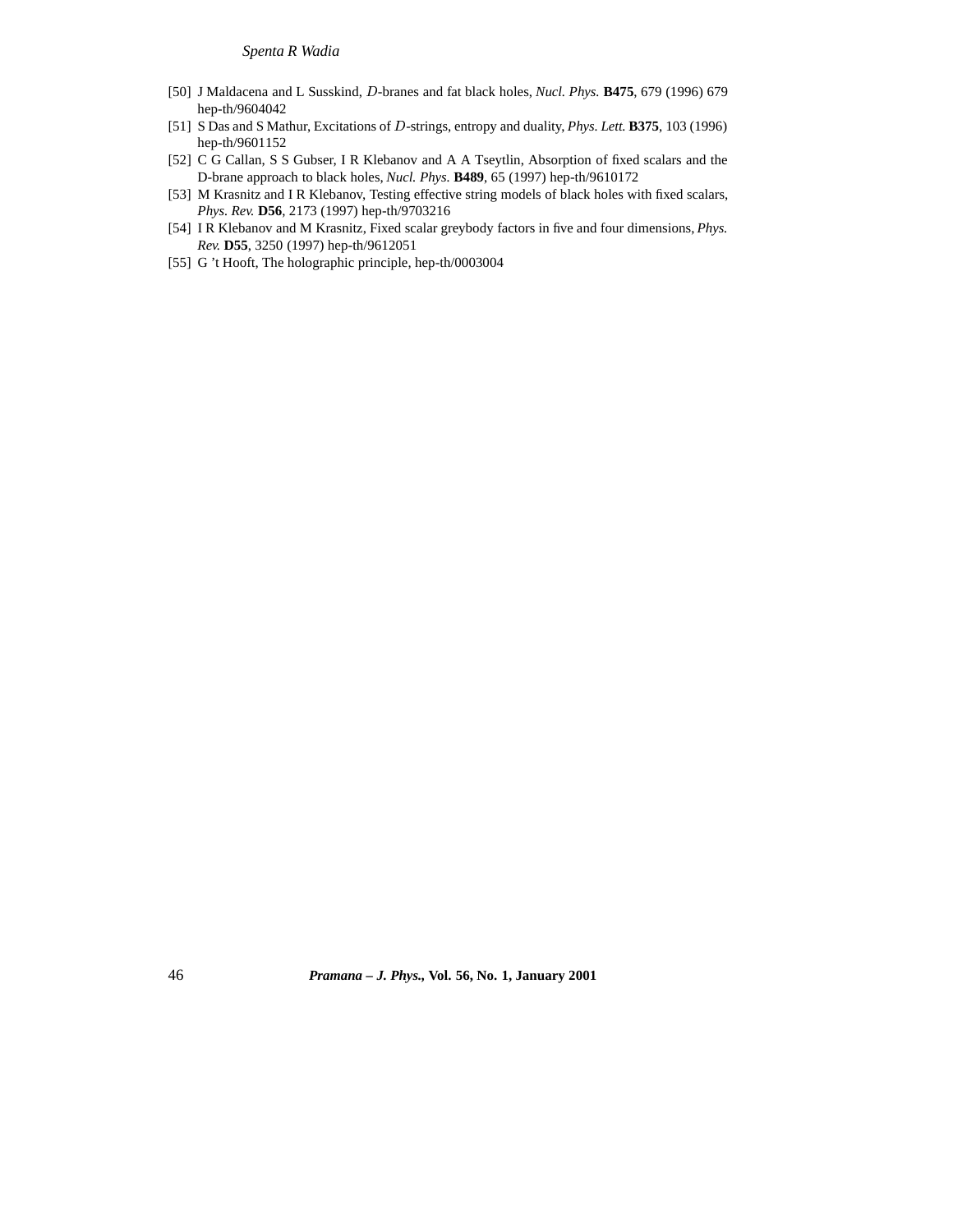[50] J Maldacena and L Susskind, $D$-branes and fat black holes, *Nucl. Phys.* **B475**, 679 (1996) 679 hep-th/9604042

[51] S Das and S Mathur, Excitations of $D$-strings, entropy and duality, *Phys. Lett.* **B375**, 103 (1996) hep-th/9601152

[52] C G Callan, S S Gubser, I R Klebanov and A A Tseytlin, Absorption of fixed scalars and the D-brane approach to black holes, *Nucl. Phys.* **B489**, 65 (1997) hep-th/9610172

[53] M Krasnitz and I R Klebanov, Testing effective string models of black holes with fixed scalars, *Phys. Rev.* **D56**, 2173 (1997) hep-th/9703216

[54] I R Klebanov and M Krasnitz, Fixed scalar greybody factors in five and four dimensions, *Phys. Rev.* **D55**, 3250 (1997) hep-th/9612051

[55] G 't Hooft, The holographic principle, hep-th/0003004